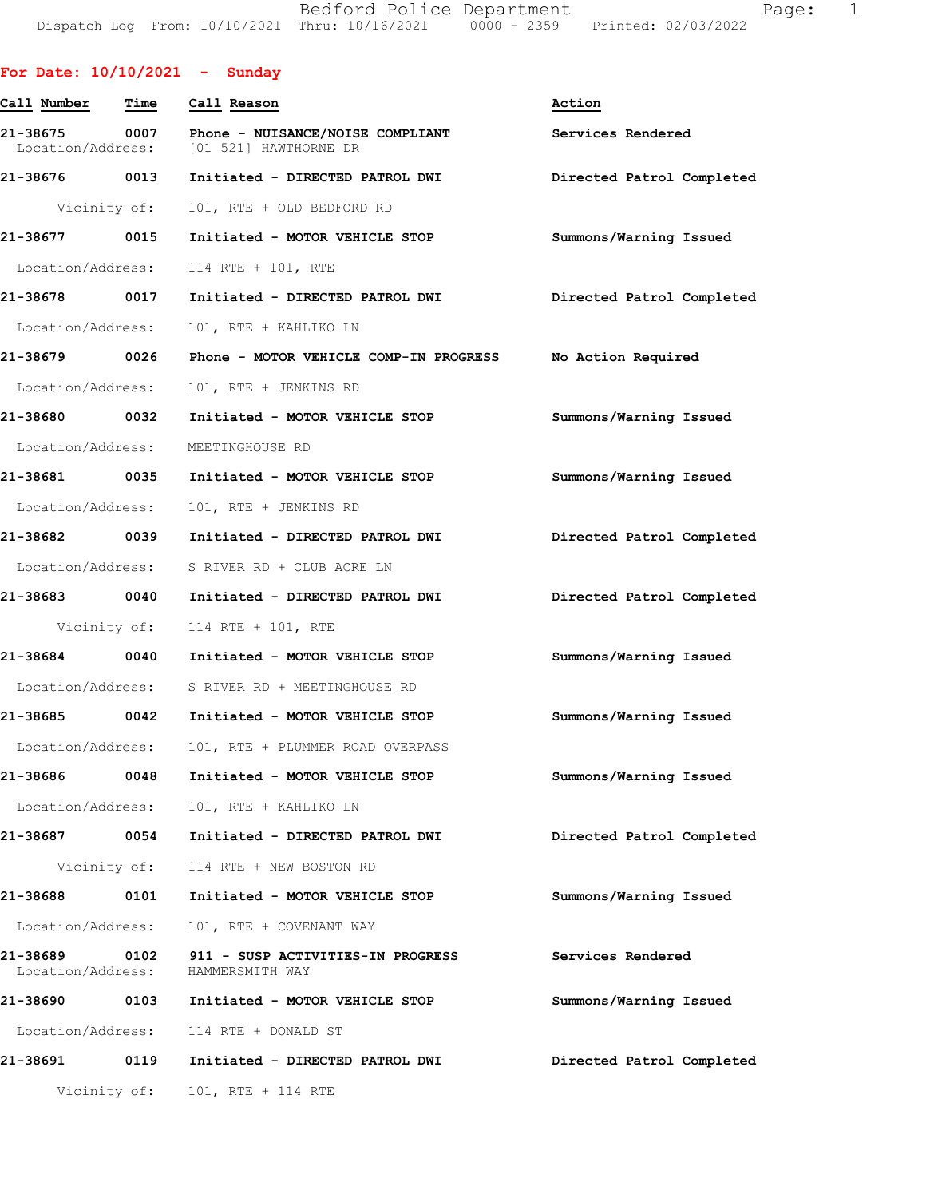Bedford Police Department
Dispatch Log From: 10/10/2021 Thru: 10/16/2021 0000 - 2359 Printed: 02/03/2022

## For Date: 10/10/2021 - Sunday

| Call Number | Time | Call Reason | Action |
|---|---|---|---|
| 21-38675 | 0007 | Phone - NUISANCE/NOISE COMPLIANT | Services Rendered |
| Location/Address: | | [01 521] HAWTHORNE DR | |
| 21-38676 | 0013 | Initiated - DIRECTED PATROL DWI | Directed Patrol Completed |
| Vicinity of: | | 101, RTE + OLD BEDFORD RD | |
| 21-38677 | 0015 | Initiated - MOTOR VEHICLE STOP | Summons/Warning Issued |
| Location/Address: | | 114 RTE + 101, RTE | |
| 21-38678 | 0017 | Initiated - DIRECTED PATROL DWI | Directed Patrol Completed |
| Location/Address: | | 101, RTE + KAHLIKO LN | |
| 21-38679 | 0026 | Phone - MOTOR VEHICLE COMP-IN PROGRESS | No Action Required |
| Location/Address: | | 101, RTE + JENKINS RD | |
| 21-38680 | 0032 | Initiated - MOTOR VEHICLE STOP | Summons/Warning Issued |
| Location/Address: | | MEETINGHOUSE RD | |
| 21-38681 | 0035 | Initiated - MOTOR VEHICLE STOP | Summons/Warning Issued |
| Location/Address: | | 101, RTE + JENKINS RD | |
| 21-38682 | 0039 | Initiated - DIRECTED PATROL DWI | Directed Patrol Completed |
| Location/Address: | | S RIVER RD + CLUB ACRE LN | |
| 21-38683 | 0040 | Initiated - DIRECTED PATROL DWI | Directed Patrol Completed |
| Vicinity of: | | 114 RTE + 101, RTE | |
| 21-38684 | 0040 | Initiated - MOTOR VEHICLE STOP | Summons/Warning Issued |
| Location/Address: | | S RIVER RD + MEETINGHOUSE RD | |
| 21-38685 | 0042 | Initiated - MOTOR VEHICLE STOP | Summons/Warning Issued |
| Location/Address: | | 101, RTE + PLUMMER ROAD OVERPASS | |
| 21-38686 | 0048 | Initiated - MOTOR VEHICLE STOP | Summons/Warning Issued |
| Location/Address: | | 101, RTE + KAHLIKO LN | |
| 21-38687 | 0054 | Initiated - DIRECTED PATROL DWI | Directed Patrol Completed |
| Vicinity of: | | 114 RTE + NEW BOSTON RD | |
| 21-38688 | 0101 | Initiated - MOTOR VEHICLE STOP | Summons/Warning Issued |
| Location/Address: | | 101, RTE + COVENANT WAY | |
| 21-38689 | 0102 | 911 - SUSP ACTIVITIES-IN PROGRESS | Services Rendered |
| Location/Address: | | HAMMERSMITH WAY | |
| 21-38690 | 0103 | Initiated - MOTOR VEHICLE STOP | Summons/Warning Issued |
| Location/Address: | | 114 RTE + DONALD ST | |
| 21-38691 | 0119 | Initiated - DIRECTED PATROL DWI | Directed Patrol Completed |
| Vicinity of: | | 101, RTE + 114 RTE | |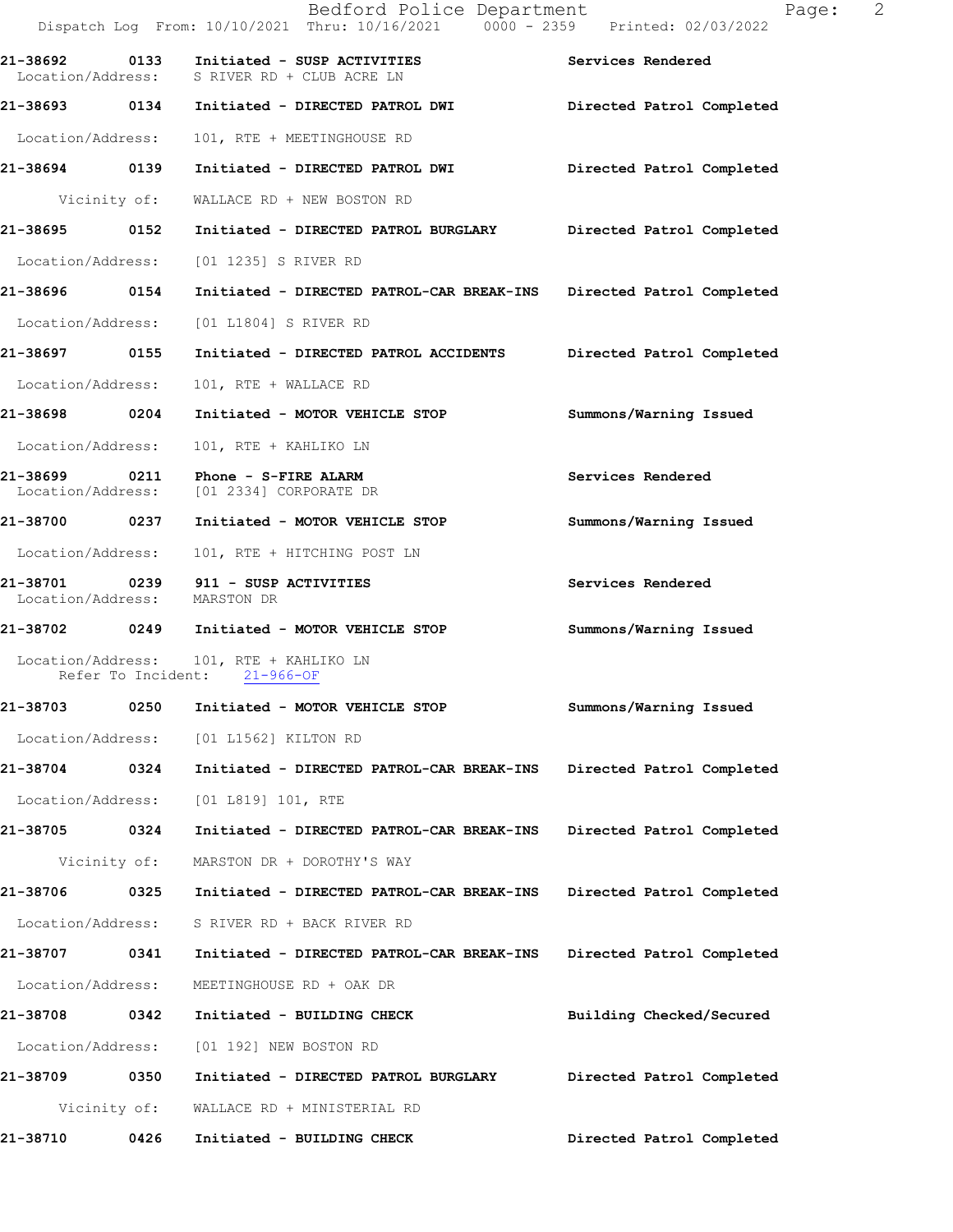21-38692 0133 Initiated - SUSP ACTIVITIES Services Rendered
Location/Address: S RIVER RD + CLUB ACRE LN

21-38693 0134 Initiated - DIRECTED PATROL DWI Directed Patrol Completed
Location/Address: 101, RTE + MEETINGHOUSE RD

21-38694 0139 Initiated - DIRECTED PATROL DWI Directed Patrol Completed
Vicinity of: WALLACE RD + NEW BOSTON RD

21-38695 0152 Initiated - DIRECTED PATROL BURGLARY Directed Patrol Completed
Location/Address: [01 1235] S RIVER RD

21-38696 0154 Initiated - DIRECTED PATROL-CAR BREAK-INS Directed Patrol Completed
Location/Address: [01 L1804] S RIVER RD

21-38697 0155 Initiated - DIRECTED PATROL ACCIDENTS Directed Patrol Completed
Location/Address: 101, RTE + WALLACE RD

21-38698 0204 Initiated - MOTOR VEHICLE STOP Summons/Warning Issued
Location/Address: 101, RTE + KAHLIKO LN

21-38699 0211 Phone - S-FIRE ALARM Services Rendered
Location/Address: [01 2334] CORPORATE DR

21-38700 0237 Initiated - MOTOR VEHICLE STOP Summons/Warning Issued
Location/Address: 101, RTE + HITCHING POST LN

21-38701 0239 911 - SUSP ACTIVITIES Services Rendered
Location/Address: MARSTON DR

21-38702 0249 Initiated - MOTOR VEHICLE STOP Summons/Warning Issued
Location/Address: 101, RTE + KAHLIKO LN
Refer To Incident: 21-966-OF

21-38703 0250 Initiated - MOTOR VEHICLE STOP Summons/Warning Issued
Location/Address: [01 L1562] KILTON RD

21-38704 0324 Initiated - DIRECTED PATROL-CAR BREAK-INS Directed Patrol Completed
Location/Address: [01 L819] 101, RTE

21-38705 0324 Initiated - DIRECTED PATROL-CAR BREAK-INS Directed Patrol Completed
Vicinity of: MARSTON DR + DOROTHY'S WAY

21-38706 0325 Initiated - DIRECTED PATROL-CAR BREAK-INS Directed Patrol Completed
Location/Address: S RIVER RD + BACK RIVER RD

21-38707 0341 Initiated - DIRECTED PATROL-CAR BREAK-INS Directed Patrol Completed
Location/Address: MEETINGHOUSE RD + OAK DR

21-38708 0342 Initiated - BUILDING CHECK Building Checked/Secured
Location/Address: [01 192] NEW BOSTON RD

21-38709 0350 Initiated - DIRECTED PATROL BURGLARY Directed Patrol Completed
Vicinity of: WALLACE RD + MINISTERIAL RD

21-38710 0426 Initiated - BUILDING CHECK Directed Patrol Completed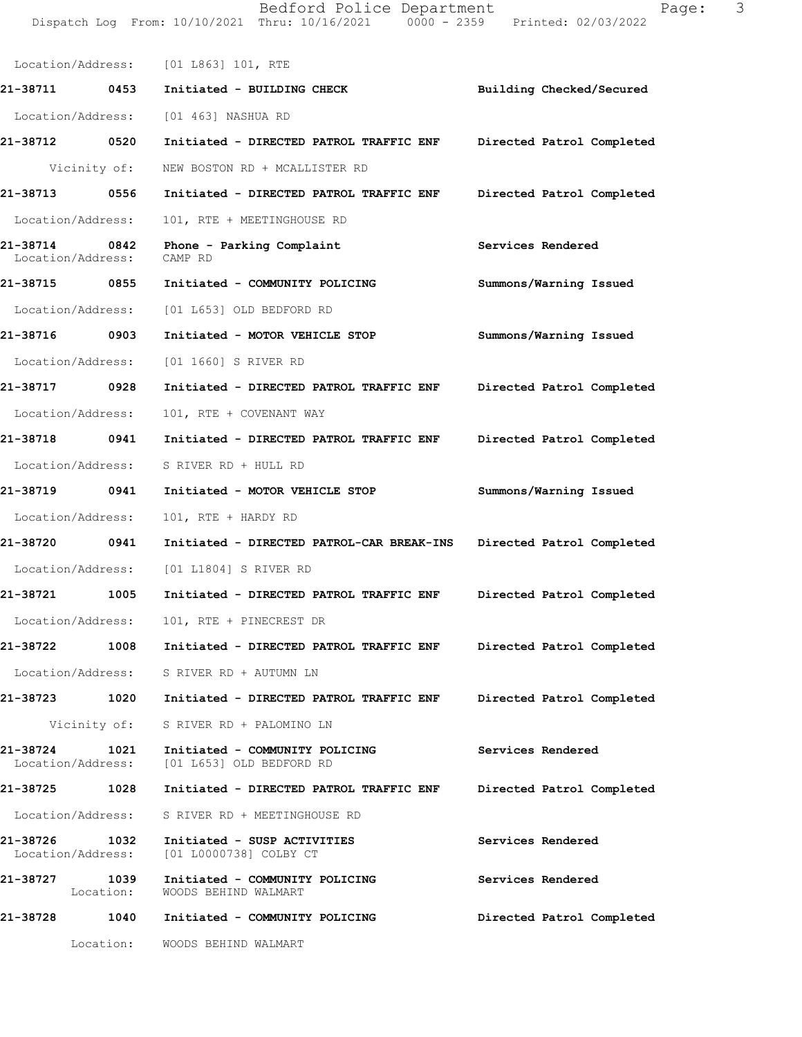Location/Address: [01 L863] 101, RTE

**21-38711 0453 Initiated - BUILDING CHECK** **Building Checked/Secured**

Location/Address: [01 463] NASHUA RD

**21-38712 0520 Initiated - DIRECTED PATROL TRAFFIC ENF** **Directed Patrol Completed**

Vicinity of: NEW BOSTON RD + MCALLISTER RD

**21-38713 0556 Initiated - DIRECTED PATROL TRAFFIC ENF** **Directed Patrol Completed**

Location/Address: 101, RTE + MEETINGHOUSE RD

**21-38714 0842 Phone - Parking Complaint** **Services Rendered**

Location/Address: CAMP RD

**21-38715 0855 Initiated - COMMUNITY POLICING** **Summons/Warning Issued**

Location/Address: [01 L653] OLD BEDFORD RD

**21-38716 0903 Initiated - MOTOR VEHICLE STOP** **Summons/Warning Issued**

Location/Address: [01 1660] S RIVER RD

**21-38717 0928 Initiated - DIRECTED PATROL TRAFFIC ENF** **Directed Patrol Completed**

Location/Address: 101, RTE + COVENANT WAY

**21-38718 0941 Initiated - DIRECTED PATROL TRAFFIC ENF** **Directed Patrol Completed**

Location/Address: S RIVER RD + HULL RD

**21-38719 0941 Initiated - MOTOR VEHICLE STOP** **Summons/Warning Issued**

Location/Address: 101, RTE + HARDY RD

**21-38720 0941 Initiated - DIRECTED PATROL-CAR BREAK-INS** **Directed Patrol Completed**

Location/Address: [01 L1804] S RIVER RD

**21-38721 1005 Initiated - DIRECTED PATROL TRAFFIC ENF** **Directed Patrol Completed**

Location/Address: 101, RTE + PINECREST DR

**21-38722 1008 Initiated - DIRECTED PATROL TRAFFIC ENF** **Directed Patrol Completed**

Location/Address: S RIVER RD + AUTUMN LN

**21-38723 1020 Initiated - DIRECTED PATROL TRAFFIC ENF** **Directed Patrol Completed**

Vicinity of: S RIVER RD + PALOMINO LN

**21-38724 1021 Initiated - COMMUNITY POLICING** **Services Rendered**

Location/Address: [01 L653] OLD BEDFORD RD

**21-38725 1028 Initiated - DIRECTED PATROL TRAFFIC ENF** **Directed Patrol Completed**

Location/Address: S RIVER RD + MEETINGHOUSE RD

**21-38726 1032 Initiated - SUSP ACTIVITIES** **Services Rendered**

Location/Address: [01 L0000738] COLBY CT

**21-38727 1039 Initiated - COMMUNITY POLICING** **Services Rendered**

Location: WOODS BEHIND WALMART

**21-38728 1040 Initiated - COMMUNITY POLICING** **Directed Patrol Completed**

Location: WOODS BEHIND WALMART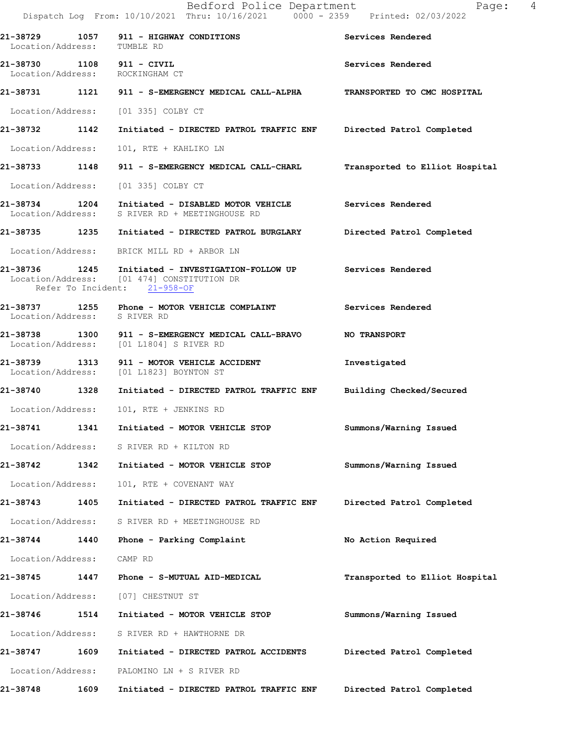21-38729 1057 911 - HIGHWAY CONDITIONS Services Rendered
Location/Address: TUMBLE RD

21-38730 1108 911 - CIVIL Services Rendered
Location/Address: ROCKINGHAM CT

21-38731 1121 911 - S-EMERGENCY MEDICAL CALL-ALPHA TRANSPORTED TO CMC HOSPITAL
Location/Address: [01 335] COLBY CT

21-38732 1142 Initiated - DIRECTED PATROL TRAFFIC ENF Directed Patrol Completed
Location/Address: 101, RTE + KAHLIKO LN

21-38733 1148 911 - S-EMERGENCY MEDICAL CALL-CHARL Transported to Elliot Hospital
Location/Address: [01 335] COLBY CT

21-38734 1204 Initiated - DISABLED MOTOR VEHICLE Services Rendered
Location/Address: S RIVER RD + MEETINGHOUSE RD

21-38735 1235 Initiated - DIRECTED PATROL BURGLARY Directed Patrol Completed
Location/Address: BRICK MILL RD + ARBOR LN

21-38736 1245 Initiated - INVESTIGATION-FOLLOW UP Services Rendered
Location/Address: [01 474] CONSTITUTION DR
Refer To Incident: 21-958-OF

21-38737 1255 Phone - MOTOR VEHICLE COMPLAINT Services Rendered
Location/Address: S RIVER RD

21-38738 1300 911 - S-EMERGENCY MEDICAL CALL-BRAVO NO TRANSPORT
Location/Address: [01 L1804] S RIVER RD

21-38739 1313 911 - MOTOR VEHICLE ACCIDENT Investigated
Location/Address: [01 L1823] BOYNTON ST

21-38740 1328 Initiated - DIRECTED PATROL TRAFFIC ENF Building Checked/Secured
Location/Address: 101, RTE + JENKINS RD

21-38741 1341 Initiated - MOTOR VEHICLE STOP Summons/Warning Issued
Location/Address: S RIVER RD + KILTON RD

21-38742 1342 Initiated - MOTOR VEHICLE STOP Summons/Warning Issued
Location/Address: 101, RTE + COVENANT WAY

21-38743 1405 Initiated - DIRECTED PATROL TRAFFIC ENF Directed Patrol Completed
Location/Address: S RIVER RD + MEETINGHOUSE RD

21-38744 1440 Phone - Parking Complaint No Action Required
Location/Address: CAMP RD

21-38745 1447 Phone - S-MUTUAL AID-MEDICAL Transported to Elliot Hospital
Location/Address: [07] CHESTNUT ST

21-38746 1514 Initiated - MOTOR VEHICLE STOP Summons/Warning Issued
Location/Address: S RIVER RD + HAWTHORNE DR

21-38747 1609 Initiated - DIRECTED PATROL ACCIDENTS Directed Patrol Completed
Location/Address: PALOMINO LN + S RIVER RD

21-38748 1609 Initiated - DIRECTED PATROL TRAFFIC ENF Directed Patrol Completed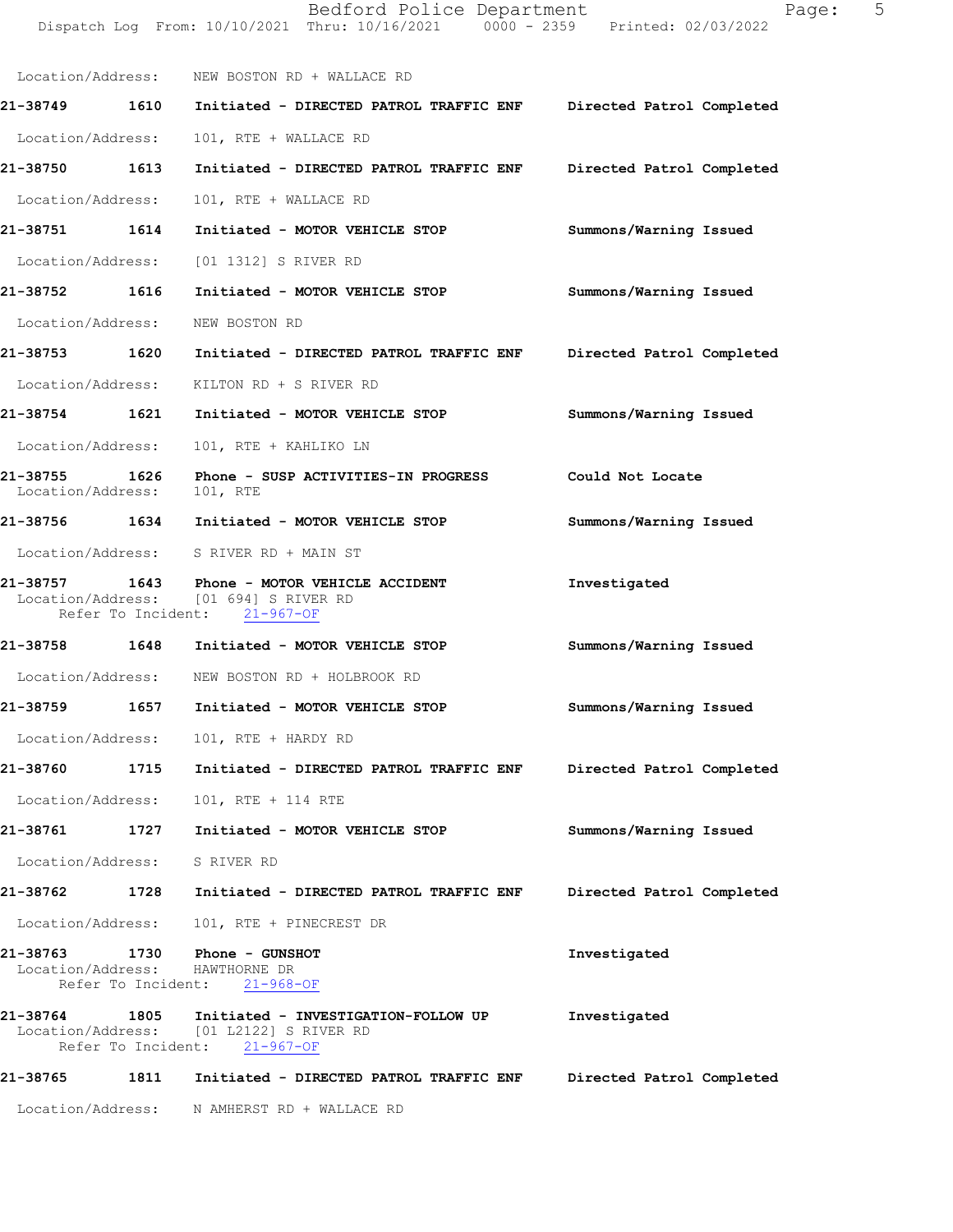Location/Address: NEW BOSTON RD + WALLACE RD

**21-38749** 1610 Initiated - DIRECTED PATROL TRAFFIC ENF — Directed Patrol Completed
Location/Address: 101, RTE + WALLACE RD

**21-38750** 1613 Initiated - DIRECTED PATROL TRAFFIC ENF — Directed Patrol Completed
Location/Address: 101, RTE + WALLACE RD

**21-38751** 1614 Initiated - MOTOR VEHICLE STOP — Summons/Warning Issued
Location/Address: [01 1312] S RIVER RD

**21-38752** 1616 Initiated - MOTOR VEHICLE STOP — Summons/Warning Issued
Location/Address: NEW BOSTON RD

**21-38753** 1620 Initiated - DIRECTED PATROL TRAFFIC ENF — Directed Patrol Completed
Location/Address: KILTON RD + S RIVER RD

**21-38754** 1621 Initiated - MOTOR VEHICLE STOP — Summons/Warning Issued
Location/Address: 101, RTE + KAHLIKO LN

**21-38755** 1626 Phone - SUSP ACTIVITIES-IN PROGRESS — Could Not Locate
Location/Address: 101, RTE

**21-38756** 1634 Initiated - MOTOR VEHICLE STOP — Summons/Warning Issued
Location/Address: S RIVER RD + MAIN ST

**21-38757** 1643 Phone - MOTOR VEHICLE ACCIDENT — Investigated
Location/Address: [01 694] S RIVER RD
Refer To Incident: 21-967-OF

**21-38758** 1648 Initiated - MOTOR VEHICLE STOP — Summons/Warning Issued
Location/Address: NEW BOSTON RD + HOLBROOK RD

**21-38759** 1657 Initiated - MOTOR VEHICLE STOP — Summons/Warning Issued
Location/Address: 101, RTE + HARDY RD

**21-38760** 1715 Initiated - DIRECTED PATROL TRAFFIC ENF — Directed Patrol Completed
Location/Address: 101, RTE + 114 RTE

**21-38761** 1727 Initiated - MOTOR VEHICLE STOP — Summons/Warning Issued
Location/Address: S RIVER RD

**21-38762** 1728 Initiated - DIRECTED PATROL TRAFFIC ENF — Directed Patrol Completed
Location/Address: 101, RTE + PINECREST DR

**21-38763** 1730 Phone - GUNSHOT — Investigated
Location/Address: HAWTHORNE DR
Refer To Incident: 21-968-OF

**21-38764** 1805 Initiated - INVESTIGATION-FOLLOW UP — Investigated
Location/Address: [01 L2122] S RIVER RD
Refer To Incident: 21-967-OF

**21-38765** 1811 Initiated - DIRECTED PATROL TRAFFIC ENF — Directed Patrol Completed
Location/Address: N AMHERST RD + WALLACE RD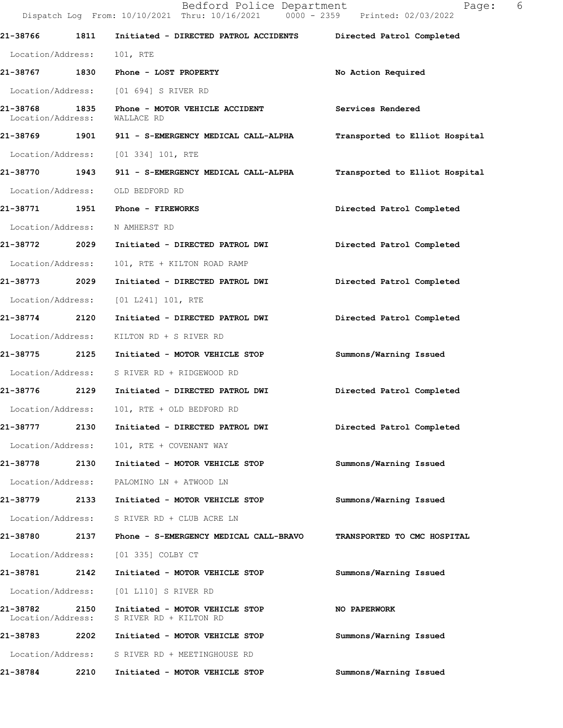**21-38766** **1811** **Initiated - DIRECTED PATROL ACCIDENTS** **Directed Patrol Completed**

Location/Address: 101, RTE

**21-38767** **1830** **Phone - LOST PROPERTY** **No Action Required**

Location/Address: [01 694] S RIVER RD

**21-38768** **1835** **Phone - MOTOR VEHICLE ACCIDENT** **Services Rendered**

Location/Address: WALLACE RD

**21-38769** **1901** **911 - S-EMERGENCY MEDICAL CALL-ALPHA** **Transported to Elliot Hospital**

Location/Address: [01 334] 101, RTE

**21-38770** **1943** **911 - S-EMERGENCY MEDICAL CALL-ALPHA** **Transported to Elliot Hospital**

Location/Address: OLD BEDFORD RD

**21-38771** **1951** **Phone - FIREWORKS** **Directed Patrol Completed**

Location/Address: N AMHERST RD

**21-38772** **2029** **Initiated - DIRECTED PATROL DWI** **Directed Patrol Completed**

Location/Address: 101, RTE + KILTON ROAD RAMP

**21-38773** **2029** **Initiated - DIRECTED PATROL DWI** **Directed Patrol Completed**

Location/Address: [01 L241] 101, RTE

**21-38774** **2120** **Initiated - DIRECTED PATROL DWI** **Directed Patrol Completed**

Location/Address: KILTON RD + S RIVER RD

**21-38775** **2125** **Initiated - MOTOR VEHICLE STOP** **Summons/Warning Issued**

Location/Address: S RIVER RD + RIDGEWOOD RD

**21-38776** **2129** **Initiated - DIRECTED PATROL DWI** **Directed Patrol Completed**

Location/Address: 101, RTE + OLD BEDFORD RD

**21-38777** **2130** **Initiated - DIRECTED PATROL DWI** **Directed Patrol Completed**

Location/Address: 101, RTE + COVENANT WAY

**21-38778** **2130** **Initiated - MOTOR VEHICLE STOP** **Summons/Warning Issued**

Location/Address: PALOMINO LN + ATWOOD LN

**21-38779** **2133** **Initiated - MOTOR VEHICLE STOP** **Summons/Warning Issued**

Location/Address: S RIVER RD + CLUB ACRE LN

**21-38780** **2137** **Phone - S-EMERGENCY MEDICAL CALL-BRAVO** **TRANSPORTED TO CMC HOSPITAL**

Location/Address: [01 335] COLBY CT

**21-38781** **2142** **Initiated - MOTOR VEHICLE STOP** **Summons/Warning Issued**

Location/Address: [01 L110] S RIVER RD

**21-38782** **2150** **Initiated - MOTOR VEHICLE STOP** **NO PAPERWORK**

Location/Address: S RIVER RD + KILTON RD

**21-38783** **2202** **Initiated - MOTOR VEHICLE STOP** **Summons/Warning Issued**

Location/Address: S RIVER RD + MEETINGHOUSE RD

**21-38784** **2210** **Initiated - MOTOR VEHICLE STOP** **Summons/Warning Issued**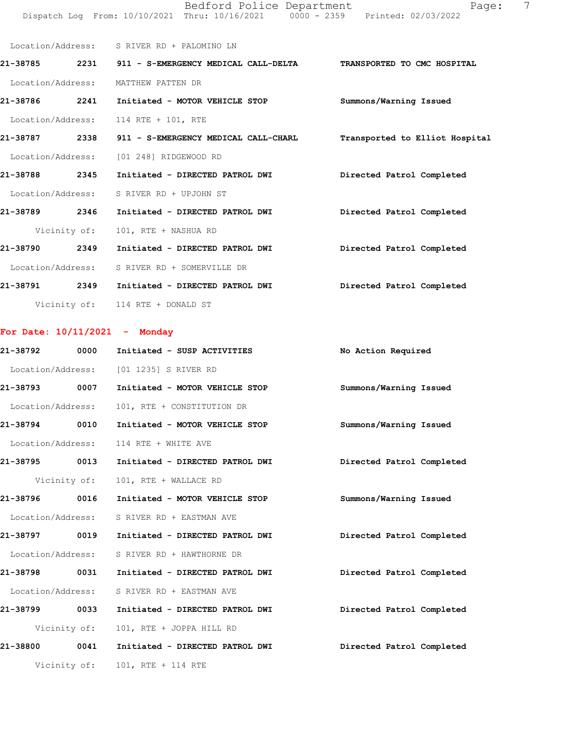Location/Address: S RIVER RD + PALOMINO LN

**21-38785 2231 911 - S-EMERGENCY MEDICAL CALL-DELTA TRANSPORTED TO CMC HOSPITAL**

Location/Address: MATTHEW PATTEN DR

**21-38786 2241 Initiated - MOTOR VEHICLE STOP Summons/Warning Issued**

Location/Address: 114 RTE + 101, RTE

**21-38787 2338 911 - S-EMERGENCY MEDICAL CALL-CHARL Transported to Elliot Hospital**

Location/Address: [01 248] RIDGEWOOD RD

**21-38788 2345 Initiated - DIRECTED PATROL DWI Directed Patrol Completed**

Location/Address: S RIVER RD + UPJOHN ST

**21-38789 2346 Initiated - DIRECTED PATROL DWI Directed Patrol Completed**

Vicinity of: 101, RTE + NASHUA RD

**21-38790 2349 Initiated - DIRECTED PATROL DWI Directed Patrol Completed**

Location/Address: S RIVER RD + SOMERVILLE DR

**21-38791 2349 Initiated - DIRECTED PATROL DWI Directed Patrol Completed**

Vicinity of: 114 RTE + DONALD ST

## For Date: 10/11/2021 - Monday

**21-38792 0000 Initiated - SUSP ACTIVITIES No Action Required**

Location/Address: [01 1235] S RIVER RD

**21-38793 0007 Initiated - MOTOR VEHICLE STOP Summons/Warning Issued**

Location/Address: 101, RTE + CONSTITUTION DR

**21-38794 0010 Initiated - MOTOR VEHICLE STOP Summons/Warning Issued**

Location/Address: 114 RTE + WHITE AVE

**21-38795 0013 Initiated - DIRECTED PATROL DWI Directed Patrol Completed**

Vicinity of: 101, RTE + WALLACE RD

**21-38796 0016 Initiated - MOTOR VEHICLE STOP Summons/Warning Issued**

Location/Address: S RIVER RD + EASTMAN AVE

**21-38797 0019 Initiated - DIRECTED PATROL DWI Directed Patrol Completed**

Location/Address: S RIVER RD + HAWTHORNE DR

**21-38798 0031 Initiated - DIRECTED PATROL DWI Directed Patrol Completed**

Location/Address: S RIVER RD + EASTMAN AVE

**21-38799 0033 Initiated - DIRECTED PATROL DWI Directed Patrol Completed**

Vicinity of: 101, RTE + JOPPA HILL RD

**21-38800 0041 Initiated - DIRECTED PATROL DWI Directed Patrol Completed**

Vicinity of: 101, RTE + 114 RTE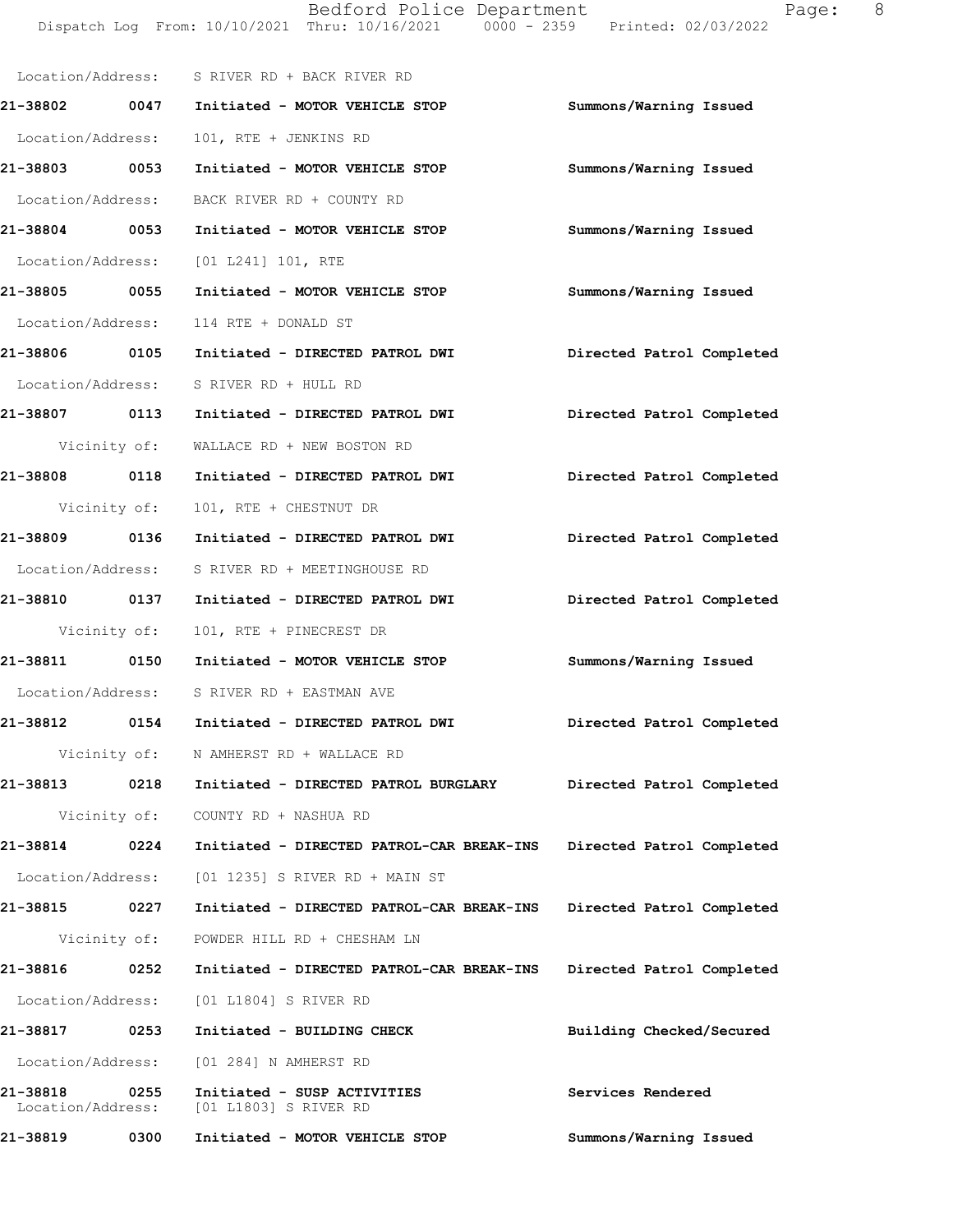Location/Address: S RIVER RD + BACK RIVER RD

**21-38802 0047 Initiated - MOTOR VEHICLE STOP** Summons/Warning Issued

Location/Address: 101, RTE + JENKINS RD

**21-38803 0053 Initiated - MOTOR VEHICLE STOP** Summons/Warning Issued

Location/Address: BACK RIVER RD + COUNTY RD

**21-38804 0053 Initiated - MOTOR VEHICLE STOP** Summons/Warning Issued

Location/Address: [01 L241] 101, RTE

**21-38805 0055 Initiated - MOTOR VEHICLE STOP** Summons/Warning Issued

Location/Address: 114 RTE + DONALD ST

**21-38806 0105 Initiated - DIRECTED PATROL DWI** Directed Patrol Completed

Location/Address: S RIVER RD + HULL RD

**21-38807 0113 Initiated - DIRECTED PATROL DWI** Directed Patrol Completed

Vicinity of: WALLACE RD + NEW BOSTON RD

**21-38808 0118 Initiated - DIRECTED PATROL DWI** Directed Patrol Completed

Vicinity of: 101, RTE + CHESTNUT DR

**21-38809 0136 Initiated - DIRECTED PATROL DWI** Directed Patrol Completed

Location/Address: S RIVER RD + MEETINGHOUSE RD

**21-38810 0137 Initiated - DIRECTED PATROL DWI** Directed Patrol Completed

Vicinity of: 101, RTE + PINECREST DR

**21-38811 0150 Initiated - MOTOR VEHICLE STOP** Summons/Warning Issued

Location/Address: S RIVER RD + EASTMAN AVE

**21-38812 0154 Initiated - DIRECTED PATROL DWI** Directed Patrol Completed

Vicinity of: N AMHERST RD + WALLACE RD

**21-38813 0218 Initiated - DIRECTED PATROL BURGLARY** Directed Patrol Completed

Vicinity of: COUNTY RD + NASHUA RD

**21-38814 0224 Initiated - DIRECTED PATROL-CAR BREAK-INS** Directed Patrol Completed

Location/Address: [01 1235] S RIVER RD + MAIN ST

**21-38815 0227 Initiated - DIRECTED PATROL-CAR BREAK-INS** Directed Patrol Completed

Vicinity of: POWDER HILL RD + CHESHAM LN

**21-38816 0252 Initiated - DIRECTED PATROL-CAR BREAK-INS** Directed Patrol Completed

Location/Address: [01 L1804] S RIVER RD

**21-38817 0253 Initiated - BUILDING CHECK** Building Checked/Secured

Location/Address: [01 284] N AMHERST RD

**21-38818 0255 Initiated - SUSP ACTIVITIES** Services Rendered

Location/Address: [01 L1803] S RIVER RD

**21-38819 0300 Initiated - MOTOR VEHICLE STOP** Summons/Warning Issued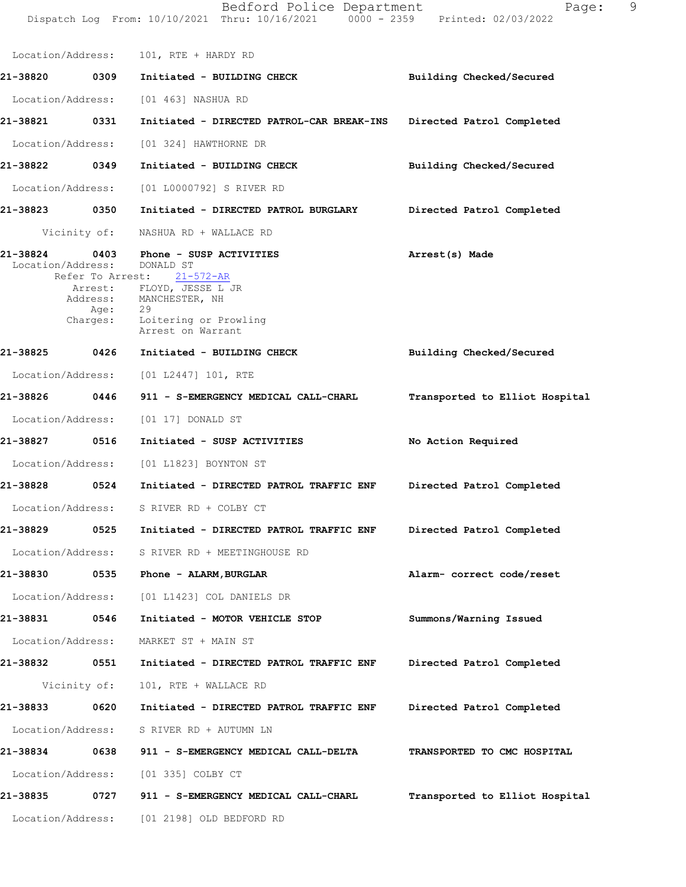Location/Address: 101, RTE + HARDY RD

**21-38820 0309 Initiated - BUILDING CHECK** **Building Checked/Secured**

Location/Address: [01 463] NASHUA RD

**21-38821 0331 Initiated - DIRECTED PATROL-CAR BREAK-INS** **Directed Patrol Completed**

Location/Address: [01 324] HAWTHORNE DR

**21-38822 0349 Initiated - BUILDING CHECK** **Building Checked/Secured**

Location/Address: [01 L0000792] S RIVER RD

**21-38823 0350 Initiated - DIRECTED PATROL BURGLARY** **Directed Patrol Completed**

Vicinity of: NASHUA RD + WALLACE RD

**21-38824 0403 Phone - SUSP ACTIVITIES** **Arrest(s) Made**

Location/Address: DONALD ST
Refer To Arrest: 21-572-AR
Arrest: FLOYD, JESSE L JR
Address: MANCHESTER, NH
Age: 29
Charges: Loitering or Prowling
Arrest on Warrant

**21-38825 0426 Initiated - BUILDING CHECK** **Building Checked/Secured**

Location/Address: [01 L2447] 101, RTE

**21-38826 0446 911 - S-EMERGENCY MEDICAL CALL-CHARL** **Transported to Elliot Hospital**

Location/Address: [01 17] DONALD ST

**21-38827 0516 Initiated - SUSP ACTIVITIES** **No Action Required**

Location/Address: [01 L1823] BOYNTON ST

**21-38828 0524 Initiated - DIRECTED PATROL TRAFFIC ENF** **Directed Patrol Completed**

Location/Address: S RIVER RD + COLBY CT

**21-38829 0525 Initiated - DIRECTED PATROL TRAFFIC ENF** **Directed Patrol Completed**

Location/Address: S RIVER RD + MEETINGHOUSE RD

**21-38830 0535 Phone - ALARM,BURGLAR** **Alarm- correct code/reset**

Location/Address: [01 L1423] COL DANIELS DR

**21-38831 0546 Initiated - MOTOR VEHICLE STOP** **Summons/Warning Issued**

Location/Address: MARKET ST + MAIN ST

**21-38832 0551 Initiated - DIRECTED PATROL TRAFFIC ENF** **Directed Patrol Completed**

Vicinity of: 101, RTE + WALLACE RD

**21-38833 0620 Initiated - DIRECTED PATROL TRAFFIC ENF** **Directed Patrol Completed**

Location/Address: S RIVER RD + AUTUMN LN

**21-38834 0638 911 - S-EMERGENCY MEDICAL CALL-DELTA** **TRANSPORTED TO CMC HOSPITAL**

Location/Address: [01 335] COLBY CT

**21-38835 0727 911 - S-EMERGENCY MEDICAL CALL-CHARL** **Transported to Elliot Hospital**

Location/Address: [01 2198] OLD BEDFORD RD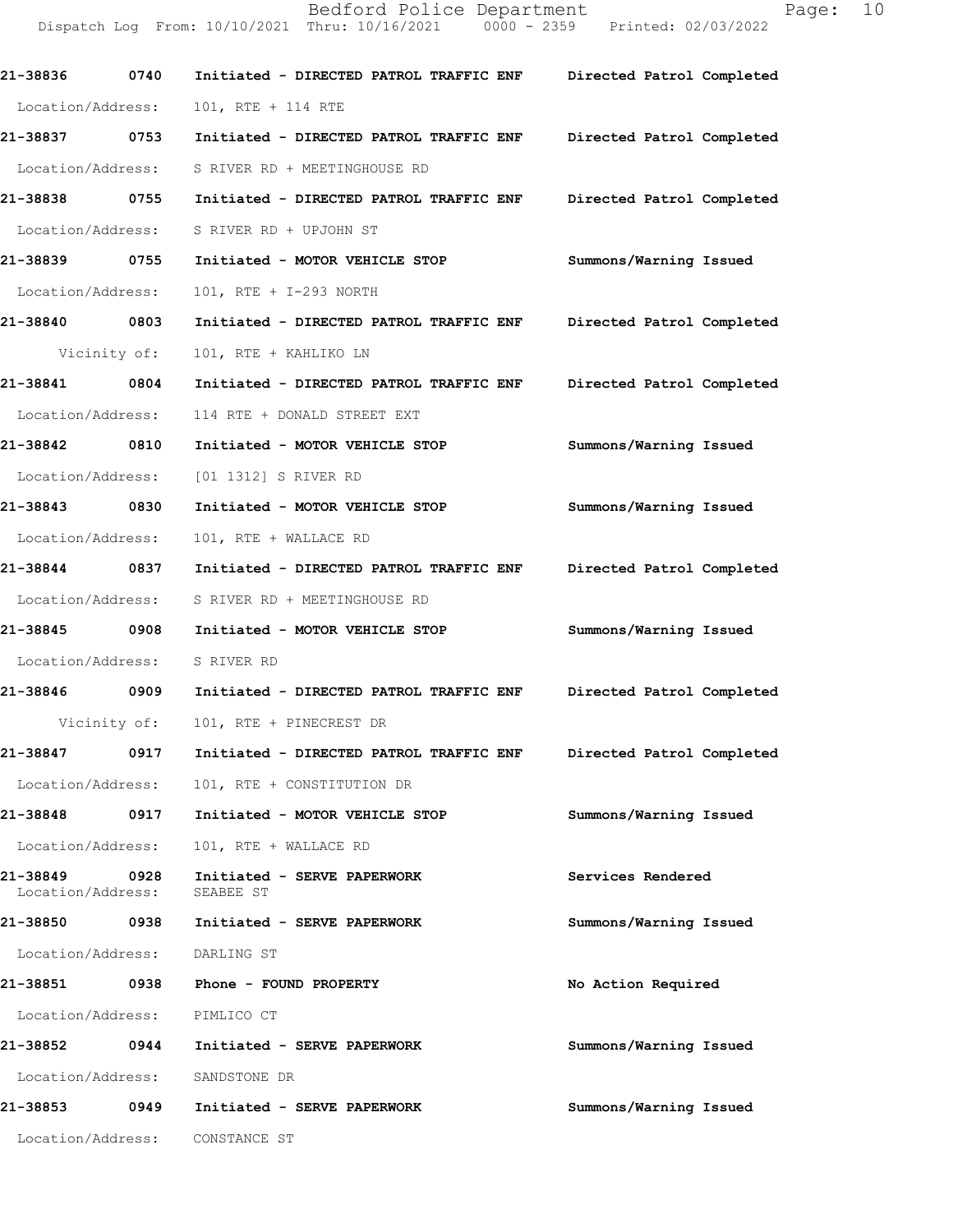**21-38836 0740 Initiated - DIRECTED PATROL TRAFFIC ENF Directed Patrol Completed**

Location/Address: 101, RTE + 114 RTE

**21-38837 0753 Initiated - DIRECTED PATROL TRAFFIC ENF Directed Patrol Completed**

Location/Address: S RIVER RD + MEETINGHOUSE RD

**21-38838 0755 Initiated - DIRECTED PATROL TRAFFIC ENF Directed Patrol Completed**

Location/Address: S RIVER RD + UPJOHN ST

**21-38839 0755 Initiated - MOTOR VEHICLE STOP Summons/Warning Issued**

Location/Address: 101, RTE + I-293 NORTH

**21-38840 0803 Initiated - DIRECTED PATROL TRAFFIC ENF Directed Patrol Completed**

Vicinity of: 101, RTE + KAHLIKO LN

**21-38841 0804 Initiated - DIRECTED PATROL TRAFFIC ENF Directed Patrol Completed**

Location/Address: 114 RTE + DONALD STREET EXT

**21-38842 0810 Initiated - MOTOR VEHICLE STOP Summons/Warning Issued**

Location/Address: [01 1312] S RIVER RD

**21-38843 0830 Initiated - MOTOR VEHICLE STOP Summons/Warning Issued**

Location/Address: 101, RTE + WALLACE RD

**21-38844 0837 Initiated - DIRECTED PATROL TRAFFIC ENF Directed Patrol Completed**

Location/Address: S RIVER RD + MEETINGHOUSE RD

**21-38845 0908 Initiated - MOTOR VEHICLE STOP Summons/Warning Issued**

Location/Address: S RIVER RD

**21-38846 0909 Initiated - DIRECTED PATROL TRAFFIC ENF Directed Patrol Completed**

Vicinity of: 101, RTE + PINECREST DR

**21-38847 0917 Initiated - DIRECTED PATROL TRAFFIC ENF Directed Patrol Completed**

Location/Address: 101, RTE + CONSTITUTION DR

**21-38848 0917 Initiated - MOTOR VEHICLE STOP Summons/Warning Issued**

Location/Address: 101, RTE + WALLACE RD

**21-38849 0928 Initiated - SERVE PAPERWORK Services Rendered**

Location/Address: SEABEE ST

**21-38850 0938 Initiated - SERVE PAPERWORK Summons/Warning Issued**

Location/Address: DARLING ST

**21-38851 0938 Phone - FOUND PROPERTY No Action Required**

Location/Address: PIMLICO CT

**21-38852 0944 Initiated - SERVE PAPERWORK Summons/Warning Issued**

Location/Address: SANDSTONE DR

**21-38853 0949 Initiated - SERVE PAPERWORK Summons/Warning Issued**

Location/Address: CONSTANCE ST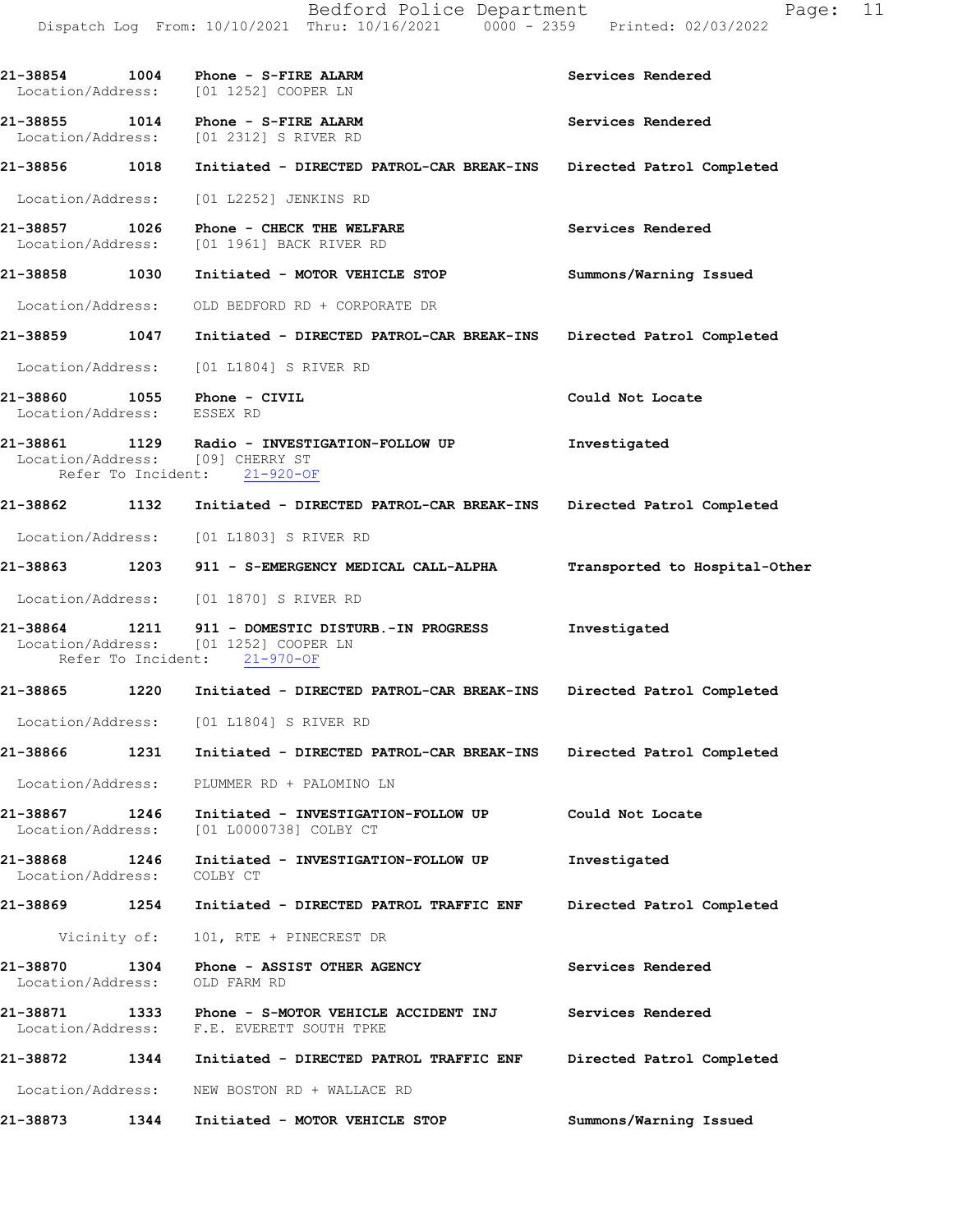21-38854 1004 Phone - S-FIRE ALARM Services Rendered
Location/Address: [01 1252] COOPER LN

21-38855 1014 Phone - S-FIRE ALARM Services Rendered
Location/Address: [01 2312] S RIVER RD

21-38856 1018 Initiated - DIRECTED PATROL-CAR BREAK-INS Directed Patrol Completed
Location/Address: [01 L2252] JENKINS RD

21-38857 1026 Phone - CHECK THE WELFARE Services Rendered
Location/Address: [01 1961] BACK RIVER RD

21-38858 1030 Initiated - MOTOR VEHICLE STOP Summons/Warning Issued
Location/Address: OLD BEDFORD RD + CORPORATE DR

21-38859 1047 Initiated - DIRECTED PATROL-CAR BREAK-INS Directed Patrol Completed
Location/Address: [01 L1804] S RIVER RD

21-38860 1055 Phone - CIVIL Could Not Locate
Location/Address: ESSEX RD

21-38861 1129 Radio - INVESTIGATION-FOLLOW UP Investigated
Location/Address: [09] CHERRY ST
Refer To Incident: 21-920-OF

21-38862 1132 Initiated - DIRECTED PATROL-CAR BREAK-INS Directed Patrol Completed
Location/Address: [01 L1803] S RIVER RD

21-38863 1203 911 - S-EMERGENCY MEDICAL CALL-ALPHA Transported to Hospital-Other
Location/Address: [01 1870] S RIVER RD

21-38864 1211 911 - DOMESTIC DISTURB.-IN PROGRESS Investigated
Location/Address: [01 1252] COOPER LN
Refer To Incident: 21-970-OF

21-38865 1220 Initiated - DIRECTED PATROL-CAR BREAK-INS Directed Patrol Completed
Location/Address: [01 L1804] S RIVER RD

21-38866 1231 Initiated - DIRECTED PATROL-CAR BREAK-INS Directed Patrol Completed
Location/Address: PLUMMER RD + PALOMINO LN

21-38867 1246 Initiated - INVESTIGATION-FOLLOW UP Could Not Locate
Location/Address: [01 L0000738] COLBY CT

21-38868 1246 Initiated - INVESTIGATION-FOLLOW UP Investigated
Location/Address: COLBY CT

21-38869 1254 Initiated - DIRECTED PATROL TRAFFIC ENF Directed Patrol Completed
Vicinity of: 101, RTE + PINECREST DR

21-38870 1304 Phone - ASSIST OTHER AGENCY Services Rendered
Location/Address: OLD FARM RD

21-38871 1333 Phone - S-MOTOR VEHICLE ACCIDENT INJ Services Rendered
Location/Address: F.E. EVERETT SOUTH TPKE

21-38872 1344 Initiated - DIRECTED PATROL TRAFFIC ENF Directed Patrol Completed
Location/Address: NEW BOSTON RD + WALLACE RD

21-38873 1344 Initiated - MOTOR VEHICLE STOP Summons/Warning Issued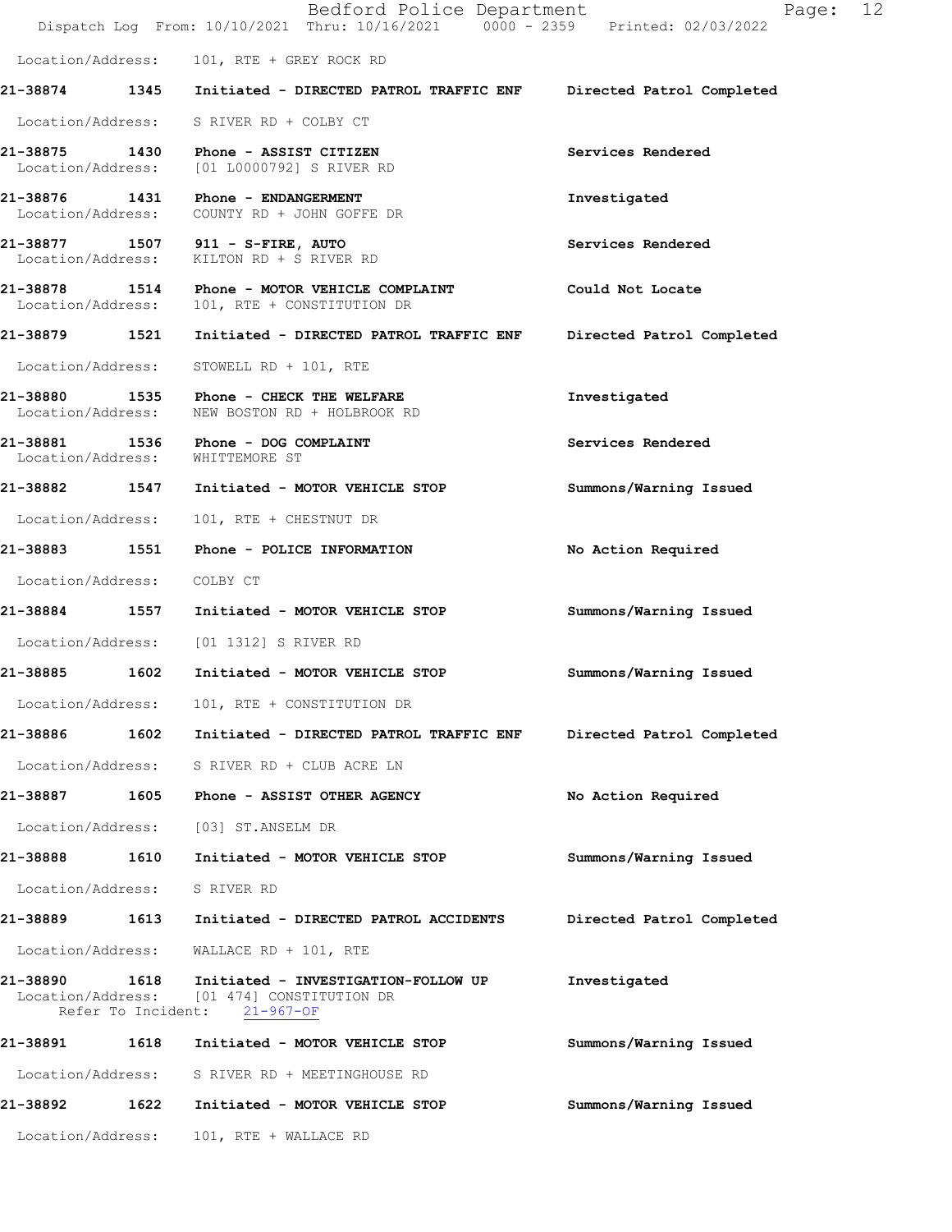Location/Address: 101, RTE + GREY ROCK RD

**21-38874 1345 Initiated - DIRECTED PATROL TRAFFIC ENF** **Directed Patrol Completed**

Location/Address: S RIVER RD + COLBY CT

**21-38875 1430 Phone - ASSIST CITIZEN** **Services Rendered**
Location/Address: [01 L0000792] S RIVER RD

**21-38876 1431 Phone - ENDANGERMENT** **Investigated**
Location/Address: COUNTY RD + JOHN GOFFE DR

**21-38877 1507 911 - S-FIRE, AUTO** **Services Rendered**
Location/Address: KILTON RD + S RIVER RD

**21-38878 1514 Phone - MOTOR VEHICLE COMPLAINT** **Could Not Locate**
Location/Address: 101, RTE + CONSTITUTION DR

**21-38879 1521 Initiated - DIRECTED PATROL TRAFFIC ENF** **Directed Patrol Completed**

Location/Address: STOWELL RD + 101, RTE

**21-38880 1535 Phone - CHECK THE WELFARE** **Investigated**
Location/Address: NEW BOSTON RD + HOLBROOK RD

**21-38881 1536 Phone - DOG COMPLAINT** **Services Rendered**
Location/Address: WHITTEMORE ST

**21-38882 1547 Initiated - MOTOR VEHICLE STOP** **Summons/Warning Issued**

Location/Address: 101, RTE + CHESTNUT DR

**21-38883 1551 Phone - POLICE INFORMATION** **No Action Required**

Location/Address: COLBY CT

**21-38884 1557 Initiated - MOTOR VEHICLE STOP** **Summons/Warning Issued**

Location/Address: [01 1312] S RIVER RD

**21-38885 1602 Initiated - MOTOR VEHICLE STOP** **Summons/Warning Issued**

Location/Address: 101, RTE + CONSTITUTION DR

**21-38886 1602 Initiated - DIRECTED PATROL TRAFFIC ENF** **Directed Patrol Completed**

Location/Address: S RIVER RD + CLUB ACRE LN

**21-38887 1605 Phone - ASSIST OTHER AGENCY** **No Action Required**

Location/Address: [03] ST.ANSELM DR

**21-38888 1610 Initiated - MOTOR VEHICLE STOP** **Summons/Warning Issued**

Location/Address: S RIVER RD

**21-38889 1613 Initiated - DIRECTED PATROL ACCIDENTS** **Directed Patrol Completed**

Location/Address: WALLACE RD + 101, RTE

**21-38890 1618 Initiated - INVESTIGATION-FOLLOW UP** **Investigated**
Location/Address: [01 474] CONSTITUTION DR
Refer To Incident: 21-967-OF

**21-38891 1618 Initiated - MOTOR VEHICLE STOP** **Summons/Warning Issued**

Location/Address: S RIVER RD + MEETINGHOUSE RD

**21-38892 1622 Initiated - MOTOR VEHICLE STOP** **Summons/Warning Issued**

Location/Address: 101, RTE + WALLACE RD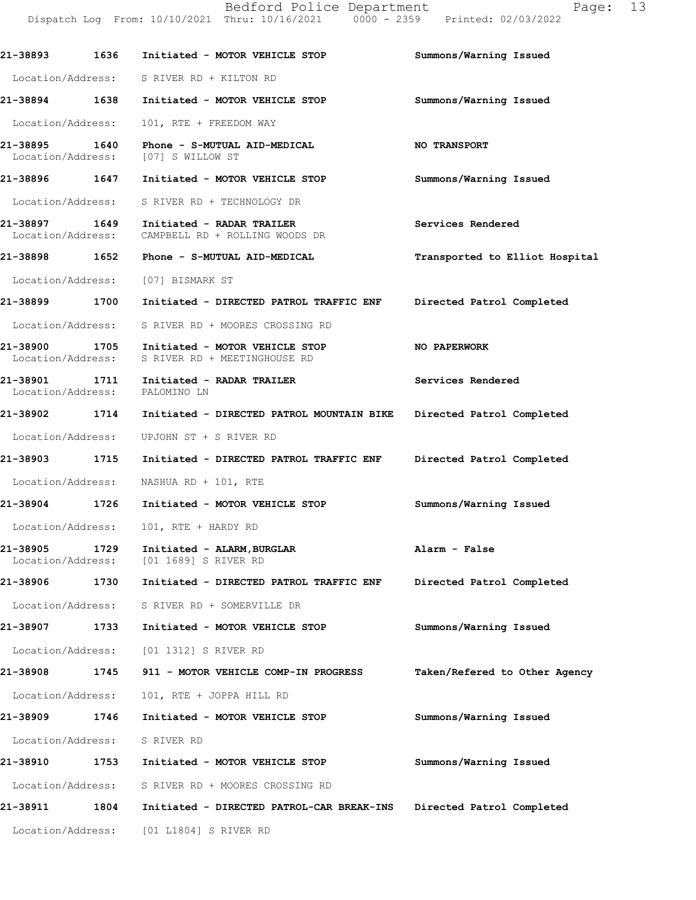| Call Number | Time | Call Reason | Action |
|---|---|---|---|
| 21-38893 | 1636 | Initiated - MOTOR VEHICLE STOP | Summons/Warning Issued |
| Location/Address: | | S RIVER RD + KILTON RD | |
| 21-38894 | 1638 | Initiated - MOTOR VEHICLE STOP | Summons/Warning Issued |
| Location/Address: | | 101, RTE + FREEDOM WAY | |
| 21-38895 | 1640 | Phone - S-MUTUAL AID-MEDICAL | NO TRANSPORT |
| Location/Address: | | [07] S WILLOW ST | |
| 21-38896 | 1647 | Initiated - MOTOR VEHICLE STOP | Summons/Warning Issued |
| Location/Address: | | S RIVER RD + TECHNOLOGY DR | |
| 21-38897 | 1649 | Initiated - RADAR TRAILER | Services Rendered |
| Location/Address: | | CAMPBELL RD + ROLLING WOODS DR | |
| 21-38898 | 1652 | Phone - S-MUTUAL AID-MEDICAL | Transported to Elliot Hospital |
| Location/Address: | | [07] BISMARK ST | |
| 21-38899 | 1700 | Initiated - DIRECTED PATROL TRAFFIC ENF | Directed Patrol Completed |
| Location/Address: | | S RIVER RD + MOORES CROSSING RD | |
| 21-38900 | 1705 | Initiated - MOTOR VEHICLE STOP | NO PAPERWORK |
| Location/Address: | | S RIVER RD + MEETINGHOUSE RD | |
| 21-38901 | 1711 | Initiated - RADAR TRAILER | Services Rendered |
| Location/Address: | | PALOMINO LN | |
| 21-38902 | 1714 | Initiated - DIRECTED PATROL MOUNTAIN BIKE | Directed Patrol Completed |
| Location/Address: | | UPJOHN ST + S RIVER RD | |
| 21-38903 | 1715 | Initiated - DIRECTED PATROL TRAFFIC ENF | Directed Patrol Completed |
| Location/Address: | | NASHUA RD + 101, RTE | |
| 21-38904 | 1726 | Initiated - MOTOR VEHICLE STOP | Summons/Warning Issued |
| Location/Address: | | 101, RTE + HARDY RD | |
| 21-38905 | 1729 | Initiated - ALARM,BURGLAR | Alarm - False |
| Location/Address: | | [01 1689] S RIVER RD | |
| 21-38906 | 1730 | Initiated - DIRECTED PATROL TRAFFIC ENF | Directed Patrol Completed |
| Location/Address: | | S RIVER RD + SOMERVILLE DR | |
| 21-38907 | 1733 | Initiated - MOTOR VEHICLE STOP | Summons/Warning Issued |
| Location/Address: | | [01 1312] S RIVER RD | |
| 21-38908 | 1745 | 911 - MOTOR VEHICLE COMP-IN PROGRESS | Taken/Refered to Other Agency |
| Location/Address: | | 101, RTE + JOPPA HILL RD | |
| 21-38909 | 1746 | Initiated - MOTOR VEHICLE STOP | Summons/Warning Issued |
| Location/Address: | | S RIVER RD | |
| 21-38910 | 1753 | Initiated - MOTOR VEHICLE STOP | Summons/Warning Issued |
| Location/Address: | | S RIVER RD + MOORES CROSSING RD | |
| 21-38911 | 1804 | Initiated - DIRECTED PATROL-CAR BREAK-INS | Directed Patrol Completed |
| Location/Address: | | [01 L1804] S RIVER RD | |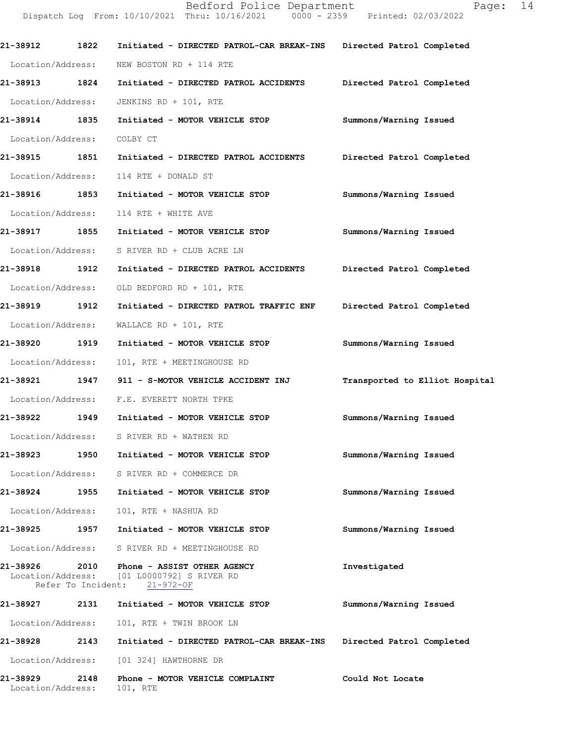21-38912 1822 Initiated - DIRECTED PATROL-CAR BREAK-INS Directed Patrol Completed

Location/Address: NEW BOSTON RD + 114 RTE

21-38913 1824 Initiated - DIRECTED PATROL ACCIDENTS Directed Patrol Completed

Location/Address: JENKINS RD + 101, RTE

21-38914 1835 Initiated - MOTOR VEHICLE STOP Summons/Warning Issued

Location/Address: COLBY CT

21-38915 1851 Initiated - DIRECTED PATROL ACCIDENTS Directed Patrol Completed

Location/Address: 114 RTE + DONALD ST

21-38916 1853 Initiated - MOTOR VEHICLE STOP Summons/Warning Issued

Location/Address: 114 RTE + WHITE AVE

21-38917 1855 Initiated - MOTOR VEHICLE STOP Summons/Warning Issued

Location/Address: S RIVER RD + CLUB ACRE LN

21-38918 1912 Initiated - DIRECTED PATROL ACCIDENTS Directed Patrol Completed

Location/Address: OLD BEDFORD RD + 101, RTE

21-38919 1912 Initiated - DIRECTED PATROL TRAFFIC ENF Directed Patrol Completed

Location/Address: WALLACE RD + 101, RTE

21-38920 1919 Initiated - MOTOR VEHICLE STOP Summons/Warning Issued

Location/Address: 101, RTE + MEETINGHOUSE RD

21-38921 1947 911 - S-MOTOR VEHICLE ACCIDENT INJ Transported to Elliot Hospital

Location/Address: F.E. EVERETT NORTH TPKE

21-38922 1949 Initiated - MOTOR VEHICLE STOP Summons/Warning Issued

Location/Address: S RIVER RD + WATHEN RD

21-38923 1950 Initiated - MOTOR VEHICLE STOP Summons/Warning Issued

Location/Address: S RIVER RD + COMMERCE DR

21-38924 1955 Initiated - MOTOR VEHICLE STOP Summons/Warning Issued

Location/Address: 101, RTE + NASHUA RD

21-38925 1957 Initiated - MOTOR VEHICLE STOP Summons/Warning Issued

Location/Address: S RIVER RD + MEETINGHOUSE RD

21-38926 2010 Phone - ASSIST OTHER AGENCY Investigated
Location/Address: [01 L0000792] S RIVER RD
Refer To Incident: 21-972-OF

21-38927 2131 Initiated - MOTOR VEHICLE STOP Summons/Warning Issued

Location/Address: 101, RTE + TWIN BROOK LN

21-38928 2143 Initiated - DIRECTED PATROL-CAR BREAK-INS Directed Patrol Completed

Location/Address: [01 324] HAWTHORNE DR

21-38929 2148 Phone - MOTOR VEHICLE COMPLAINT Could Not Locate
Location/Address: 101, RTE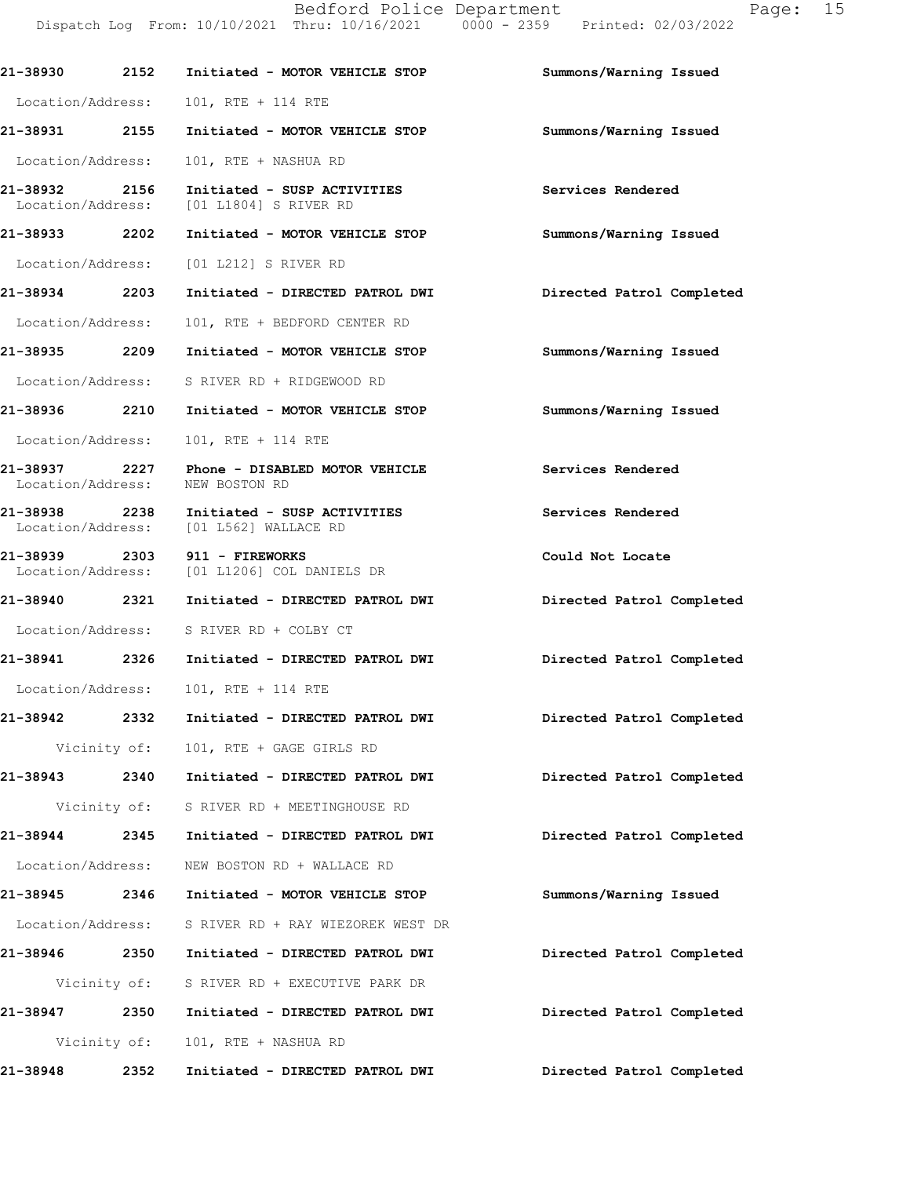| Call # | Time | Call Reason | Action |
|---|---|---|---|
| 21-38930 | 2152 | Initiated - MOTOR VEHICLE STOP | Summons/Warning Issued |
| Location/Address: | | 101, RTE + 114 RTE | |
| 21-38931 | 2155 | Initiated - MOTOR VEHICLE STOP | Summons/Warning Issued |
| Location/Address: | | 101, RTE + NASHUA RD | |
| 21-38932 | 2156 | Initiated - SUSP ACTIVITIES | Services Rendered |
| Location/Address: | | [01 L1804] S RIVER RD | |
| 21-38933 | 2202 | Initiated - MOTOR VEHICLE STOP | Summons/Warning Issued |
| Location/Address: | | [01 L212] S RIVER RD | |
| 21-38934 | 2203 | Initiated - DIRECTED PATROL DWI | Directed Patrol Completed |
| Location/Address: | | 101, RTE + BEDFORD CENTER RD | |
| 21-38935 | 2209 | Initiated - MOTOR VEHICLE STOP | Summons/Warning Issued |
| Location/Address: | | S RIVER RD + RIDGEWOOD RD | |
| 21-38936 | 2210 | Initiated - MOTOR VEHICLE STOP | Summons/Warning Issued |
| Location/Address: | | 101, RTE + 114 RTE | |
| 21-38937 | 2227 | Phone - DISABLED MOTOR VEHICLE | Services Rendered |
| Location/Address: | | NEW BOSTON RD | |
| 21-38938 | 2238 | Initiated - SUSP ACTIVITIES | Services Rendered |
| Location/Address: | | [01 L562] WALLACE RD | |
| 21-38939 | 2303 | 911 - FIREWORKS | Could Not Locate |
| Location/Address: | | [01 L1206] COL DANIELS DR | |
| 21-38940 | 2321 | Initiated - DIRECTED PATROL DWI | Directed Patrol Completed |
| Location/Address: | | S RIVER RD + COLBY CT | |
| 21-38941 | 2326 | Initiated - DIRECTED PATROL DWI | Directed Patrol Completed |
| Location/Address: | | 101, RTE + 114 RTE | |
| 21-38942 | 2332 | Initiated - DIRECTED PATROL DWI | Directed Patrol Completed |
| Vicinity of: | | 101, RTE + GAGE GIRLS RD | |
| 21-38943 | 2340 | Initiated - DIRECTED PATROL DWI | Directed Patrol Completed |
| Vicinity of: | | S RIVER RD + MEETINGHOUSE RD | |
| 21-38944 | 2345 | Initiated - DIRECTED PATROL DWI | Directed Patrol Completed |
| Location/Address: | | NEW BOSTON RD + WALLACE RD | |
| 21-38945 | 2346 | Initiated - MOTOR VEHICLE STOP | Summons/Warning Issued |
| Location/Address: | | S RIVER RD + RAY WIEZOREK WEST DR | |
| 21-38946 | 2350 | Initiated - DIRECTED PATROL DWI | Directed Patrol Completed |
| Vicinity of: | | S RIVER RD + EXECUTIVE PARK DR | |
| 21-38947 | 2350 | Initiated - DIRECTED PATROL DWI | Directed Patrol Completed |
| Vicinity of: | | 101, RTE + NASHUA RD | |
| 21-38948 | 2352 | Initiated - DIRECTED PATROL DWI | Directed Patrol Completed |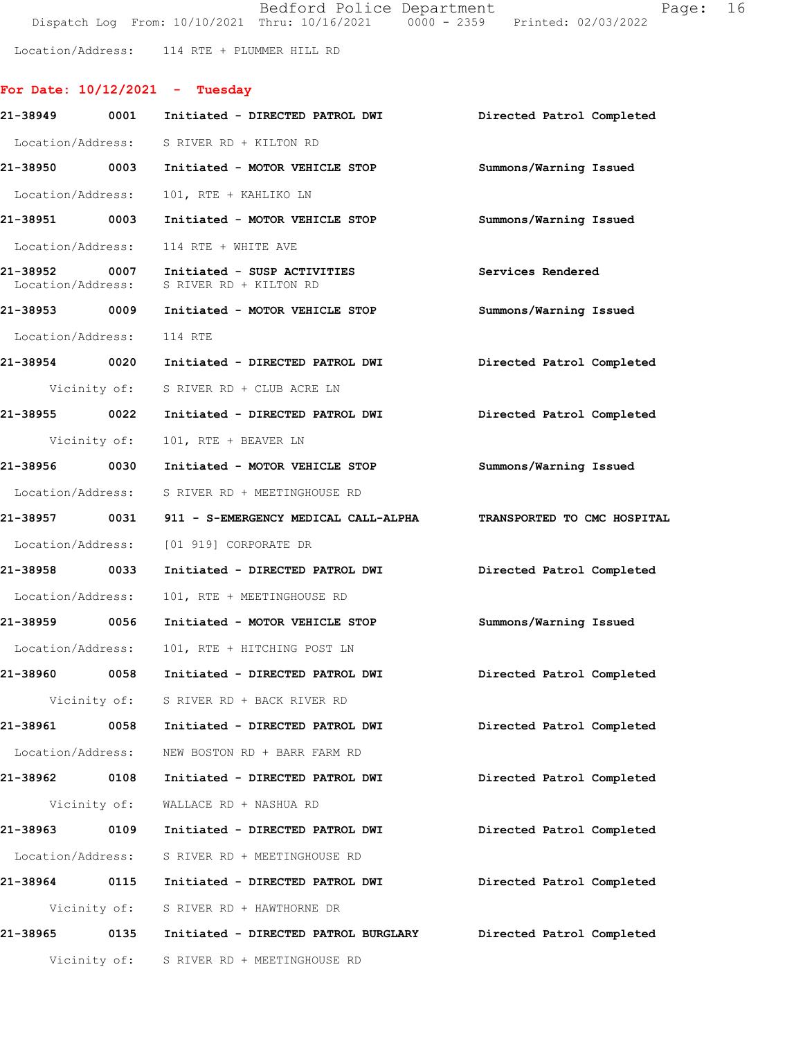Location/Address: 114 RTE + PLUMMER HILL RD

## For Date: 10/12/2021 - Tuesday

**21-38949 0001 Initiated - DIRECTED PATROL DWI** — Directed Patrol Completed
Location/Address: S RIVER RD + KILTON RD

**21-38950 0003 Initiated - MOTOR VEHICLE STOP** — Summons/Warning Issued
Location/Address: 101, RTE + KAHLIKO LN

**21-38951 0003 Initiated - MOTOR VEHICLE STOP** — Summons/Warning Issued
Location/Address: 114 RTE + WHITE AVE

**21-38952 0007 Initiated - SUSP ACTIVITIES** — Services Rendered
Location/Address: S RIVER RD + KILTON RD

**21-38953 0009 Initiated - MOTOR VEHICLE STOP** — Summons/Warning Issued
Location/Address: 114 RTE

**21-38954 0020 Initiated - DIRECTED PATROL DWI** — Directed Patrol Completed
Vicinity of: S RIVER RD + CLUB ACRE LN

**21-38955 0022 Initiated - DIRECTED PATROL DWI** — Directed Patrol Completed
Vicinity of: 101, RTE + BEAVER LN

**21-38956 0030 Initiated - MOTOR VEHICLE STOP** — Summons/Warning Issued
Location/Address: S RIVER RD + MEETINGHOUSE RD

**21-38957 0031 911 - S-EMERGENCY MEDICAL CALL-ALPHA** — TRANSPORTED TO CMC HOSPITAL
Location/Address: [01 919] CORPORATE DR

**21-38958 0033 Initiated - DIRECTED PATROL DWI** — Directed Patrol Completed
Location/Address: 101, RTE + MEETINGHOUSE RD

**21-38959 0056 Initiated - MOTOR VEHICLE STOP** — Summons/Warning Issued
Location/Address: 101, RTE + HITCHING POST LN

**21-38960 0058 Initiated - DIRECTED PATROL DWI** — Directed Patrol Completed
Vicinity of: S RIVER RD + BACK RIVER RD

**21-38961 0058 Initiated - DIRECTED PATROL DWI** — Directed Patrol Completed
Location/Address: NEW BOSTON RD + BARR FARM RD

**21-38962 0108 Initiated - DIRECTED PATROL DWI** — Directed Patrol Completed
Vicinity of: WALLACE RD + NASHUA RD

**21-38963 0109 Initiated - DIRECTED PATROL DWI** — Directed Patrol Completed
Location/Address: S RIVER RD + MEETINGHOUSE RD

**21-38964 0115 Initiated - DIRECTED PATROL DWI** — Directed Patrol Completed
Vicinity of: S RIVER RD + HAWTHORNE DR

**21-38965 0135 Initiated - DIRECTED PATROL BURGLARY** — Directed Patrol Completed
Vicinity of: S RIVER RD + MEETINGHOUSE RD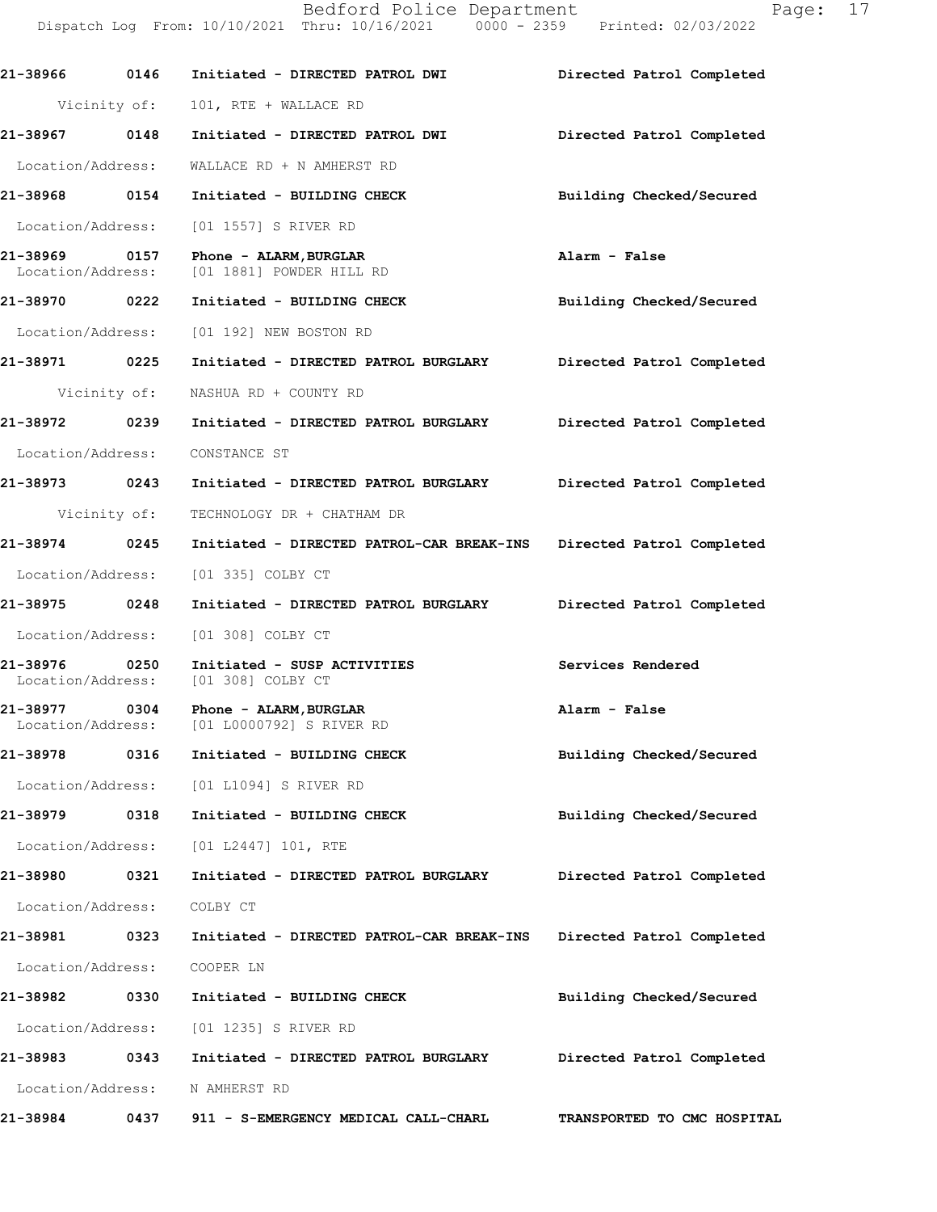| Call Number | Time | Call Reason | Action |
|---|---|---|---|
| 21-38966 | 0146 | Initiated - DIRECTED PATROL DWI | Directed Patrol Completed |
| | | Vicinity of: 101, RTE + WALLACE RD | |
| 21-38967 | 0148 | Initiated - DIRECTED PATROL DWI | Directed Patrol Completed |
| | | Location/Address: WALLACE RD + N AMHERST RD | |
| 21-38968 | 0154 | Initiated - BUILDING CHECK | Building Checked/Secured |
| | | Location/Address: [01 1557] S RIVER RD | |
| 21-38969 | 0157 | Phone - ALARM,BURGLAR | Alarm - False |
| | | Location/Address: [01 1881] POWDER HILL RD | |
| 21-38970 | 0222 | Initiated - BUILDING CHECK | Building Checked/Secured |
| | | Location/Address: [01 192] NEW BOSTON RD | |
| 21-38971 | 0225 | Initiated - DIRECTED PATROL BURGLARY | Directed Patrol Completed |
| | | Vicinity of: NASHUA RD + COUNTY RD | |
| 21-38972 | 0239 | Initiated - DIRECTED PATROL BURGLARY | Directed Patrol Completed |
| | | Location/Address: CONSTANCE ST | |
| 21-38973 | 0243 | Initiated - DIRECTED PATROL BURGLARY | Directed Patrol Completed |
| | | Vicinity of: TECHNOLOGY DR + CHATHAM DR | |
| 21-38974 | 0245 | Initiated - DIRECTED PATROL-CAR BREAK-INS | Directed Patrol Completed |
| | | Location/Address: [01 335] COLBY CT | |
| 21-38975 | 0248 | Initiated - DIRECTED PATROL BURGLARY | Directed Patrol Completed |
| | | Location/Address: [01 308] COLBY CT | |
| 21-38976 | 0250 | Initiated - SUSP ACTIVITIES | Services Rendered |
| | | Location/Address: [01 308] COLBY CT | |
| 21-38977 | 0304 | Phone - ALARM,BURGLAR | Alarm - False |
| | | Location/Address: [01 L0000792] S RIVER RD | |
| 21-38978 | 0316 | Initiated - BUILDING CHECK | Building Checked/Secured |
| | | Location/Address: [01 L1094] S RIVER RD | |
| 21-38979 | 0318 | Initiated - BUILDING CHECK | Building Checked/Secured |
| | | Location/Address: [01 L2447] 101, RTE | |
| 21-38980 | 0321 | Initiated - DIRECTED PATROL BURGLARY | Directed Patrol Completed |
| | | Location/Address: COLBY CT | |
| 21-38981 | 0323 | Initiated - DIRECTED PATROL-CAR BREAK-INS | Directed Patrol Completed |
| | | Location/Address: COOPER LN | |
| 21-38982 | 0330 | Initiated - BUILDING CHECK | Building Checked/Secured |
| | | Location/Address: [01 1235] S RIVER RD | |
| 21-38983 | 0343 | Initiated - DIRECTED PATROL BURGLARY | Directed Patrol Completed |
| | | Location/Address: N AMHERST RD | |
| 21-38984 | 0437 | 911 - S-EMERGENCY MEDICAL CALL-CHARL | TRANSPORTED TO CMC HOSPITAL |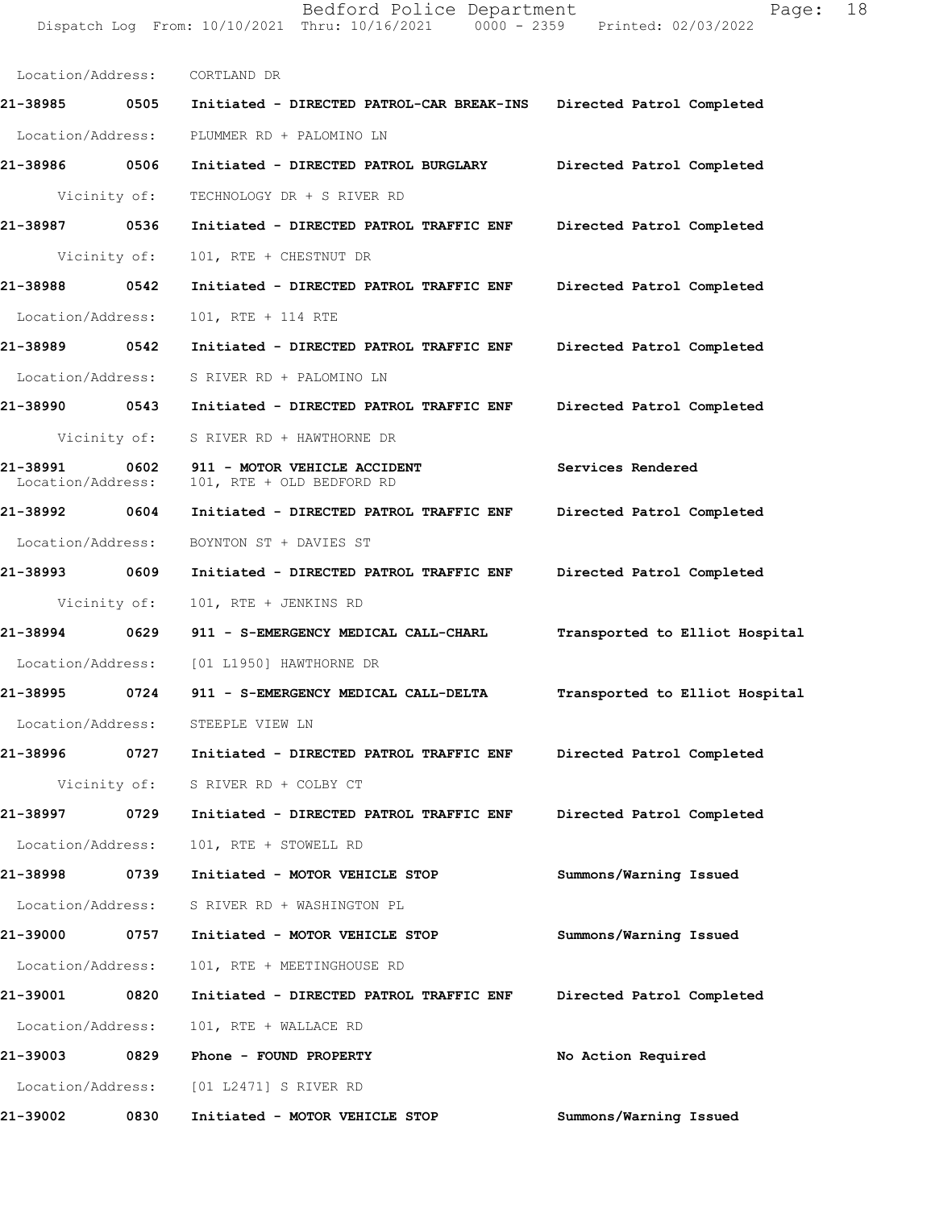Location/Address: CORTLAND DR

**21-38985 0505 Initiated - DIRECTED PATROL-CAR BREAK-INS Directed Patrol Completed**

Location/Address: PLUMMER RD + PALOMINO LN

**21-38986 0506 Initiated - DIRECTED PATROL BURGLARY Directed Patrol Completed**

Vicinity of: TECHNOLOGY DR + S RIVER RD

**21-38987 0536 Initiated - DIRECTED PATROL TRAFFIC ENF Directed Patrol Completed**

Vicinity of: 101, RTE + CHESTNUT DR

**21-38988 0542 Initiated - DIRECTED PATROL TRAFFIC ENF Directed Patrol Completed**

Location/Address: 101, RTE + 114 RTE

**21-38989 0542 Initiated - DIRECTED PATROL TRAFFIC ENF Directed Patrol Completed**

Location/Address: S RIVER RD + PALOMINO LN

**21-38990 0543 Initiated - DIRECTED PATROL TRAFFIC ENF Directed Patrol Completed**

Vicinity of: S RIVER RD + HAWTHORNE DR

**21-38991 0602 911 - MOTOR VEHICLE ACCIDENT Services Rendered**

Location/Address: 101, RTE + OLD BEDFORD RD

**21-38992 0604 Initiated - DIRECTED PATROL TRAFFIC ENF Directed Patrol Completed**

Location/Address: BOYNTON ST + DAVIES ST

**21-38993 0609 Initiated - DIRECTED PATROL TRAFFIC ENF Directed Patrol Completed**

Vicinity of: 101, RTE + JENKINS RD

**21-38994 0629 911 - S-EMERGENCY MEDICAL CALL-CHARL Transported to Elliot Hospital**

Location/Address: [01 L1950] HAWTHORNE DR

**21-38995 0724 911 - S-EMERGENCY MEDICAL CALL-DELTA Transported to Elliot Hospital**

Location/Address: STEEPLE VIEW LN

**21-38996 0727 Initiated - DIRECTED PATROL TRAFFIC ENF Directed Patrol Completed**

Vicinity of: S RIVER RD + COLBY CT

**21-38997 0729 Initiated - DIRECTED PATROL TRAFFIC ENF Directed Patrol Completed**

Location/Address: 101, RTE + STOWELL RD

**21-38998 0739 Initiated - MOTOR VEHICLE STOP Summons/Warning Issued**

Location/Address: S RIVER RD + WASHINGTON PL

**21-39000 0757 Initiated - MOTOR VEHICLE STOP Summons/Warning Issued**

Location/Address: 101, RTE + MEETINGHOUSE RD

**21-39001 0820 Initiated - DIRECTED PATROL TRAFFIC ENF Directed Patrol Completed**

Location/Address: 101, RTE + WALLACE RD

**21-39003 0829 Phone - FOUND PROPERTY No Action Required**

Location/Address: [01 L2471] S RIVER RD

**21-39002 0830 Initiated - MOTOR VEHICLE STOP Summons/Warning Issued**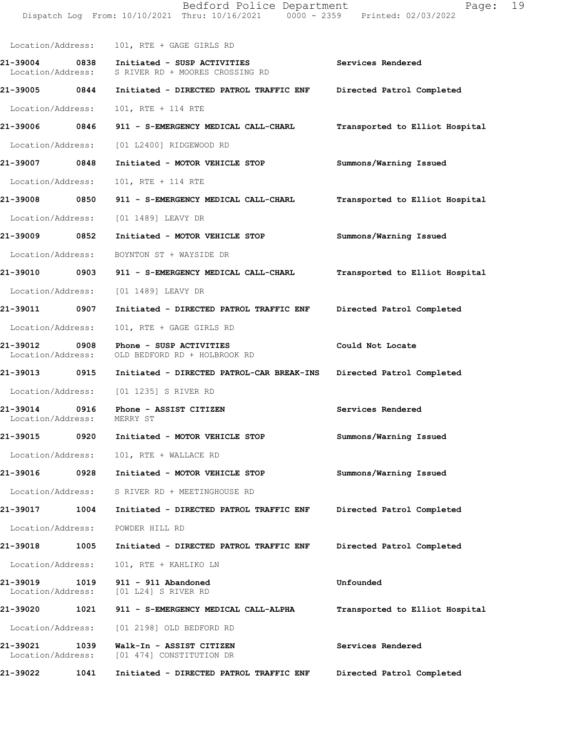Location/Address: 101, RTE + GAGE GIRLS RD

| Call # | Time | Call Reason | Action |
| --- | --- | --- | --- |
| 21-39004 | 0838 | Initiated - SUSP ACTIVITIES | Services Rendered |
| | | Location/Address: S RIVER RD + MOORES CROSSING RD | |
| 21-39005 | 0844 | Initiated - DIRECTED PATROL TRAFFIC ENF | Directed Patrol Completed |
| | | Location/Address: 101, RTE + 114 RTE | |
| 21-39006 | 0846 | 911 - S-EMERGENCY MEDICAL CALL-CHARL | Transported to Elliot Hospital |
| | | Location/Address: [01 L2400] RIDGEWOOD RD | |
| 21-39007 | 0848 | Initiated - MOTOR VEHICLE STOP | Summons/Warning Issued |
| | | Location/Address: 101, RTE + 114 RTE | |
| 21-39008 | 0850 | 911 - S-EMERGENCY MEDICAL CALL-CHARL | Transported to Elliot Hospital |
| | | Location/Address: [01 1489] LEAVY DR | |
| 21-39009 | 0852 | Initiated - MOTOR VEHICLE STOP | Summons/Warning Issued |
| | | Location/Address: BOYNTON ST + WAYSIDE DR | |
| 21-39010 | 0903 | 911 - S-EMERGENCY MEDICAL CALL-CHARL | Transported to Elliot Hospital |
| | | Location/Address: [01 1489] LEAVY DR | |
| 21-39011 | 0907 | Initiated - DIRECTED PATROL TRAFFIC ENF | Directed Patrol Completed |
| | | Location/Address: 101, RTE + GAGE GIRLS RD | |
| 21-39012 | 0908 | Phone - SUSP ACTIVITIES | Could Not Locate |
| | | Location/Address: OLD BEDFORD RD + HOLBROOK RD | |
| 21-39013 | 0915 | Initiated - DIRECTED PATROL-CAR BREAK-INS | Directed Patrol Completed |
| | | Location/Address: [01 1235] S RIVER RD | |
| 21-39014 | 0916 | Phone - ASSIST CITIZEN | Services Rendered |
| | | Location/Address: MERRY ST | |
| 21-39015 | 0920 | Initiated - MOTOR VEHICLE STOP | Summons/Warning Issued |
| | | Location/Address: 101, RTE + WALLACE RD | |
| 21-39016 | 0928 | Initiated - MOTOR VEHICLE STOP | Summons/Warning Issued |
| | | Location/Address: S RIVER RD + MEETINGHOUSE RD | |
| 21-39017 | 1004 | Initiated - DIRECTED PATROL TRAFFIC ENF | Directed Patrol Completed |
| | | Location/Address: POWDER HILL RD | |
| 21-39018 | 1005 | Initiated - DIRECTED PATROL TRAFFIC ENF | Directed Patrol Completed |
| | | Location/Address: 101, RTE + KAHLIKO LN | |
| 21-39019 | 1019 | 911 - 911 Abandoned | Unfounded |
| | | Location/Address: [01 L24] S RIVER RD | |
| 21-39020 | 1021 | 911 - S-EMERGENCY MEDICAL CALL-ALPHA | Transported to Elliot Hospital |
| | | Location/Address: [01 2198] OLD BEDFORD RD | |
| 21-39021 | 1039 | Walk-In - ASSIST CITIZEN | Services Rendered |
| | | Location/Address: [01 474] CONSTITUTION DR | |
| 21-39022 | 1041 | Initiated - DIRECTED PATROL TRAFFIC ENF | Directed Patrol Completed |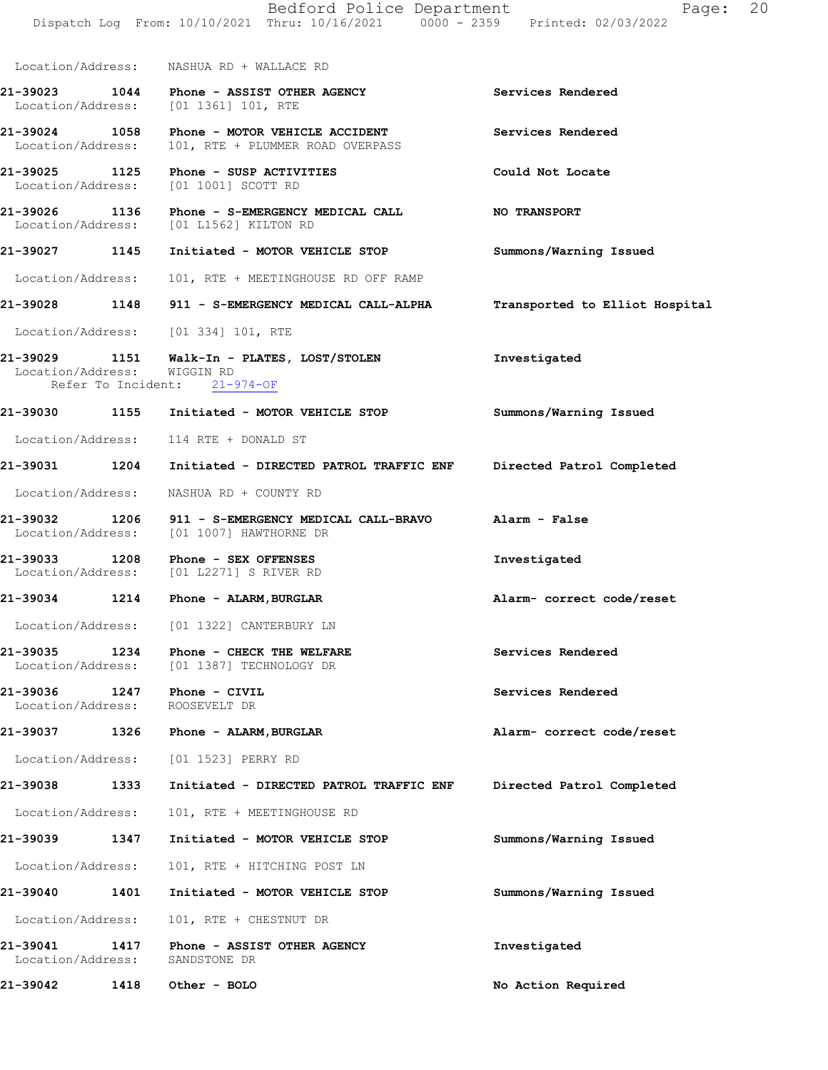Location/Address: NASHUA RD + WALLACE RD

| Call Number | Time | Call Reason | Action |
|---|---|---|---|
| **21-39023** | **1044** | **Phone - ASSIST OTHER AGENCY** | **Services Rendered** |
| Location/Address: | | [01 1361] 101, RTE | |
| **21-39024** | **1058** | **Phone - MOTOR VEHICLE ACCIDENT** | **Services Rendered** |
| Location/Address: | | 101, RTE + PLUMMER ROAD OVERPASS | |
| **21-39025** | **1125** | **Phone - SUSP ACTIVITIES** | **Could Not Locate** |
| Location/Address: | | [01 1001] SCOTT RD | |
| **21-39026** | **1136** | **Phone - S-EMERGENCY MEDICAL CALL** | **NO TRANSPORT** |
| Location/Address: | | [01 L1562] KILTON RD | |
| **21-39027** | **1145** | **Initiated - MOTOR VEHICLE STOP** | **Summons/Warning Issued** |
| Location/Address: | | 101, RTE + MEETINGHOUSE RD OFF RAMP | |
| **21-39028** | **1148** | **911 - S-EMERGENCY MEDICAL CALL-ALPHA** | **Transported to Elliot Hospital** |
| Location/Address: | | [01 334] 101, RTE | |
| **21-39029** | **1151** | **Walk-In - PLATES, LOST/STOLEN** | **Investigated** |
| Location/Address: | | WIGGIN RD | |
| Refer To Incident: | | 21-974-OF | |
| **21-39030** | **1155** | **Initiated - MOTOR VEHICLE STOP** | **Summons/Warning Issued** |
| Location/Address: | | 114 RTE + DONALD ST | |
| **21-39031** | **1204** | **Initiated - DIRECTED PATROL TRAFFIC ENF** | **Directed Patrol Completed** |
| Location/Address: | | NASHUA RD + COUNTY RD | |
| **21-39032** | **1206** | **911 - S-EMERGENCY MEDICAL CALL-BRAVO** | **Alarm - False** |
| Location/Address: | | [01 1007] HAWTHORNE DR | |
| **21-39033** | **1208** | **Phone - SEX OFFENSES** | **Investigated** |
| Location/Address: | | [01 L2271] S RIVER RD | |
| **21-39034** | **1214** | **Phone - ALARM,BURGLAR** | **Alarm- correct code/reset** |
| Location/Address: | | [01 1322] CANTERBURY LN | |
| **21-39035** | **1234** | **Phone - CHECK THE WELFARE** | **Services Rendered** |
| Location/Address: | | [01 1387] TECHNOLOGY DR | |
| **21-39036** | **1247** | **Phone - CIVIL** | **Services Rendered** |
| Location/Address: | | ROOSEVELT DR | |
| **21-39037** | **1326** | **Phone - ALARM,BURGLAR** | **Alarm- correct code/reset** |
| Location/Address: | | [01 1523] PERRY RD | |
| **21-39038** | **1333** | **Initiated - DIRECTED PATROL TRAFFIC ENF** | **Directed Patrol Completed** |
| Location/Address: | | 101, RTE + MEETINGHOUSE RD | |
| **21-39039** | **1347** | **Initiated - MOTOR VEHICLE STOP** | **Summons/Warning Issued** |
| Location/Address: | | 101, RTE + HITCHING POST LN | |
| **21-39040** | **1401** | **Initiated - MOTOR VEHICLE STOP** | **Summons/Warning Issued** |
| Location/Address: | | 101, RTE + CHESTNUT DR | |
| **21-39041** | **1417** | **Phone - ASSIST OTHER AGENCY** | **Investigated** |
| Location/Address: | | SANDSTONE DR | |
| **21-39042** | **1418** | **Other - BOLO** | **No Action Required** |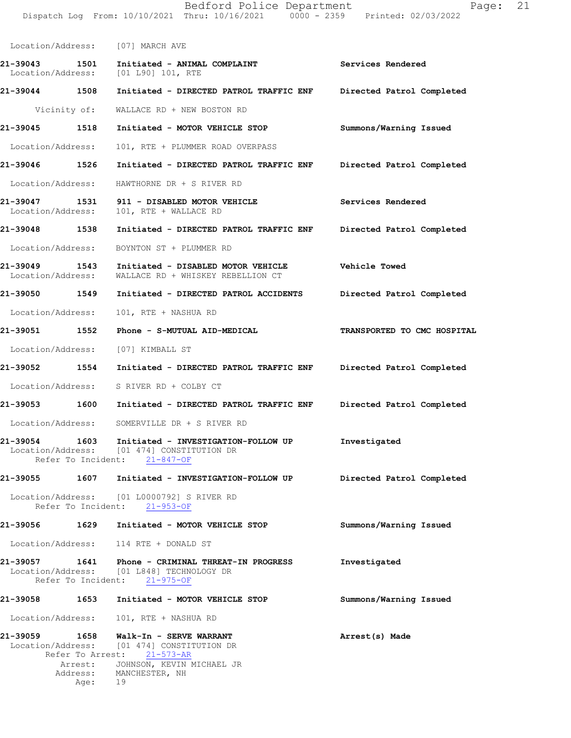Location/Address: [07] MARCH AVE

**21-39043 1501 Initiated - ANIMAL COMPLAINT** **Services Rendered**
Location/Address: [01 L90] 101, RTE

**21-39044 1508 Initiated - DIRECTED PATROL TRAFFIC ENF** **Directed Patrol Completed**
Vicinity of: WALLACE RD + NEW BOSTON RD

**21-39045 1518 Initiated - MOTOR VEHICLE STOP** **Summons/Warning Issued**
Location/Address: 101, RTE + PLUMMER ROAD OVERPASS

**21-39046 1526 Initiated - DIRECTED PATROL TRAFFIC ENF** **Directed Patrol Completed**
Location/Address: HAWTHORNE DR + S RIVER RD

**21-39047 1531 911 - DISABLED MOTOR VEHICLE** **Services Rendered**
Location/Address: 101, RTE + WALLACE RD

**21-39048 1538 Initiated - DIRECTED PATROL TRAFFIC ENF** **Directed Patrol Completed**
Location/Address: BOYNTON ST + PLUMMER RD

**21-39049 1543 Initiated - DISABLED MOTOR VEHICLE** **Vehicle Towed**
Location/Address: WALLACE RD + WHISKEY REBELLION CT

**21-39050 1549 Initiated - DIRECTED PATROL ACCIDENTS** **Directed Patrol Completed**
Location/Address: 101, RTE + NASHUA RD

**21-39051 1552 Phone - S-MUTUAL AID-MEDICAL** **TRANSPORTED TO CMC HOSPITAL**
Location/Address: [07] KIMBALL ST

**21-39052 1554 Initiated - DIRECTED PATROL TRAFFIC ENF** **Directed Patrol Completed**
Location/Address: S RIVER RD + COLBY CT

**21-39053 1600 Initiated - DIRECTED PATROL TRAFFIC ENF** **Directed Patrol Completed**
Location/Address: SOMERVILLE DR + S RIVER RD

**21-39054 1603 Initiated - INVESTIGATION-FOLLOW UP** **Investigated**
Location/Address: [01 474] CONSTITUTION DR
Refer To Incident: 21-847-OF

**21-39055 1607 Initiated - INVESTIGATION-FOLLOW UP** **Directed Patrol Completed**
Location/Address: [01 L0000792] S RIVER RD
Refer To Incident: 21-953-OF

**21-39056 1629 Initiated - MOTOR VEHICLE STOP** **Summons/Warning Issued**
Location/Address: 114 RTE + DONALD ST

**21-39057 1641 Phone - CRIMINAL THREAT-IN PROGRESS** **Investigated**
Location/Address: [01 L848] TECHNOLOGY DR
Refer To Incident: 21-975-OF

**21-39058 1653 Initiated - MOTOR VEHICLE STOP** **Summons/Warning Issued**
Location/Address: 101, RTE + NASHUA RD

**21-39059 1658 Walk-In - SERVE WARRANT** **Arrest(s) Made**
Location/Address: [01 474] CONSTITUTION DR
Refer To Arrest: 21-573-AR
Arrest: JOHNSON, KEVIN MICHAEL JR
Address: MANCHESTER, NH
Age: 19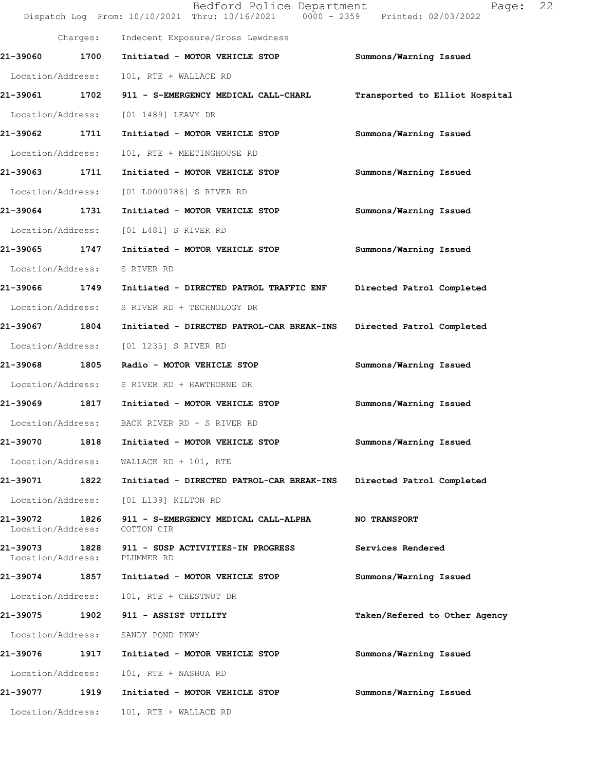Charges: Indecent Exposure/Gross Lewdness

| Call # | Time | Call Type | Disposition |
|---|---|---|---|
| 21-39060 | 1700 | Initiated - MOTOR VEHICLE STOP | Summons/Warning Issued |
| Location/Address: | | 101, RTE + WALLACE RD | |
| 21-39061 | 1702 | 911 - S-EMERGENCY MEDICAL CALL-CHARL | Transported to Elliot Hospital |
| Location/Address: | | [01 1489] LEAVY DR | |
| 21-39062 | 1711 | Initiated - MOTOR VEHICLE STOP | Summons/Warning Issued |
| Location/Address: | | 101, RTE + MEETINGHOUSE RD | |
| 21-39063 | 1711 | Initiated - MOTOR VEHICLE STOP | Summons/Warning Issued |
| Location/Address: | | [01 L0000786] S RIVER RD | |
| 21-39064 | 1731 | Initiated - MOTOR VEHICLE STOP | Summons/Warning Issued |
| Location/Address: | | [01 L481] S RIVER RD | |
| 21-39065 | 1747 | Initiated - MOTOR VEHICLE STOP | Summons/Warning Issued |
| Location/Address: | | S RIVER RD | |
| 21-39066 | 1749 | Initiated - DIRECTED PATROL TRAFFIC ENF | Directed Patrol Completed |
| Location/Address: | | S RIVER RD + TECHNOLOGY DR | |
| 21-39067 | 1804 | Initiated - DIRECTED PATROL-CAR BREAK-INS | Directed Patrol Completed |
| Location/Address: | | [01 1235] S RIVER RD | |
| 21-39068 | 1805 | Radio - MOTOR VEHICLE STOP | Summons/Warning Issued |
| Location/Address: | | S RIVER RD + HAWTHORNE DR | |
| 21-39069 | 1817 | Initiated - MOTOR VEHICLE STOP | Summons/Warning Issued |
| Location/Address: | | BACK RIVER RD + S RIVER RD | |
| 21-39070 | 1818 | Initiated - MOTOR VEHICLE STOP | Summons/Warning Issued |
| Location/Address: | | WALLACE RD + 101, RTE | |
| 21-39071 | 1822 | Initiated - DIRECTED PATROL-CAR BREAK-INS | Directed Patrol Completed |
| Location/Address: | | [01 L139] KILTON RD | |
| 21-39072 | 1826 | 911 - S-EMERGENCY MEDICAL CALL-ALPHA | NO TRANSPORT |
| Location/Address: | | COTTON CIR | |
| 21-39073 | 1828 | 911 - SUSP ACTIVITIES-IN PROGRESS | Services Rendered |
| Location/Address: | | PLUMMER RD | |
| 21-39074 | 1857 | Initiated - MOTOR VEHICLE STOP | Summons/Warning Issued |
| Location/Address: | | 101, RTE + CHESTNUT DR | |
| 21-39075 | 1902 | 911 - ASSIST UTILITY | Taken/Refered to Other Agency |
| Location/Address: | | SANDY POND PKWY | |
| 21-39076 | 1917 | Initiated - MOTOR VEHICLE STOP | Summons/Warning Issued |
| Location/Address: | | 101, RTE + NASHUA RD | |
| 21-39077 | 1919 | Initiated - MOTOR VEHICLE STOP | Summons/Warning Issued |
| Location/Address: | | 101, RTE + WALLACE RD | |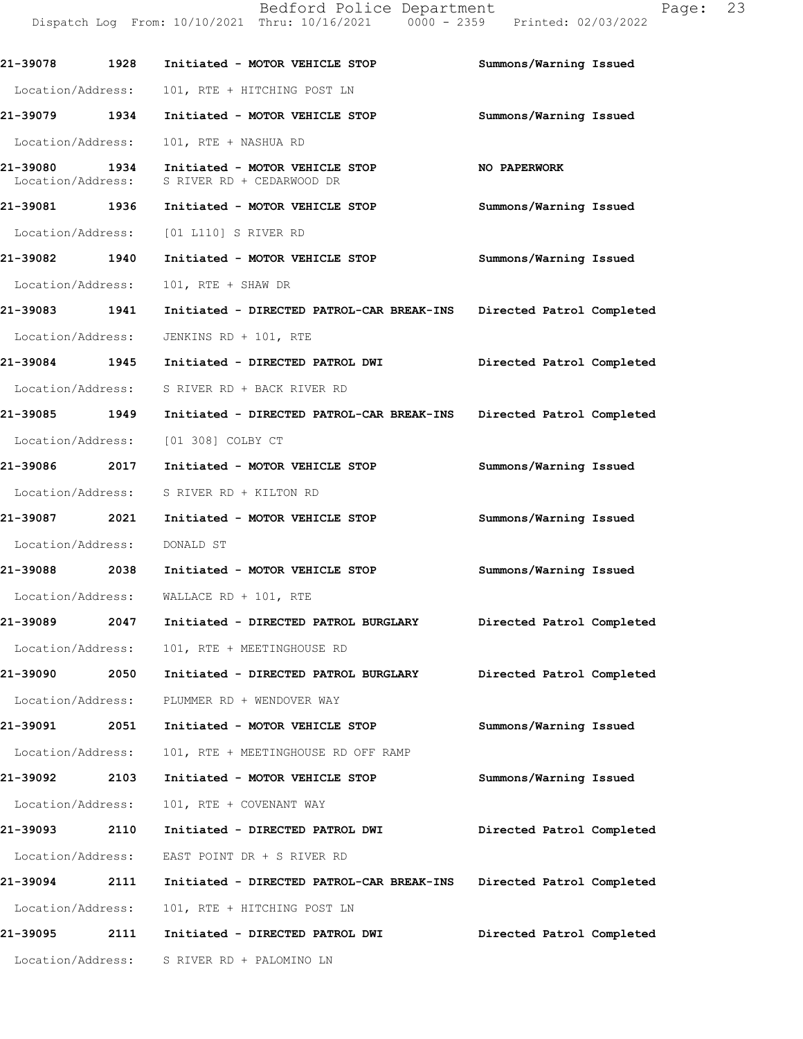| Call # | Time | Type | Disposition |
|---|---|---|---|
| 21-39078 | 1928 | Initiated - MOTOR VEHICLE STOP | Summons/Warning Issued |
| Location/Address: | | 101, RTE + HITCHING POST LN | |
| 21-39079 | 1934 | Initiated - MOTOR VEHICLE STOP | Summons/Warning Issued |
| Location/Address: | | 101, RTE + NASHUA RD | |
| 21-39080 | 1934 | Initiated - MOTOR VEHICLE STOP | NO PAPERWORK |
| Location/Address: | | S RIVER RD + CEDARWOOD DR | |
| 21-39081 | 1936 | Initiated - MOTOR VEHICLE STOP | Summons/Warning Issued |
| Location/Address: | | [01 L110] S RIVER RD | |
| 21-39082 | 1940 | Initiated - MOTOR VEHICLE STOP | Summons/Warning Issued |
| Location/Address: | | 101, RTE + SHAW DR | |
| 21-39083 | 1941 | Initiated - DIRECTED PATROL-CAR BREAK-INS | Directed Patrol Completed |
| Location/Address: | | JENKINS RD + 101, RTE | |
| 21-39084 | 1945 | Initiated - DIRECTED PATROL DWI | Directed Patrol Completed |
| Location/Address: | | S RIVER RD + BACK RIVER RD | |
| 21-39085 | 1949 | Initiated - DIRECTED PATROL-CAR BREAK-INS | Directed Patrol Completed |
| Location/Address: | | [01 308] COLBY CT | |
| 21-39086 | 2017 | Initiated - MOTOR VEHICLE STOP | Summons/Warning Issued |
| Location/Address: | | S RIVER RD + KILTON RD | |
| 21-39087 | 2021 | Initiated - MOTOR VEHICLE STOP | Summons/Warning Issued |
| Location/Address: | | DONALD ST | |
| 21-39088 | 2038 | Initiated - MOTOR VEHICLE STOP | Summons/Warning Issued |
| Location/Address: | | WALLACE RD + 101, RTE | |
| 21-39089 | 2047 | Initiated - DIRECTED PATROL BURGLARY | Directed Patrol Completed |
| Location/Address: | | 101, RTE + MEETINGHOUSE RD | |
| 21-39090 | 2050 | Initiated - DIRECTED PATROL BURGLARY | Directed Patrol Completed |
| Location/Address: | | PLUMMER RD + WENDOVER WAY | |
| 21-39091 | 2051 | Initiated - MOTOR VEHICLE STOP | Summons/Warning Issued |
| Location/Address: | | 101, RTE + MEETINGHOUSE RD OFF RAMP | |
| 21-39092 | 2103 | Initiated - MOTOR VEHICLE STOP | Summons/Warning Issued |
| Location/Address: | | 101, RTE + COVENANT WAY | |
| 21-39093 | 2110 | Initiated - DIRECTED PATROL DWI | Directed Patrol Completed |
| Location/Address: | | EAST POINT DR + S RIVER RD | |
| 21-39094 | 2111 | Initiated - DIRECTED PATROL-CAR BREAK-INS | Directed Patrol Completed |
| Location/Address: | | 101, RTE + HITCHING POST LN | |
| 21-39095 | 2111 | Initiated - DIRECTED PATROL DWI | Directed Patrol Completed |
| Location/Address: | | S RIVER RD + PALOMINO LN | |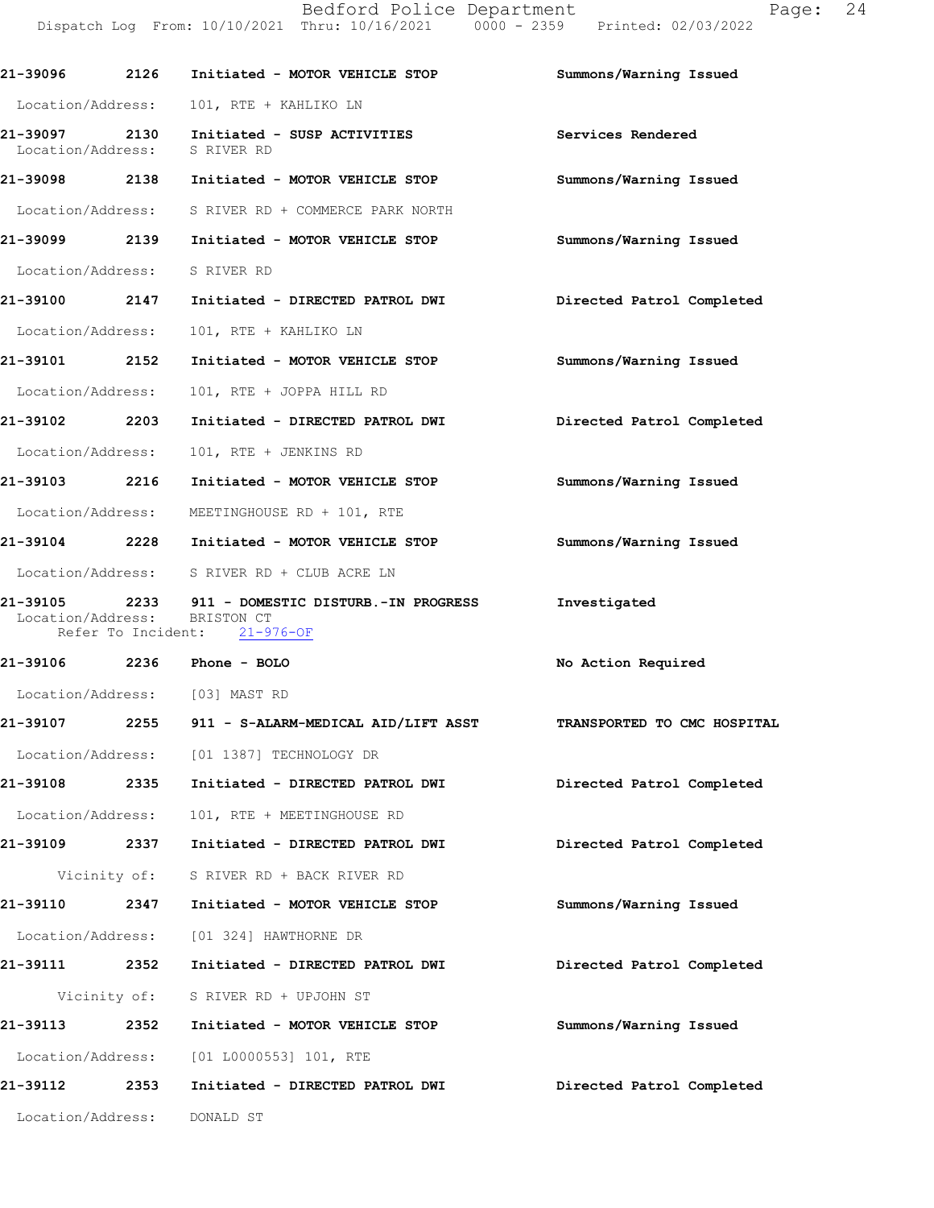21-39096 2126 Initiated - MOTOR VEHICLE STOP Summons/Warning Issued

Location/Address: 101, RTE + KAHLIKO LN

21-39097 2130 Initiated - SUSP ACTIVITIES Services Rendered
Location/Address: S RIVER RD

21-39098 2138 Initiated - MOTOR VEHICLE STOP Summons/Warning Issued

Location/Address: S RIVER RD + COMMERCE PARK NORTH

21-39099 2139 Initiated - MOTOR VEHICLE STOP Summons/Warning Issued

Location/Address: S RIVER RD

21-39100 2147 Initiated - DIRECTED PATROL DWI Directed Patrol Completed

Location/Address: 101, RTE + KAHLIKO LN

21-39101 2152 Initiated - MOTOR VEHICLE STOP Summons/Warning Issued

Location/Address: 101, RTE + JOPPA HILL RD

21-39102 2203 Initiated - DIRECTED PATROL DWI Directed Patrol Completed

Location/Address: 101, RTE + JENKINS RD

21-39103 2216 Initiated - MOTOR VEHICLE STOP Summons/Warning Issued

Location/Address: MEETINGHOUSE RD + 101, RTE

21-39104 2228 Initiated - MOTOR VEHICLE STOP Summons/Warning Issued

Location/Address: S RIVER RD + CLUB ACRE LN

21-39105 2233 911 - DOMESTIC DISTURB.-IN PROGRESS Investigated
Location/Address: BRISTON CT
Refer To Incident: 21-976-OF

21-39106 2236 Phone - BOLO No Action Required

Location/Address: [03] MAST RD

21-39107 2255 911 - S-ALARM-MEDICAL AID/LIFT ASST TRANSPORTED TO CMC HOSPITAL

Location/Address: [01 1387] TECHNOLOGY DR

21-39108 2335 Initiated - DIRECTED PATROL DWI Directed Patrol Completed

Location/Address: 101, RTE + MEETINGHOUSE RD

21-39109 2337 Initiated - DIRECTED PATROL DWI Directed Patrol Completed

Vicinity of: S RIVER RD + BACK RIVER RD

21-39110 2347 Initiated - MOTOR VEHICLE STOP Summons/Warning Issued

Location/Address: [01 324] HAWTHORNE DR

21-39111 2352 Initiated - DIRECTED PATROL DWI Directed Patrol Completed

Vicinity of: S RIVER RD + UPJOHN ST

21-39113 2352 Initiated - MOTOR VEHICLE STOP Summons/Warning Issued

Location/Address: [01 L0000553] 101, RTE

21-39112 2353 Initiated - DIRECTED PATROL DWI Directed Patrol Completed

Location/Address: DONALD ST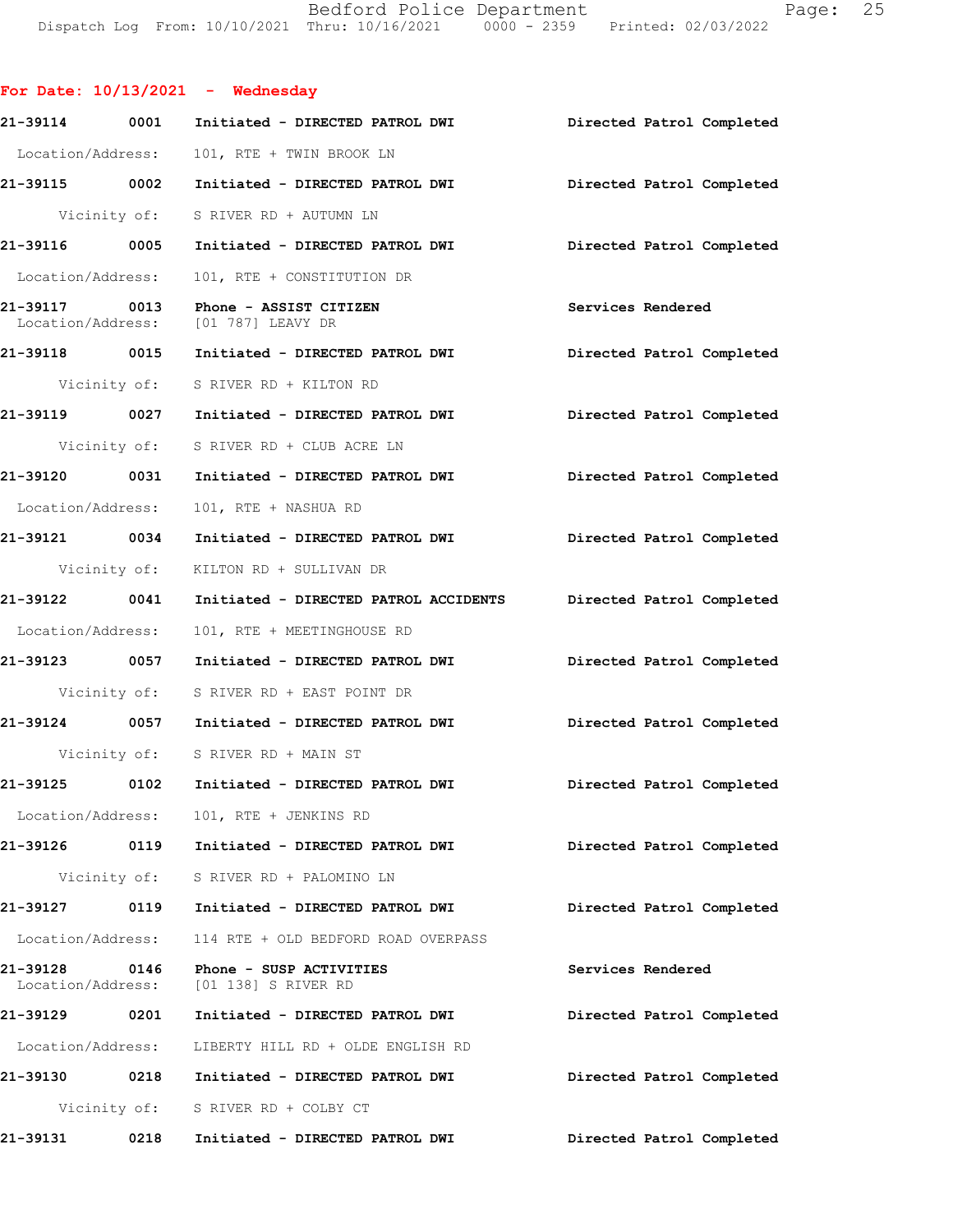**For Date: 10/13/2021 - Wednesday**

21-39114 0001 Initiated - DIRECTED PATROL DWI — Directed Patrol Completed
Location/Address: 101, RTE + TWIN BROOK LN

21-39115 0002 Initiated - DIRECTED PATROL DWI — Directed Patrol Completed
Vicinity of: S RIVER RD + AUTUMN LN

21-39116 0005 Initiated - DIRECTED PATROL DWI — Directed Patrol Completed
Location/Address: 101, RTE + CONSTITUTION DR

21-39117 0013 Phone - ASSIST CITIZEN — Services Rendered
Location/Address: [01 787] LEAVY DR

21-39118 0015 Initiated - DIRECTED PATROL DWI — Directed Patrol Completed
Vicinity of: S RIVER RD + KILTON RD

21-39119 0027 Initiated - DIRECTED PATROL DWI — Directed Patrol Completed
Vicinity of: S RIVER RD + CLUB ACRE LN

21-39120 0031 Initiated - DIRECTED PATROL DWI — Directed Patrol Completed
Location/Address: 101, RTE + NASHUA RD

21-39121 0034 Initiated - DIRECTED PATROL DWI — Directed Patrol Completed
Vicinity of: KILTON RD + SULLIVAN DR

21-39122 0041 Initiated - DIRECTED PATROL ACCIDENTS — Directed Patrol Completed
Location/Address: 101, RTE + MEETINGHOUSE RD

21-39123 0057 Initiated - DIRECTED PATROL DWI — Directed Patrol Completed
Vicinity of: S RIVER RD + EAST POINT DR

21-39124 0057 Initiated - DIRECTED PATROL DWI — Directed Patrol Completed
Vicinity of: S RIVER RD + MAIN ST

21-39125 0102 Initiated - DIRECTED PATROL DWI — Directed Patrol Completed
Location/Address: 101, RTE + JENKINS RD

21-39126 0119 Initiated - DIRECTED PATROL DWI — Directed Patrol Completed
Vicinity of: S RIVER RD + PALOMINO LN

21-39127 0119 Initiated - DIRECTED PATROL DWI — Directed Patrol Completed
Location/Address: 114 RTE + OLD BEDFORD ROAD OVERPASS

21-39128 0146 Phone - SUSP ACTIVITIES — Services Rendered
Location/Address: [01 138] S RIVER RD

21-39129 0201 Initiated - DIRECTED PATROL DWI — Directed Patrol Completed
Location/Address: LIBERTY HILL RD + OLDE ENGLISH RD

21-39130 0218 Initiated - DIRECTED PATROL DWI — Directed Patrol Completed
Vicinity of: S RIVER RD + COLBY CT

21-39131 0218 Initiated - DIRECTED PATROL DWI — Directed Patrol Completed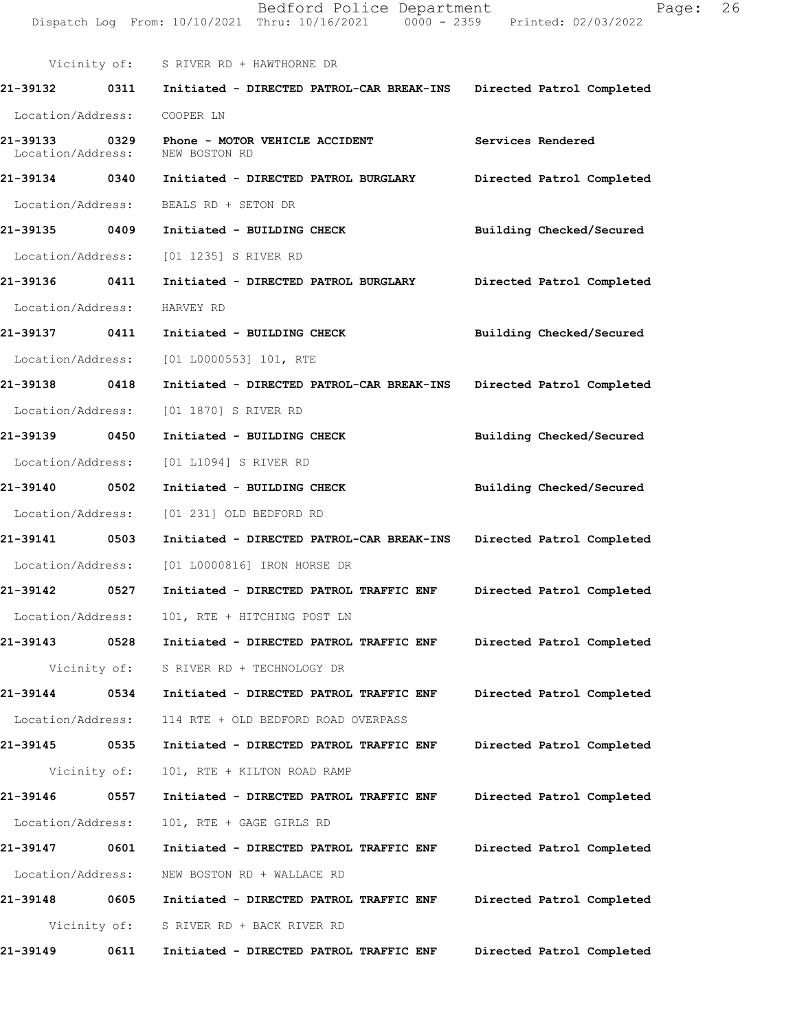Vicinity of: S RIVER RD + HAWTHORNE DR

**21-39132 0311 Initiated - DIRECTED PATROL-CAR BREAK-INS Directed Patrol Completed**

Location/Address: COOPER LN

**21-39133 0329 Phone - MOTOR VEHICLE ACCIDENT Services Rendered**
Location/Address: NEW BOSTON RD

**21-39134 0340 Initiated - DIRECTED PATROL BURGLARY Directed Patrol Completed**

Location/Address: BEALS RD + SETON DR

**21-39135 0409 Initiated - BUILDING CHECK Building Checked/Secured**

Location/Address: [01 1235] S RIVER RD

**21-39136 0411 Initiated - DIRECTED PATROL BURGLARY Directed Patrol Completed**

Location/Address: HARVEY RD

**21-39137 0411 Initiated - BUILDING CHECK Building Checked/Secured**

Location/Address: [01 L0000553] 101, RTE

**21-39138 0418 Initiated - DIRECTED PATROL-CAR BREAK-INS Directed Patrol Completed**

Location/Address: [01 1870] S RIVER RD

**21-39139 0450 Initiated - BUILDING CHECK Building Checked/Secured**

Location/Address: [01 L1094] S RIVER RD

**21-39140 0502 Initiated - BUILDING CHECK Building Checked/Secured**

Location/Address: [01 231] OLD BEDFORD RD

**21-39141 0503 Initiated - DIRECTED PATROL-CAR BREAK-INS Directed Patrol Completed**

Location/Address: [01 L0000816] IRON HORSE DR

**21-39142 0527 Initiated - DIRECTED PATROL TRAFFIC ENF Directed Patrol Completed**

Location/Address: 101, RTE + HITCHING POST LN

**21-39143 0528 Initiated - DIRECTED PATROL TRAFFIC ENF Directed Patrol Completed**

Vicinity of: S RIVER RD + TECHNOLOGY DR

**21-39144 0534 Initiated - DIRECTED PATROL TRAFFIC ENF Directed Patrol Completed**

Location/Address: 114 RTE + OLD BEDFORD ROAD OVERPASS

**21-39145 0535 Initiated - DIRECTED PATROL TRAFFIC ENF Directed Patrol Completed**

Vicinity of: 101, RTE + KILTON ROAD RAMP

**21-39146 0557 Initiated - DIRECTED PATROL TRAFFIC ENF Directed Patrol Completed**

Location/Address: 101, RTE + GAGE GIRLS RD

**21-39147 0601 Initiated - DIRECTED PATROL TRAFFIC ENF Directed Patrol Completed**

Location/Address: NEW BOSTON RD + WALLACE RD

**21-39148 0605 Initiated - DIRECTED PATROL TRAFFIC ENF Directed Patrol Completed**

Vicinity of: S RIVER RD + BACK RIVER RD

**21-39149 0611 Initiated - DIRECTED PATROL TRAFFIC ENF Directed Patrol Completed**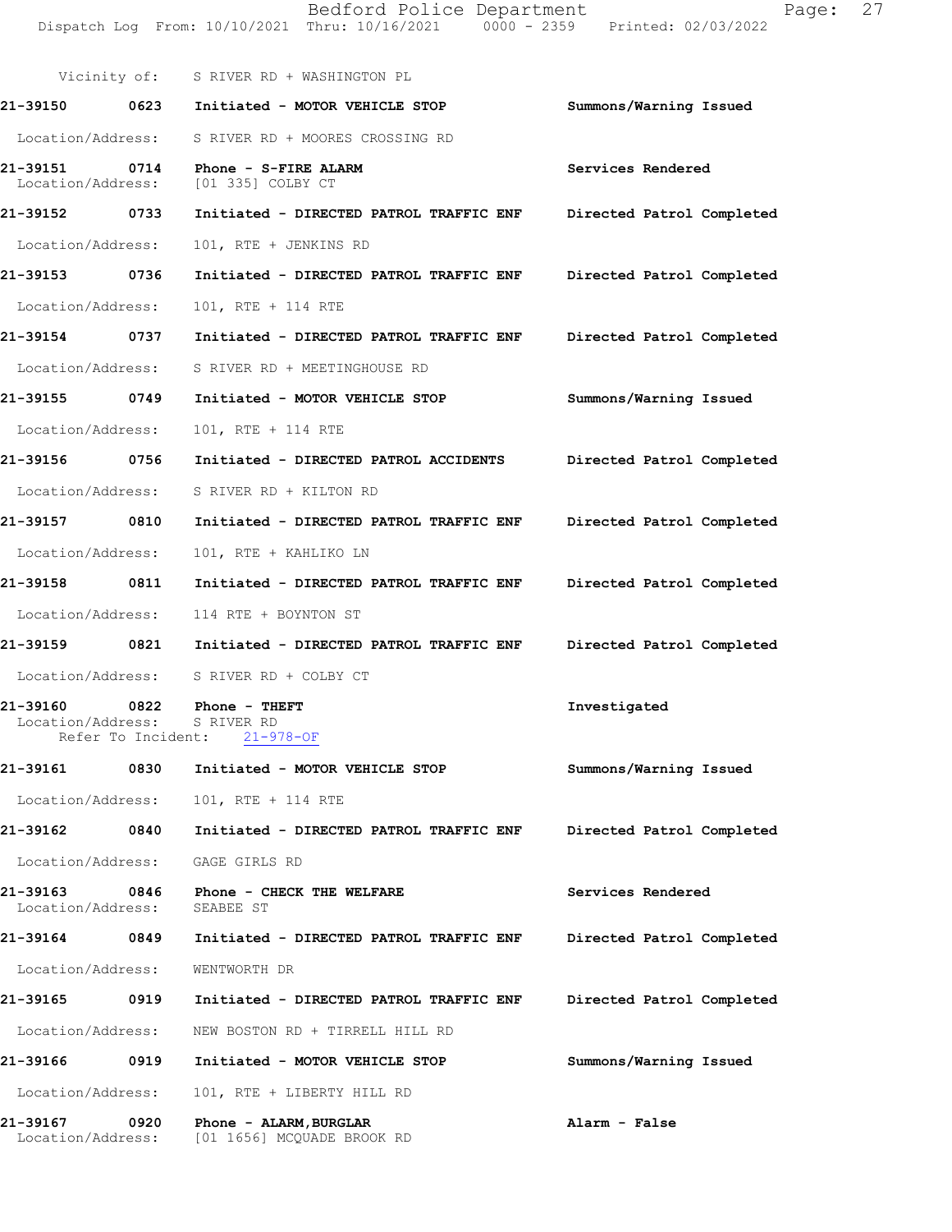Vicinity of: S RIVER RD + WASHINGTON PL

**21-39150 0623 Initiated - MOTOR VEHICLE STOP** Summons/Warning Issued
Location/Address: S RIVER RD + MOORES CROSSING RD

**21-39151 0714 Phone - S-FIRE ALARM** Services Rendered
Location/Address: [01 335] COLBY CT

**21-39152 0733 Initiated - DIRECTED PATROL TRAFFIC ENF** Directed Patrol Completed
Location/Address: 101, RTE + JENKINS RD

**21-39153 0736 Initiated - DIRECTED PATROL TRAFFIC ENF** Directed Patrol Completed
Location/Address: 101, RTE + 114 RTE

**21-39154 0737 Initiated - DIRECTED PATROL TRAFFIC ENF** Directed Patrol Completed
Location/Address: S RIVER RD + MEETINGHOUSE RD

**21-39155 0749 Initiated - MOTOR VEHICLE STOP** Summons/Warning Issued
Location/Address: 101, RTE + 114 RTE

**21-39156 0756 Initiated - DIRECTED PATROL ACCIDENTS** Directed Patrol Completed
Location/Address: S RIVER RD + KILTON RD

**21-39157 0810 Initiated - DIRECTED PATROL TRAFFIC ENF** Directed Patrol Completed
Location/Address: 101, RTE + KAHLIKO LN

**21-39158 0811 Initiated - DIRECTED PATROL TRAFFIC ENF** Directed Patrol Completed
Location/Address: 114 RTE + BOYNTON ST

**21-39159 0821 Initiated - DIRECTED PATROL TRAFFIC ENF** Directed Patrol Completed
Location/Address: S RIVER RD + COLBY CT

**21-39160 0822 Phone - THEFT** Investigated
Location/Address: S RIVER RD
Refer To Incident: 21-978-OF

**21-39161 0830 Initiated - MOTOR VEHICLE STOP** Summons/Warning Issued
Location/Address: 101, RTE + 114 RTE

**21-39162 0840 Initiated - DIRECTED PATROL TRAFFIC ENF** Directed Patrol Completed
Location/Address: GAGE GIRLS RD

**21-39163 0846 Phone - CHECK THE WELFARE** Services Rendered
Location/Address: SEABEE ST

**21-39164 0849 Initiated - DIRECTED PATROL TRAFFIC ENF** Directed Patrol Completed
Location/Address: WENTWORTH DR

**21-39165 0919 Initiated - DIRECTED PATROL TRAFFIC ENF** Directed Patrol Completed
Location/Address: NEW BOSTON RD + TIRRELL HILL RD

**21-39166 0919 Initiated - MOTOR VEHICLE STOP** Summons/Warning Issued
Location/Address: 101, RTE + LIBERTY HILL RD

**21-39167 0920 Phone - ALARM,BURGLAR** Alarm - False
Location/Address: [01 1656] MCQUADE BROOK RD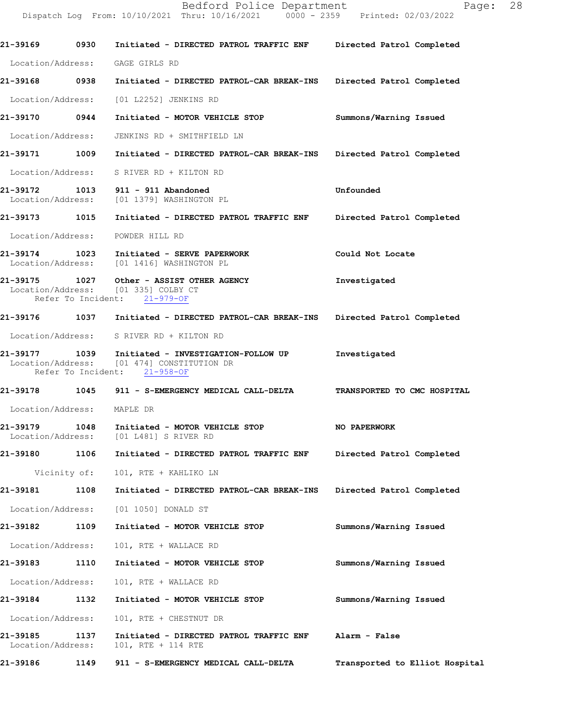21-39169 0930 Initiated - DIRECTED PATROL TRAFFIC ENF Directed Patrol Completed

Location/Address: GAGE GIRLS RD

21-39168 0938 Initiated - DIRECTED PATROL-CAR BREAK-INS Directed Patrol Completed

Location/Address: [01 L2252] JENKINS RD

21-39170 0944 Initiated - MOTOR VEHICLE STOP Summons/Warning Issued

Location/Address: JENKINS RD + SMITHFIELD LN

21-39171 1009 Initiated - DIRECTED PATROL-CAR BREAK-INS Directed Patrol Completed

Location/Address: S RIVER RD + KILTON RD

21-39172 1013 911 - 911 Abandoned Unfounded
Location/Address: [01 1379] WASHINGTON PL

21-39173 1015 Initiated - DIRECTED PATROL TRAFFIC ENF Directed Patrol Completed

Location/Address: POWDER HILL RD

21-39174 1023 Initiated - SERVE PAPERWORK Could Not Locate
Location/Address: [01 1416] WASHINGTON PL

21-39175 1027 Other - ASSIST OTHER AGENCY Investigated
Location/Address: [01 335] COLBY CT
Refer To Incident: 21-979-OF

21-39176 1037 Initiated - DIRECTED PATROL-CAR BREAK-INS Directed Patrol Completed

Location/Address: S RIVER RD + KILTON RD

21-39177 1039 Initiated - INVESTIGATION-FOLLOW UP Investigated
Location/Address: [01 474] CONSTITUTION DR
Refer To Incident: 21-958-OF

21-39178 1045 911 - S-EMERGENCY MEDICAL CALL-DELTA TRANSPORTED TO CMC HOSPITAL

Location/Address: MAPLE DR

21-39179 1048 Initiated - MOTOR VEHICLE STOP NO PAPERWORK
Location/Address: [01 L481] S RIVER RD

21-39180 1106 Initiated - DIRECTED PATROL TRAFFIC ENF Directed Patrol Completed

Vicinity of: 101, RTE + KAHLIKO LN

21-39181 1108 Initiated - DIRECTED PATROL-CAR BREAK-INS Directed Patrol Completed

Location/Address: [01 1050] DONALD ST

21-39182 1109 Initiated - MOTOR VEHICLE STOP Summons/Warning Issued

Location/Address: 101, RTE + WALLACE RD

21-39183 1110 Initiated - MOTOR VEHICLE STOP Summons/Warning Issued

Location/Address: 101, RTE + WALLACE RD

21-39184 1132 Initiated - MOTOR VEHICLE STOP Summons/Warning Issued

Location/Address: 101, RTE + CHESTNUT DR

21-39185 1137 Initiated - DIRECTED PATROL TRAFFIC ENF Alarm - False
Location/Address: 101, RTE + 114 RTE

21-39186 1149 911 - S-EMERGENCY MEDICAL CALL-DELTA Transported to Elliot Hospital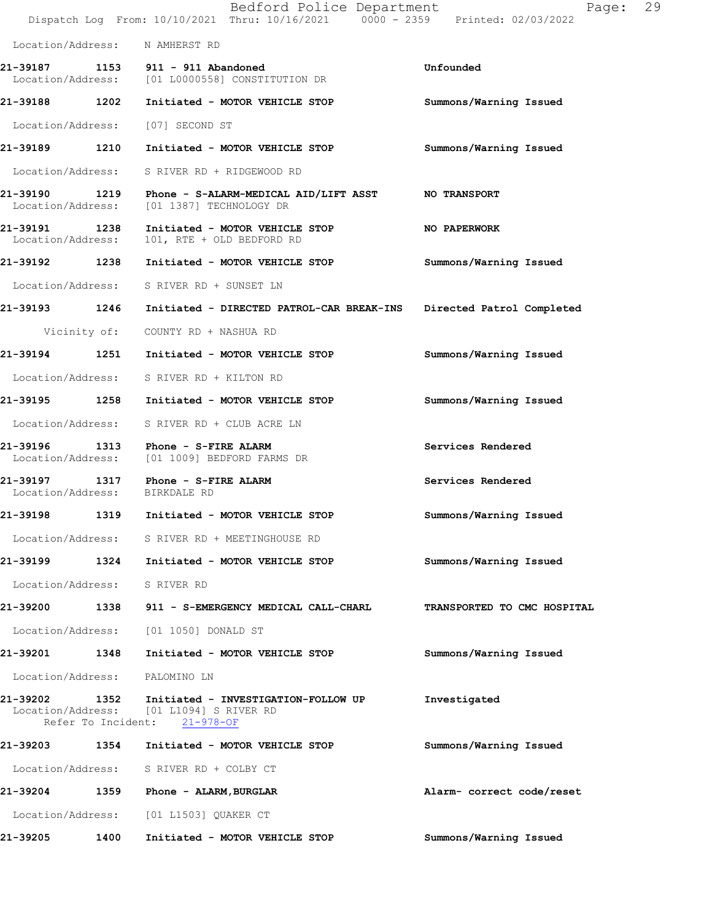Location/Address: N AMHERST RD

**21-39187** **1153** **911 - 911 Abandoned** **Unfounded**
Location/Address: [01 L0000558] CONSTITUTION DR

**21-39188** **1202** **Initiated - MOTOR VEHICLE STOP** **Summons/Warning Issued**
Location/Address: [07] SECOND ST

**21-39189** **1210** **Initiated - MOTOR VEHICLE STOP** **Summons/Warning Issued**
Location/Address: S RIVER RD + RIDGEWOOD RD

**21-39190** **1219** **Phone - S-ALARM-MEDICAL AID/LIFT ASST** **NO TRANSPORT**
Location/Address: [01 1387] TECHNOLOGY DR

**21-39191** **1238** **Initiated - MOTOR VEHICLE STOP** **NO PAPERWORK**
Location/Address: 101, RTE + OLD BEDFORD RD

**21-39192** **1238** **Initiated - MOTOR VEHICLE STOP** **Summons/Warning Issued**
Location/Address: S RIVER RD + SUNSET LN

**21-39193** **1246** **Initiated - DIRECTED PATROL-CAR BREAK-INS** **Directed Patrol Completed**
Vicinity of: COUNTY RD + NASHUA RD

**21-39194** **1251** **Initiated - MOTOR VEHICLE STOP** **Summons/Warning Issued**
Location/Address: S RIVER RD + KILTON RD

**21-39195** **1258** **Initiated - MOTOR VEHICLE STOP** **Summons/Warning Issued**
Location/Address: S RIVER RD + CLUB ACRE LN

**21-39196** **1313** **Phone - S-FIRE ALARM** **Services Rendered**
Location/Address: [01 1009] BEDFORD FARMS DR

**21-39197** **1317** **Phone - S-FIRE ALARM** **Services Rendered**
Location/Address: BIRKDALE RD

**21-39198** **1319** **Initiated - MOTOR VEHICLE STOP** **Summons/Warning Issued**
Location/Address: S RIVER RD + MEETINGHOUSE RD

**21-39199** **1324** **Initiated - MOTOR VEHICLE STOP** **Summons/Warning Issued**
Location/Address: S RIVER RD

**21-39200** **1338** **911 - S-EMERGENCY MEDICAL CALL-CHARL** **TRANSPORTED TO CMC HOSPITAL**
Location/Address: [01 1050] DONALD ST

**21-39201** **1348** **Initiated - MOTOR VEHICLE STOP** **Summons/Warning Issued**
Location/Address: PALOMINO LN

**21-39202** **1352** **Initiated - INVESTIGATION-FOLLOW UP** **Investigated**
Location/Address: [01 L1094] S RIVER RD
Refer To Incident: 21-978-OF

**21-39203** **1354** **Initiated - MOTOR VEHICLE STOP** **Summons/Warning Issued**
Location/Address: S RIVER RD + COLBY CT

**21-39204** **1359** **Phone - ALARM,BURGLAR** **Alarm- correct code/reset**
Location/Address: [01 L1503] QUAKER CT

**21-39205** **1400** **Initiated - MOTOR VEHICLE STOP** **Summons/Warning Issued**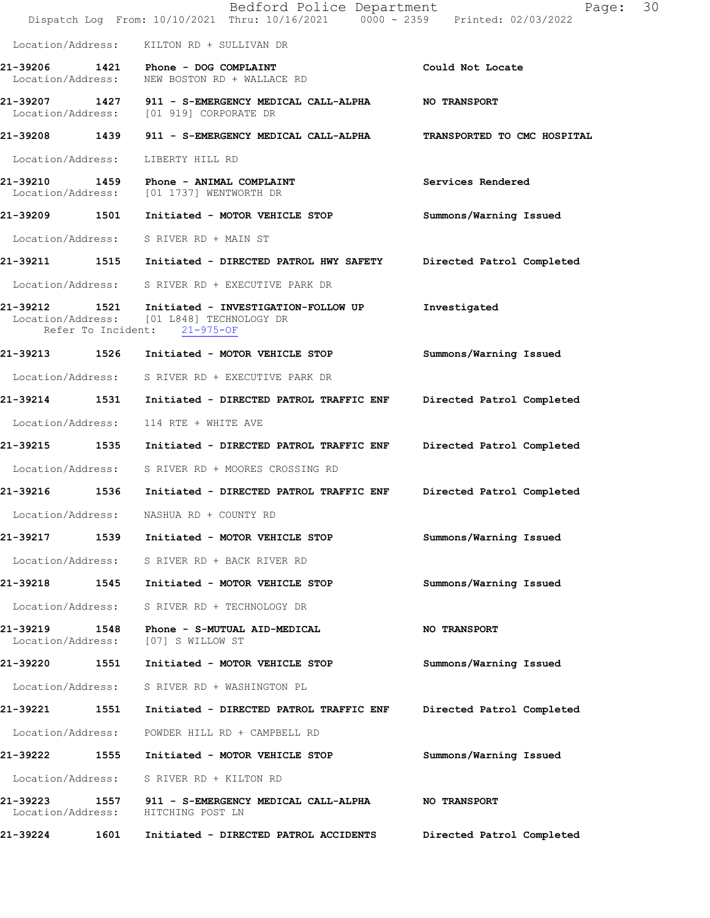Location/Address: KILTON RD + SULLIVAN DR

**21-39206 1421 Phone - DOG COMPLAINT** — **Could Not Locate**
Location/Address: NEW BOSTON RD + WALLACE RD

**21-39207 1427 911 - S-EMERGENCY MEDICAL CALL-ALPHA** — **NO TRANSPORT**
Location/Address: [01 919] CORPORATE DR

**21-39208 1439 911 - S-EMERGENCY MEDICAL CALL-ALPHA** — **TRANSPORTED TO CMC HOSPITAL**
Location/Address: LIBERTY HILL RD

**21-39210 1459 Phone - ANIMAL COMPLAINT** — **Services Rendered**
Location/Address: [01 1737] WENTWORTH DR

**21-39209 1501 Initiated - MOTOR VEHICLE STOP** — **Summons/Warning Issued**
Location/Address: S RIVER RD + MAIN ST

**21-39211 1515 Initiated - DIRECTED PATROL HWY SAFETY** — **Directed Patrol Completed**
Location/Address: S RIVER RD + EXECUTIVE PARK DR

**21-39212 1521 Initiated - INVESTIGATION-FOLLOW UP** — **Investigated**
Location/Address: [01 L848] TECHNOLOGY DR
Refer To Incident: 21-975-OF

**21-39213 1526 Initiated - MOTOR VEHICLE STOP** — **Summons/Warning Issued**
Location/Address: S RIVER RD + EXECUTIVE PARK DR

**21-39214 1531 Initiated - DIRECTED PATROL TRAFFIC ENF** — **Directed Patrol Completed**
Location/Address: 114 RTE + WHITE AVE

**21-39215 1535 Initiated - DIRECTED PATROL TRAFFIC ENF** — **Directed Patrol Completed**
Location/Address: S RIVER RD + MOORES CROSSING RD

**21-39216 1536 Initiated - DIRECTED PATROL TRAFFIC ENF** — **Directed Patrol Completed**
Location/Address: NASHUA RD + COUNTY RD

**21-39217 1539 Initiated - MOTOR VEHICLE STOP** — **Summons/Warning Issued**
Location/Address: S RIVER RD + BACK RIVER RD

**21-39218 1545 Initiated - MOTOR VEHICLE STOP** — **Summons/Warning Issued**
Location/Address: S RIVER RD + TECHNOLOGY DR

**21-39219 1548 Phone - S-MUTUAL AID-MEDICAL** — **NO TRANSPORT**
Location/Address: [07] S WILLOW ST

**21-39220 1551 Initiated - MOTOR VEHICLE STOP** — **Summons/Warning Issued**
Location/Address: S RIVER RD + WASHINGTON PL

**21-39221 1551 Initiated - DIRECTED PATROL TRAFFIC ENF** — **Directed Patrol Completed**
Location/Address: POWDER HILL RD + CAMPBELL RD

**21-39222 1555 Initiated - MOTOR VEHICLE STOP** — **Summons/Warning Issued**
Location/Address: S RIVER RD + KILTON RD

**21-39223 1557 911 - S-EMERGENCY MEDICAL CALL-ALPHA** — **NO TRANSPORT**
Location/Address: HITCHING POST LN

**21-39224 1601 Initiated - DIRECTED PATROL ACCIDENTS** — **Directed Patrol Completed**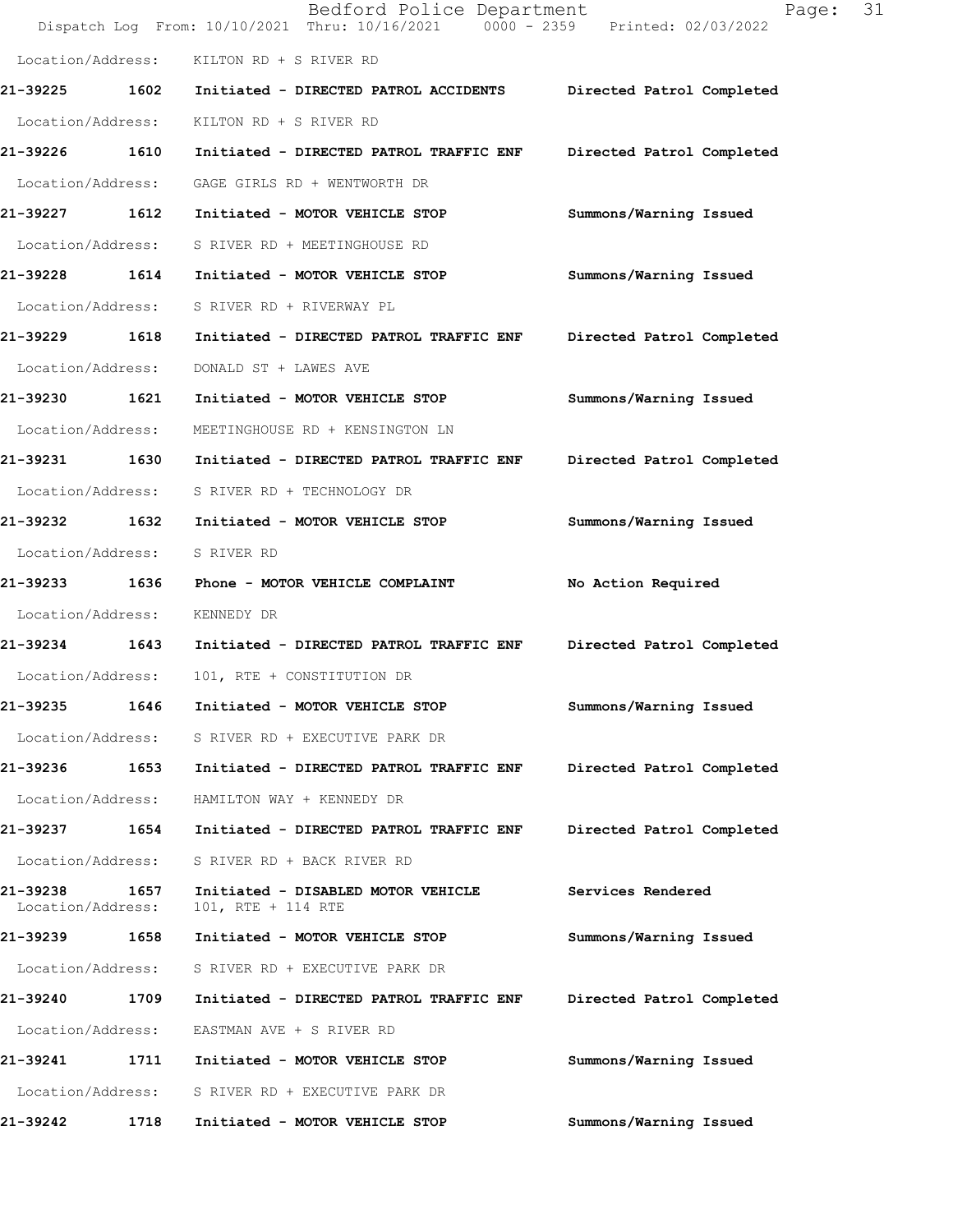Location/Address: KILTON RD + S RIVER RD

**21-39225 1602 Initiated - DIRECTED PATROL ACCIDENTS Directed Patrol Completed**

Location/Address: KILTON RD + S RIVER RD

**21-39226 1610 Initiated - DIRECTED PATROL TRAFFIC ENF Directed Patrol Completed**

Location/Address: GAGE GIRLS RD + WENTWORTH DR

**21-39227 1612 Initiated - MOTOR VEHICLE STOP Summons/Warning Issued**

Location/Address: S RIVER RD + MEETINGHOUSE RD

**21-39228 1614 Initiated - MOTOR VEHICLE STOP Summons/Warning Issued**

Location/Address: S RIVER RD + RIVERWAY PL

**21-39229 1618 Initiated - DIRECTED PATROL TRAFFIC ENF Directed Patrol Completed**

Location/Address: DONALD ST + LAWES AVE

**21-39230 1621 Initiated - MOTOR VEHICLE STOP Summons/Warning Issued**

Location/Address: MEETINGHOUSE RD + KENSINGTON LN

**21-39231 1630 Initiated - DIRECTED PATROL TRAFFIC ENF Directed Patrol Completed**

Location/Address: S RIVER RD + TECHNOLOGY DR

**21-39232 1632 Initiated - MOTOR VEHICLE STOP Summons/Warning Issued**

Location/Address: S RIVER RD

**21-39233 1636 Phone - MOTOR VEHICLE COMPLAINT No Action Required**

Location/Address: KENNEDY DR

**21-39234 1643 Initiated - DIRECTED PATROL TRAFFIC ENF Directed Patrol Completed**

Location/Address: 101, RTE + CONSTITUTION DR

**21-39235 1646 Initiated - MOTOR VEHICLE STOP Summons/Warning Issued**

Location/Address: S RIVER RD + EXECUTIVE PARK DR

**21-39236 1653 Initiated - DIRECTED PATROL TRAFFIC ENF Directed Patrol Completed**

Location/Address: HAMILTON WAY + KENNEDY DR

**21-39237 1654 Initiated - DIRECTED PATROL TRAFFIC ENF Directed Patrol Completed**

Location/Address: S RIVER RD + BACK RIVER RD

**21-39238 1657 Initiated - DISABLED MOTOR VEHICLE Services Rendered**
Location/Address: 101, RTE + 114 RTE

**21-39239 1658 Initiated - MOTOR VEHICLE STOP Summons/Warning Issued**

Location/Address: S RIVER RD + EXECUTIVE PARK DR

**21-39240 1709 Initiated - DIRECTED PATROL TRAFFIC ENF Directed Patrol Completed**

Location/Address: EASTMAN AVE + S RIVER RD

**21-39241 1711 Initiated - MOTOR VEHICLE STOP Summons/Warning Issued**

Location/Address: S RIVER RD + EXECUTIVE PARK DR

**21-39242 1718 Initiated - MOTOR VEHICLE STOP Summons/Warning Issued**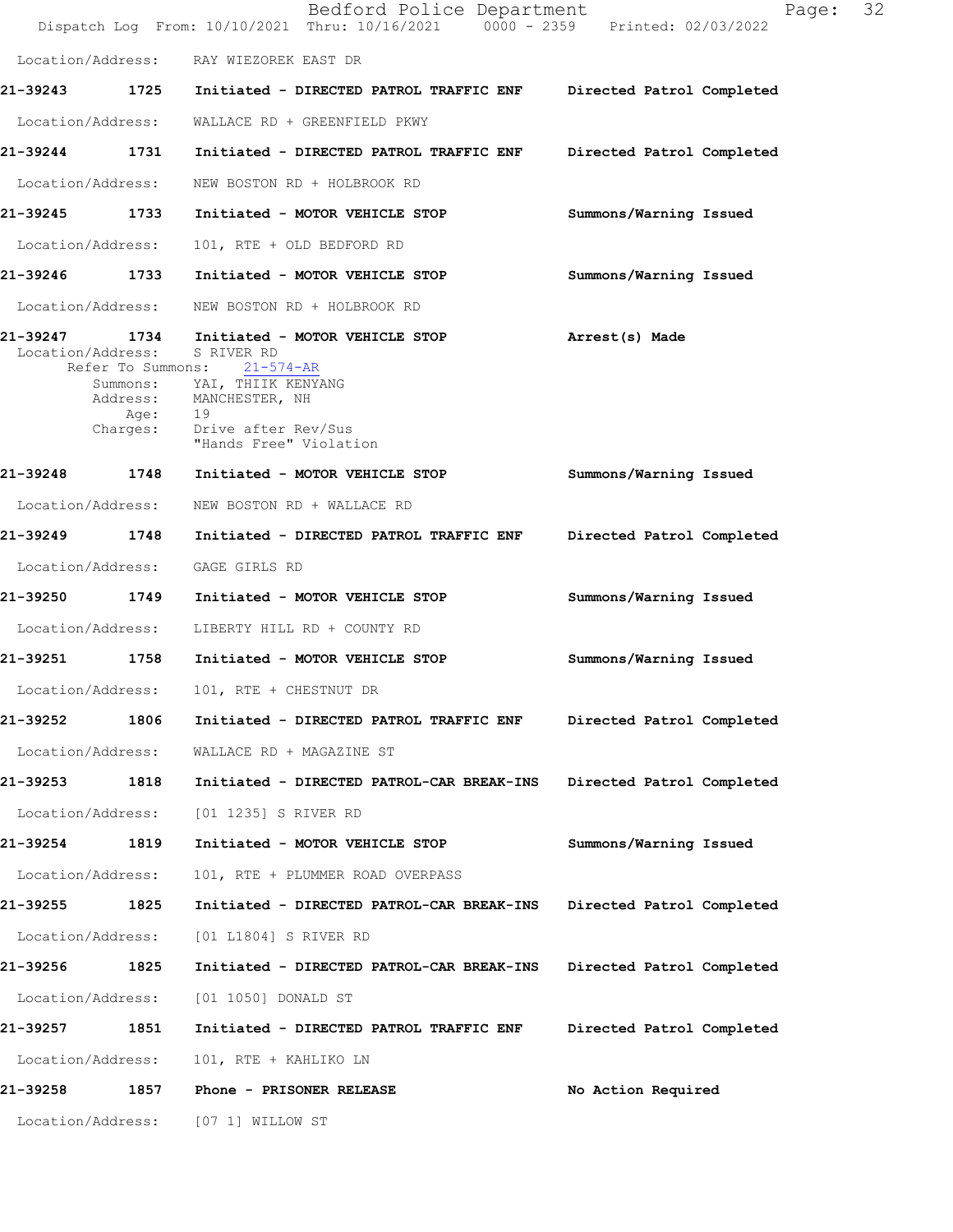Location/Address: RAY WIEZOREK EAST DR

**21-39243** **1725** **Initiated - DIRECTED PATROL TRAFFIC ENF** **Directed Patrol Completed**

Location/Address: WALLACE RD + GREENFIELD PKWY

**21-39244** **1731** **Initiated - DIRECTED PATROL TRAFFIC ENF** **Directed Patrol Completed**

Location/Address: NEW BOSTON RD + HOLBROOK RD

**21-39245** **1733** **Initiated - MOTOR VEHICLE STOP** **Summons/Warning Issued**

Location/Address: 101, RTE + OLD BEDFORD RD

**21-39246** **1733** **Initiated - MOTOR VEHICLE STOP** **Summons/Warning Issued**

Location/Address: NEW BOSTON RD + HOLBROOK RD

**21-39247** **1734** **Initiated - MOTOR VEHICLE STOP** **Arrest(s) Made**

Location/Address: S RIVER RD
Refer To Summons: 21-574-AR
Summons: YAI, THIIK KENYANG
Address: MANCHESTER, NH
Age: 19
Charges: Drive after Rev/Sus
"Hands Free" Violation

**21-39248** **1748** **Initiated - MOTOR VEHICLE STOP** **Summons/Warning Issued**

Location/Address: NEW BOSTON RD + WALLACE RD

**21-39249** **1748** **Initiated - DIRECTED PATROL TRAFFIC ENF** **Directed Patrol Completed**

Location/Address: GAGE GIRLS RD

**21-39250** **1749** **Initiated - MOTOR VEHICLE STOP** **Summons/Warning Issued**

Location/Address: LIBERTY HILL RD + COUNTY RD

**21-39251** **1758** **Initiated - MOTOR VEHICLE STOP** **Summons/Warning Issued**

Location/Address: 101, RTE + CHESTNUT DR

**21-39252** **1806** **Initiated - DIRECTED PATROL TRAFFIC ENF** **Directed Patrol Completed**

Location/Address: WALLACE RD + MAGAZINE ST

**21-39253** **1818** **Initiated - DIRECTED PATROL-CAR BREAK-INS** **Directed Patrol Completed**

Location/Address: [01 1235] S RIVER RD

**21-39254** **1819** **Initiated - MOTOR VEHICLE STOP** **Summons/Warning Issued**

Location/Address: 101, RTE + PLUMMER ROAD OVERPASS

**21-39255** **1825** **Initiated - DIRECTED PATROL-CAR BREAK-INS** **Directed Patrol Completed**

Location/Address: [01 L1804] S RIVER RD

**21-39256** **1825** **Initiated - DIRECTED PATROL-CAR BREAK-INS** **Directed Patrol Completed**

Location/Address: [01 1050] DONALD ST

**21-39257** **1851** **Initiated - DIRECTED PATROL TRAFFIC ENF** **Directed Patrol Completed**

Location/Address: 101, RTE + KAHLIKO LN

**21-39258** **1857** **Phone - PRISONER RELEASE** **No Action Required**

Location/Address: [07 1] WILLOW ST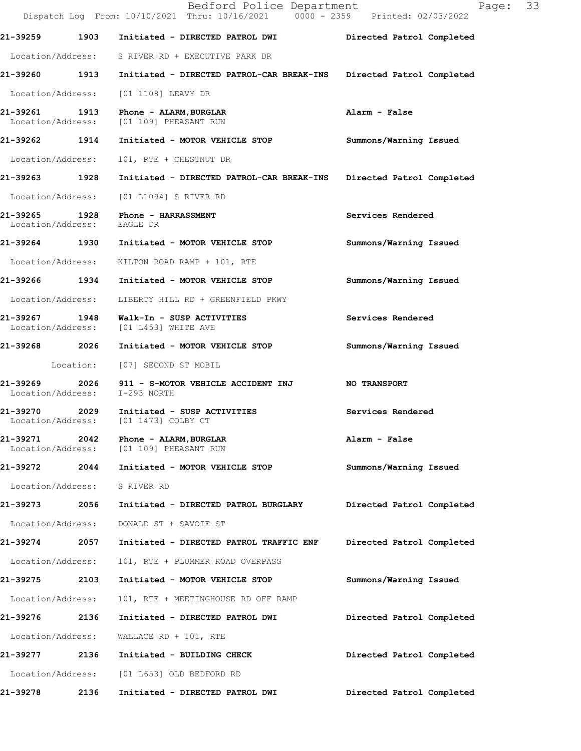21-39259 1903 Initiated - DIRECTED PATROL DWI Directed Patrol Completed

Location/Address: S RIVER RD + EXECUTIVE PARK DR

21-39260 1913 Initiated - DIRECTED PATROL-CAR BREAK-INS Directed Patrol Completed

Location/Address: [01 1108] LEAVY DR

21-39261 1913 Phone - ALARM,BURGLAR Alarm - False
Location/Address: [01 109] PHEASANT RUN

21-39262 1914 Initiated - MOTOR VEHICLE STOP Summons/Warning Issued

Location/Address: 101, RTE + CHESTNUT DR

21-39263 1928 Initiated - DIRECTED PATROL-CAR BREAK-INS Directed Patrol Completed

Location/Address: [01 L1094] S RIVER RD

21-39265 1928 Phone - HARRASSMENT Services Rendered
Location/Address: EAGLE DR

21-39264 1930 Initiated - MOTOR VEHICLE STOP Summons/Warning Issued

Location/Address: KILTON ROAD RAMP + 101, RTE

21-39266 1934 Initiated - MOTOR VEHICLE STOP Summons/Warning Issued

Location/Address: LIBERTY HILL RD + GREENFIELD PKWY

21-39267 1948 Walk-In - SUSP ACTIVITIES Services Rendered
Location/Address: [01 L453] WHITE AVE

21-39268 2026 Initiated - MOTOR VEHICLE STOP Summons/Warning Issued

Location: [07] SECOND ST MOBIL

21-39269 2026 911 - S-MOTOR VEHICLE ACCIDENT INJ NO TRANSPORT
Location/Address: I-293 NORTH

21-39270 2029 Initiated - SUSP ACTIVITIES Services Rendered
Location/Address: [01 1473] COLBY CT

21-39271 2042 Phone - ALARM,BURGLAR Alarm - False
Location/Address: [01 109] PHEASANT RUN

21-39272 2044 Initiated - MOTOR VEHICLE STOP Summons/Warning Issued

Location/Address: S RIVER RD

21-39273 2056 Initiated - DIRECTED PATROL BURGLARY Directed Patrol Completed

Location/Address: DONALD ST + SAVOIE ST

21-39274 2057 Initiated - DIRECTED PATROL TRAFFIC ENF Directed Patrol Completed

Location/Address: 101, RTE + PLUMMER ROAD OVERPASS

21-39275 2103 Initiated - MOTOR VEHICLE STOP Summons/Warning Issued

Location/Address: 101, RTE + MEETINGHOUSE RD OFF RAMP

21-39276 2136 Initiated - DIRECTED PATROL DWI Directed Patrol Completed

Location/Address: WALLACE RD + 101, RTE

21-39277 2136 Initiated - BUILDING CHECK Directed Patrol Completed

Location/Address: [01 L653] OLD BEDFORD RD

21-39278 2136 Initiated - DIRECTED PATROL DWI Directed Patrol Completed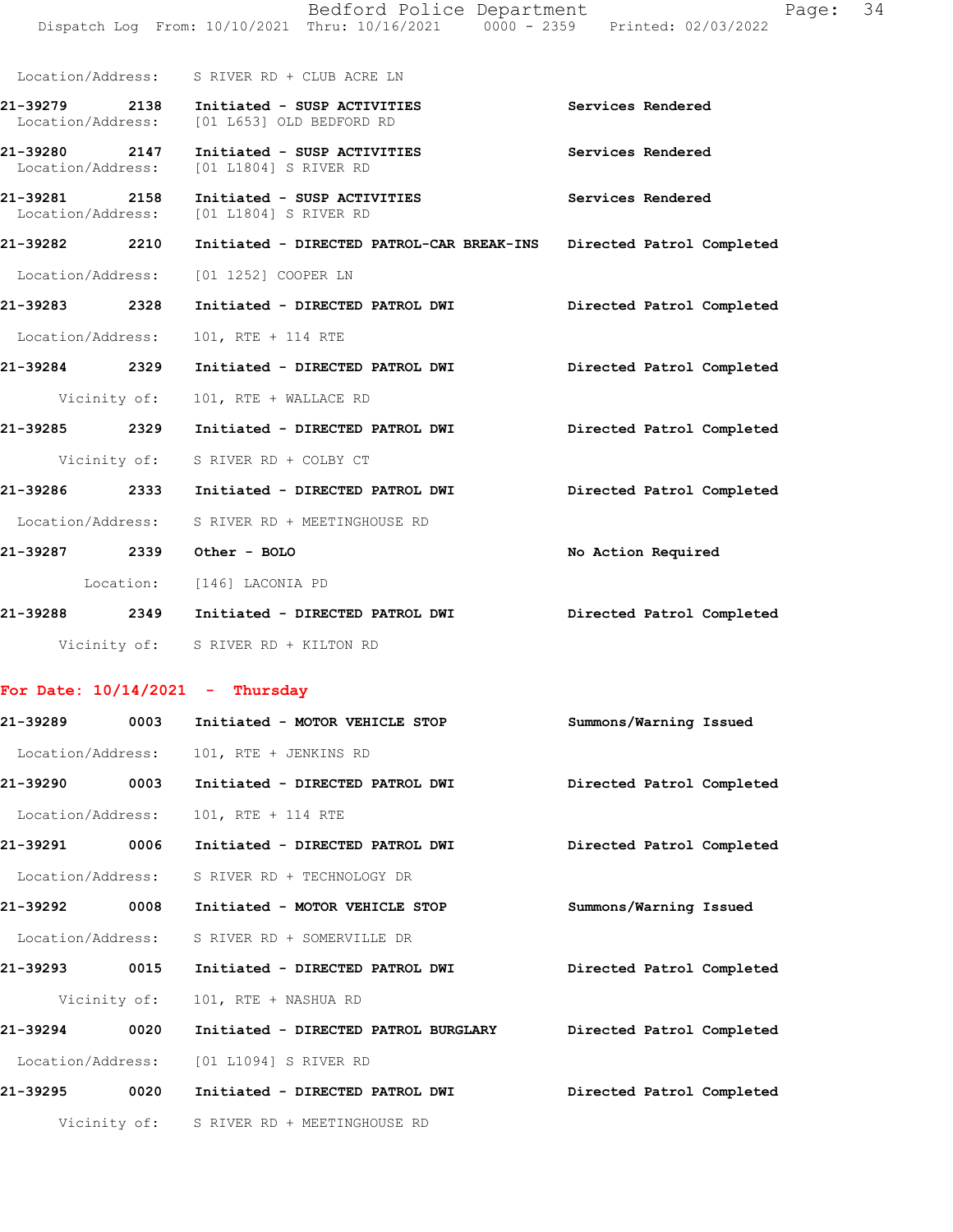Location/Address: S RIVER RD + CLUB ACRE LN

**21-39279 2138 Initiated - SUSP ACTIVITIES** Services Rendered
Location/Address: [01 L653] OLD BEDFORD RD

**21-39280 2147 Initiated - SUSP ACTIVITIES** Services Rendered
Location/Address: [01 L1804] S RIVER RD

**21-39281 2158 Initiated - SUSP ACTIVITIES** Services Rendered
Location/Address: [01 L1804] S RIVER RD

**21-39282 2210 Initiated - DIRECTED PATROL-CAR BREAK-INS** Directed Patrol Completed
Location/Address: [01 1252] COOPER LN

**21-39283 2328 Initiated - DIRECTED PATROL DWI** Directed Patrol Completed
Location/Address: 101, RTE + 114 RTE

**21-39284 2329 Initiated - DIRECTED PATROL DWI** Directed Patrol Completed
Vicinity of: 101, RTE + WALLACE RD

**21-39285 2329 Initiated - DIRECTED PATROL DWI** Directed Patrol Completed
Vicinity of: S RIVER RD + COLBY CT

**21-39286 2333 Initiated - DIRECTED PATROL DWI** Directed Patrol Completed
Location/Address: S RIVER RD + MEETINGHOUSE RD

**21-39287 2339 Other - BOLO** No Action Required
Location: [146] LACONIA PD

**21-39288 2349 Initiated - DIRECTED PATROL DWI** Directed Patrol Completed
Vicinity of: S RIVER RD + KILTON RD

## For Date: 10/14/2021 - Thursday

**21-39289 0003 Initiated - MOTOR VEHICLE STOP** Summons/Warning Issued
Location/Address: 101, RTE + JENKINS RD

**21-39290 0003 Initiated - DIRECTED PATROL DWI** Directed Patrol Completed
Location/Address: 101, RTE + 114 RTE

**21-39291 0006 Initiated - DIRECTED PATROL DWI** Directed Patrol Completed
Location/Address: S RIVER RD + TECHNOLOGY DR

**21-39292 0008 Initiated - MOTOR VEHICLE STOP** Summons/Warning Issued
Location/Address: S RIVER RD + SOMERVILLE DR

**21-39293 0015 Initiated - DIRECTED PATROL DWI** Directed Patrol Completed
Vicinity of: 101, RTE + NASHUA RD

**21-39294 0020 Initiated - DIRECTED PATROL BURGLARY** Directed Patrol Completed
Location/Address: [01 L1094] S RIVER RD

**21-39295 0020 Initiated - DIRECTED PATROL DWI** Directed Patrol Completed
Vicinity of: S RIVER RD + MEETINGHOUSE RD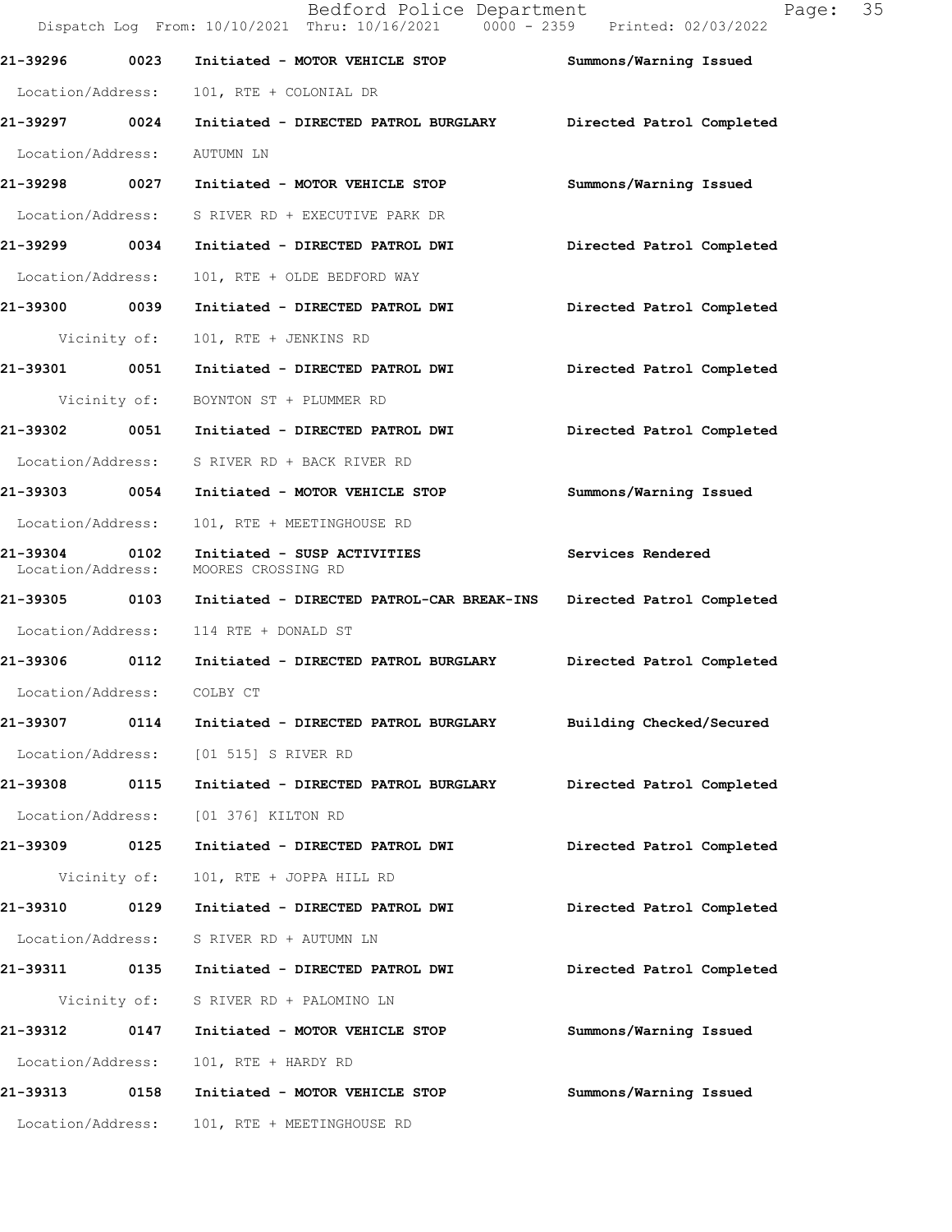21-39296 0023 Initiated - MOTOR VEHICLE STOP Summons/Warning Issued

Location/Address: 101, RTE + COLONIAL DR

21-39297 0024 Initiated - DIRECTED PATROL BURGLARY Directed Patrol Completed

Location/Address: AUTUMN LN

21-39298 0027 Initiated - MOTOR VEHICLE STOP Summons/Warning Issued

Location/Address: S RIVER RD + EXECUTIVE PARK DR

21-39299 0034 Initiated - DIRECTED PATROL DWI Directed Patrol Completed

Location/Address: 101, RTE + OLDE BEDFORD WAY

21-39300 0039 Initiated - DIRECTED PATROL DWI Directed Patrol Completed

Vicinity of: 101, RTE + JENKINS RD

21-39301 0051 Initiated - DIRECTED PATROL DWI Directed Patrol Completed

Vicinity of: BOYNTON ST + PLUMMER RD

21-39302 0051 Initiated - DIRECTED PATROL DWI Directed Patrol Completed

Location/Address: S RIVER RD + BACK RIVER RD

21-39303 0054 Initiated - MOTOR VEHICLE STOP Summons/Warning Issued

Location/Address: 101, RTE + MEETINGHOUSE RD

21-39304 0102 Initiated - SUSP ACTIVITIES Services Rendered

Location/Address: MOORES CROSSING RD

21-39305 0103 Initiated - DIRECTED PATROL-CAR BREAK-INS Directed Patrol Completed

Location/Address: 114 RTE + DONALD ST

21-39306 0112 Initiated - DIRECTED PATROL BURGLARY Directed Patrol Completed

Location/Address: COLBY CT

21-39307 0114 Initiated - DIRECTED PATROL BURGLARY Building Checked/Secured

Location/Address: [01 515] S RIVER RD

21-39308 0115 Initiated - DIRECTED PATROL BURGLARY Directed Patrol Completed

Location/Address: [01 376] KILTON RD

21-39309 0125 Initiated - DIRECTED PATROL DWI Directed Patrol Completed

Vicinity of: 101, RTE + JOPPA HILL RD

21-39310 0129 Initiated - DIRECTED PATROL DWI Directed Patrol Completed

Location/Address: S RIVER RD + AUTUMN LN

21-39311 0135 Initiated - DIRECTED PATROL DWI Directed Patrol Completed

Vicinity of: S RIVER RD + PALOMINO LN

21-39312 0147 Initiated - MOTOR VEHICLE STOP Summons/Warning Issued

Location/Address: 101, RTE + HARDY RD

21-39313 0158 Initiated - MOTOR VEHICLE STOP Summons/Warning Issued

Location/Address: 101, RTE + MEETINGHOUSE RD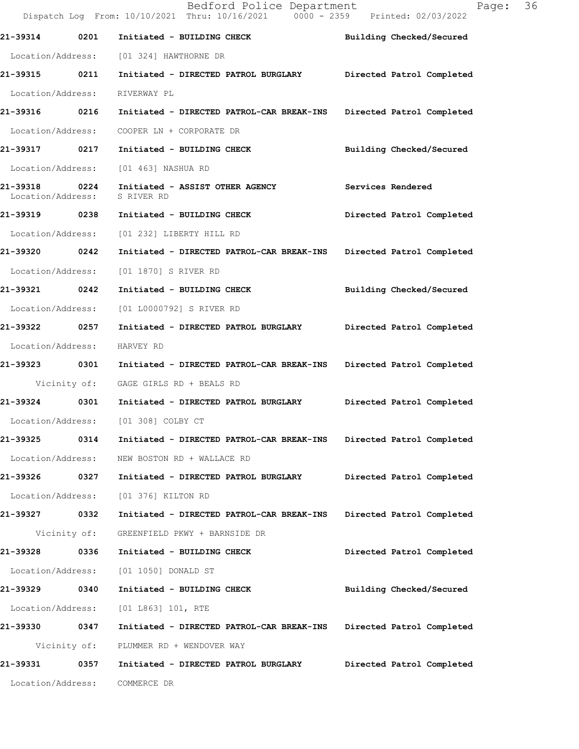**21-39314 0201 Initiated - BUILDING CHECK Building Checked/Secured**

Location/Address: [01 324] HAWTHORNE DR

**21-39315 0211 Initiated - DIRECTED PATROL BURGLARY Directed Patrol Completed**

Location/Address: RIVERWAY PL

**21-39316 0216 Initiated - DIRECTED PATROL-CAR BREAK-INS Directed Patrol Completed**

Location/Address: COOPER LN + CORPORATE DR

**21-39317 0217 Initiated - BUILDING CHECK Building Checked/Secured**

Location/Address: [01 463] NASHUA RD

**21-39318 0224 Initiated - ASSIST OTHER AGENCY Services Rendered**

Location/Address: S RIVER RD

**21-39319 0238 Initiated - BUILDING CHECK Directed Patrol Completed**

Location/Address: [01 232] LIBERTY HILL RD

**21-39320 0242 Initiated - DIRECTED PATROL-CAR BREAK-INS Directed Patrol Completed**

Location/Address: [01 1870] S RIVER RD

**21-39321 0242 Initiated - BUILDING CHECK Building Checked/Secured**

Location/Address: [01 L0000792] S RIVER RD

**21-39322 0257 Initiated - DIRECTED PATROL BURGLARY Directed Patrol Completed**

Location/Address: HARVEY RD

**21-39323 0301 Initiated - DIRECTED PATROL-CAR BREAK-INS Directed Patrol Completed**

Vicinity of: GAGE GIRLS RD + BEALS RD

**21-39324 0301 Initiated - DIRECTED PATROL BURGLARY Directed Patrol Completed**

Location/Address: [01 308] COLBY CT

**21-39325 0314 Initiated - DIRECTED PATROL-CAR BREAK-INS Directed Patrol Completed**

Location/Address: NEW BOSTON RD + WALLACE RD

**21-39326 0327 Initiated - DIRECTED PATROL BURGLARY Directed Patrol Completed**

Location/Address: [01 376] KILTON RD

**21-39327 0332 Initiated - DIRECTED PATROL-CAR BREAK-INS Directed Patrol Completed**

Vicinity of: GREENFIELD PKWY + BARNSIDE DR

**21-39328 0336 Initiated - BUILDING CHECK Directed Patrol Completed**

Location/Address: [01 1050] DONALD ST

**21-39329 0340 Initiated - BUILDING CHECK Building Checked/Secured**

Location/Address: [01 L863] 101, RTE

**21-39330 0347 Initiated - DIRECTED PATROL-CAR BREAK-INS Directed Patrol Completed**

Vicinity of: PLUMMER RD + WENDOVER WAY

**21-39331 0357 Initiated - DIRECTED PATROL BURGLARY Directed Patrol Completed**

Location/Address: COMMERCE DR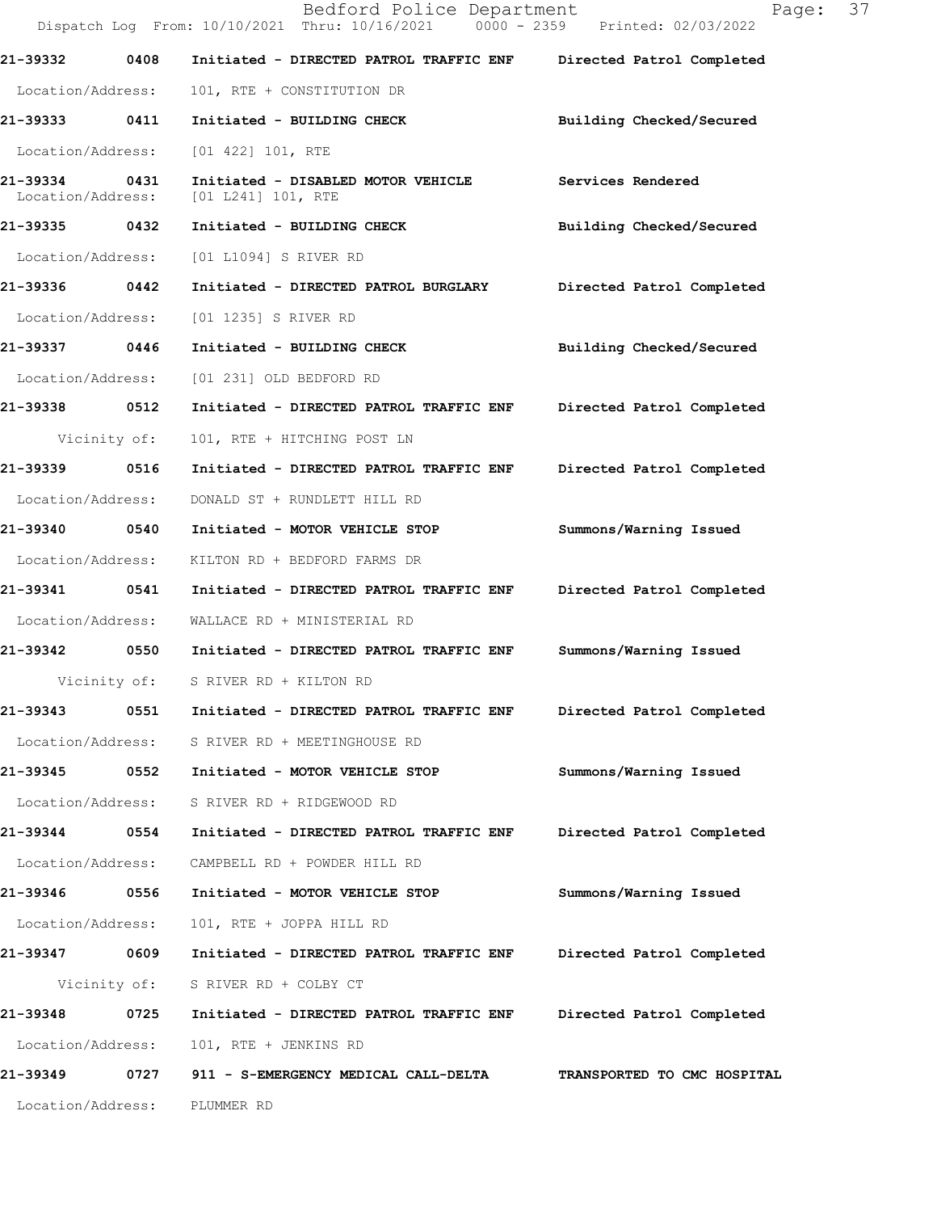| Call Number | Time | Call Reason | Action |
|---|---|---|---|
| 21-39332 | 0408 | Initiated - DIRECTED PATROL TRAFFIC ENF | Directed Patrol Completed |
| Location/Address: | | 101, RTE + CONSTITUTION DR | |
| 21-39333 | 0411 | Initiated - BUILDING CHECK | Building Checked/Secured |
| Location/Address: | | [01 422] 101, RTE | |
| 21-39334 | 0431 | Initiated - DISABLED MOTOR VEHICLE | Services Rendered |
| Location/Address: | | [01 L241] 101, RTE | |
| 21-39335 | 0432 | Initiated - BUILDING CHECK | Building Checked/Secured |
| Location/Address: | | [01 L1094] S RIVER RD | |
| 21-39336 | 0442 | Initiated - DIRECTED PATROL BURGLARY | Directed Patrol Completed |
| Location/Address: | | [01 1235] S RIVER RD | |
| 21-39337 | 0446 | Initiated - BUILDING CHECK | Building Checked/Secured |
| Location/Address: | | [01 231] OLD BEDFORD RD | |
| 21-39338 | 0512 | Initiated - DIRECTED PATROL TRAFFIC ENF | Directed Patrol Completed |
| Vicinity of: | | 101, RTE + HITCHING POST LN | |
| 21-39339 | 0516 | Initiated - DIRECTED PATROL TRAFFIC ENF | Directed Patrol Completed |
| Location/Address: | | DONALD ST + RUNDLETT HILL RD | |
| 21-39340 | 0540 | Initiated - MOTOR VEHICLE STOP | Summons/Warning Issued |
| Location/Address: | | KILTON RD + BEDFORD FARMS DR | |
| 21-39341 | 0541 | Initiated - DIRECTED PATROL TRAFFIC ENF | Directed Patrol Completed |
| Location/Address: | | WALLACE RD + MINISTERIAL RD | |
| 21-39342 | 0550 | Initiated - DIRECTED PATROL TRAFFIC ENF | Summons/Warning Issued |
| Vicinity of: | | S RIVER RD + KILTON RD | |
| 21-39343 | 0551 | Initiated - DIRECTED PATROL TRAFFIC ENF | Directed Patrol Completed |
| Location/Address: | | S RIVER RD + MEETINGHOUSE RD | |
| 21-39345 | 0552 | Initiated - MOTOR VEHICLE STOP | Summons/Warning Issued |
| Location/Address: | | S RIVER RD + RIDGEWOOD RD | |
| 21-39344 | 0554 | Initiated - DIRECTED PATROL TRAFFIC ENF | Directed Patrol Completed |
| Location/Address: | | CAMPBELL RD + POWDER HILL RD | |
| 21-39346 | 0556 | Initiated - MOTOR VEHICLE STOP | Summons/Warning Issued |
| Location/Address: | | 101, RTE + JOPPA HILL RD | |
| 21-39347 | 0609 | Initiated - DIRECTED PATROL TRAFFIC ENF | Directed Patrol Completed |
| Vicinity of: | | S RIVER RD + COLBY CT | |
| 21-39348 | 0725 | Initiated - DIRECTED PATROL TRAFFIC ENF | Directed Patrol Completed |
| Location/Address: | | 101, RTE + JENKINS RD | |
| 21-39349 | 0727 | 911 - S-EMERGENCY MEDICAL CALL-DELTA | TRANSPORTED TO CMC HOSPITAL |
| Location/Address: | | PLUMMER RD | |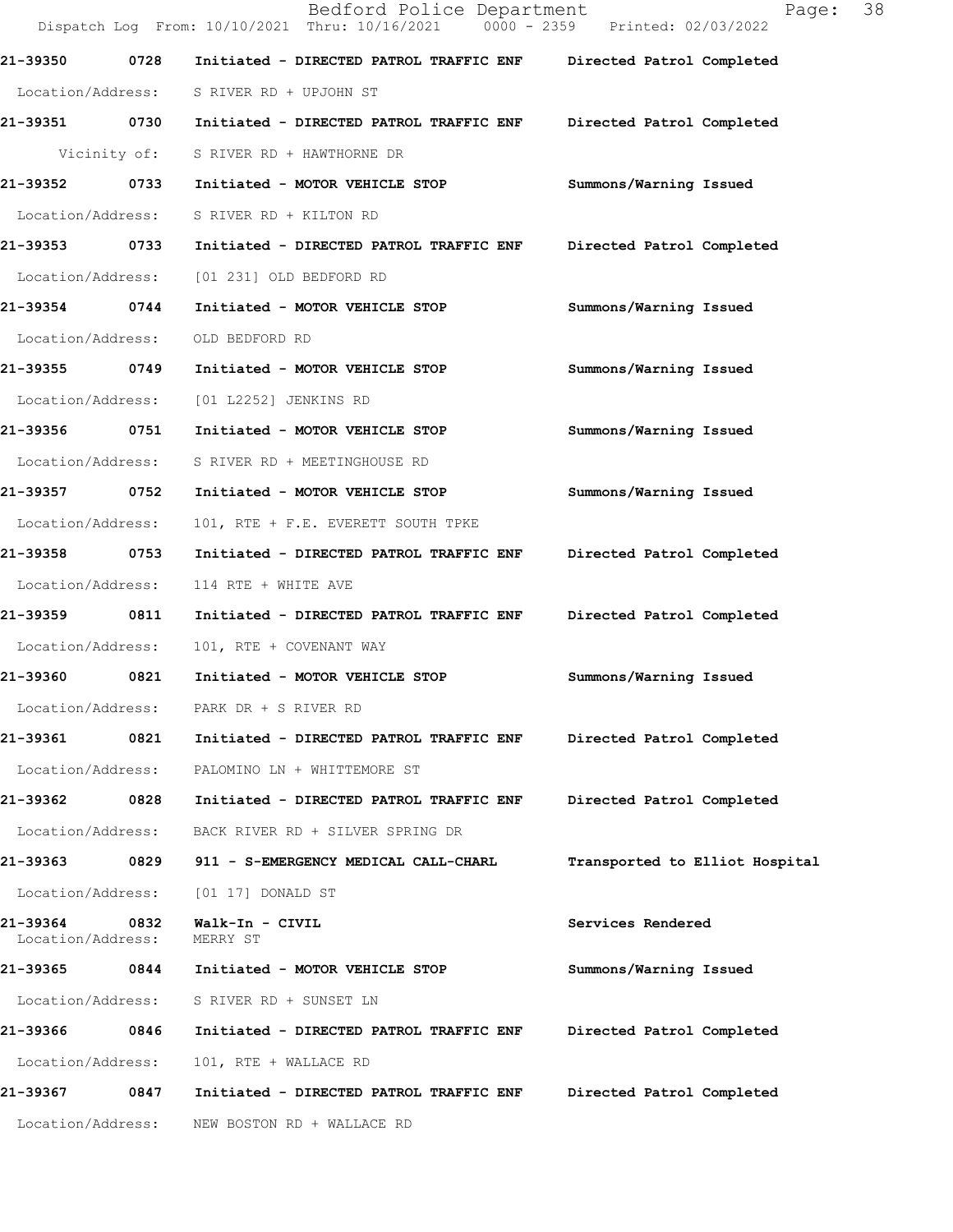**21-39350 0728 Initiated - DIRECTED PATROL TRAFFIC ENF Directed Patrol Completed**

Location/Address: S RIVER RD + UPJOHN ST

**21-39351 0730 Initiated - DIRECTED PATROL TRAFFIC ENF Directed Patrol Completed**

Vicinity of: S RIVER RD + HAWTHORNE DR

**21-39352 0733 Initiated - MOTOR VEHICLE STOP Summons/Warning Issued**

Location/Address: S RIVER RD + KILTON RD

**21-39353 0733 Initiated - DIRECTED PATROL TRAFFIC ENF Directed Patrol Completed**

Location/Address: [01 231] OLD BEDFORD RD

**21-39354 0744 Initiated - MOTOR VEHICLE STOP Summons/Warning Issued**

Location/Address: OLD BEDFORD RD

**21-39355 0749 Initiated - MOTOR VEHICLE STOP Summons/Warning Issued**

Location/Address: [01 L2252] JENKINS RD

**21-39356 0751 Initiated - MOTOR VEHICLE STOP Summons/Warning Issued**

Location/Address: S RIVER RD + MEETINGHOUSE RD

**21-39357 0752 Initiated - MOTOR VEHICLE STOP Summons/Warning Issued**

Location/Address: 101, RTE + F.E. EVERETT SOUTH TPKE

**21-39358 0753 Initiated - DIRECTED PATROL TRAFFIC ENF Directed Patrol Completed**

Location/Address: 114 RTE + WHITE AVE

**21-39359 0811 Initiated - DIRECTED PATROL TRAFFIC ENF Directed Patrol Completed**

Location/Address: 101, RTE + COVENANT WAY

**21-39360 0821 Initiated - MOTOR VEHICLE STOP Summons/Warning Issued**

Location/Address: PARK DR + S RIVER RD

**21-39361 0821 Initiated - DIRECTED PATROL TRAFFIC ENF Directed Patrol Completed**

Location/Address: PALOMINO LN + WHITTEMORE ST

**21-39362 0828 Initiated - DIRECTED PATROL TRAFFIC ENF Directed Patrol Completed**

Location/Address: BACK RIVER RD + SILVER SPRING DR

**21-39363 0829 911 - S-EMERGENCY MEDICAL CALL-CHARL Transported to Elliot Hospital**

Location/Address: [01 17] DONALD ST

**21-39364 0832 Walk-In - CIVIL Services Rendered**

Location/Address: MERRY ST

**21-39365 0844 Initiated - MOTOR VEHICLE STOP Summons/Warning Issued**

Location/Address: S RIVER RD + SUNSET LN

**21-39366 0846 Initiated - DIRECTED PATROL TRAFFIC ENF Directed Patrol Completed**

Location/Address: 101, RTE + WALLACE RD

**21-39367 0847 Initiated - DIRECTED PATROL TRAFFIC ENF Directed Patrol Completed**

Location/Address: NEW BOSTON RD + WALLACE RD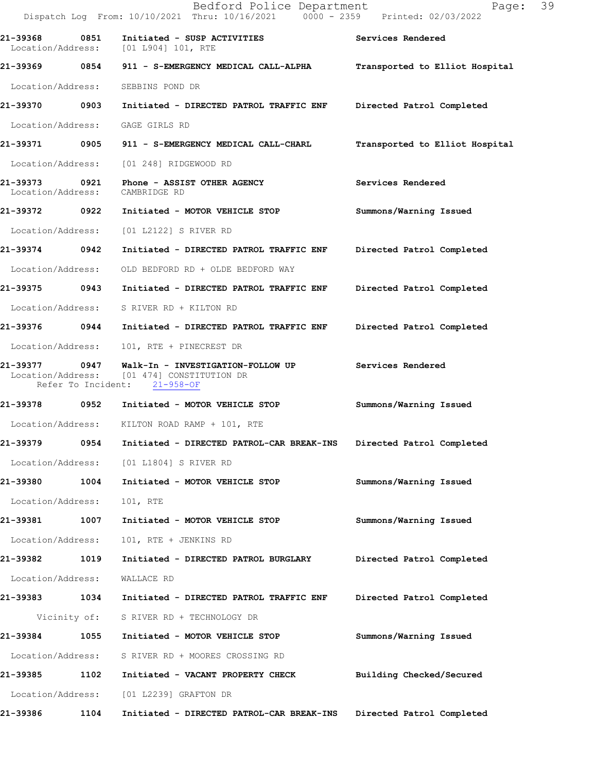21-39368 0851 Initiated - SUSP ACTIVITIES Services Rendered
Location/Address: [01 L904] 101, RTE

21-39369 0854 911 - S-EMERGENCY MEDICAL CALL-ALPHA Transported to Elliot Hospital
Location/Address: SEBBINS POND DR

21-39370 0903 Initiated - DIRECTED PATROL TRAFFIC ENF Directed Patrol Completed
Location/Address: GAGE GIRLS RD

21-39371 0905 911 - S-EMERGENCY MEDICAL CALL-CHARL Transported to Elliot Hospital
Location/Address: [01 248] RIDGEWOOD RD

21-39373 0921 Phone - ASSIST OTHER AGENCY Services Rendered
Location/Address: CAMBRIDGE RD

21-39372 0922 Initiated - MOTOR VEHICLE STOP Summons/Warning Issued
Location/Address: [01 L2122] S RIVER RD

21-39374 0942 Initiated - DIRECTED PATROL TRAFFIC ENF Directed Patrol Completed
Location/Address: OLD BEDFORD RD + OLDE BEDFORD WAY

21-39375 0943 Initiated - DIRECTED PATROL TRAFFIC ENF Directed Patrol Completed
Location/Address: S RIVER RD + KILTON RD

21-39376 0944 Initiated - DIRECTED PATROL TRAFFIC ENF Directed Patrol Completed
Location/Address: 101, RTE + PINECREST DR

21-39377 0947 Walk-In - INVESTIGATION-FOLLOW UP Services Rendered
Location/Address: [01 474] CONSTITUTION DR
Refer To Incident: 21-958-OF

21-39378 0952 Initiated - MOTOR VEHICLE STOP Summons/Warning Issued
Location/Address: KILTON ROAD RAMP + 101, RTE

21-39379 0954 Initiated - DIRECTED PATROL-CAR BREAK-INS Directed Patrol Completed
Location/Address: [01 L1804] S RIVER RD

21-39380 1004 Initiated - MOTOR VEHICLE STOP Summons/Warning Issued
Location/Address: 101, RTE

21-39381 1007 Initiated - MOTOR VEHICLE STOP Summons/Warning Issued
Location/Address: 101, RTE + JENKINS RD

21-39382 1019 Initiated - DIRECTED PATROL BURGLARY Directed Patrol Completed
Location/Address: WALLACE RD

21-39383 1034 Initiated - DIRECTED PATROL TRAFFIC ENF Directed Patrol Completed
Vicinity of: S RIVER RD + TECHNOLOGY DR

21-39384 1055 Initiated - MOTOR VEHICLE STOP Summons/Warning Issued
Location/Address: S RIVER RD + MOORES CROSSING RD

21-39385 1102 Initiated - VACANT PROPERTY CHECK Building Checked/Secured
Location/Address: [01 L2239] GRAFTON DR

21-39386 1104 Initiated - DIRECTED PATROL-CAR BREAK-INS Directed Patrol Completed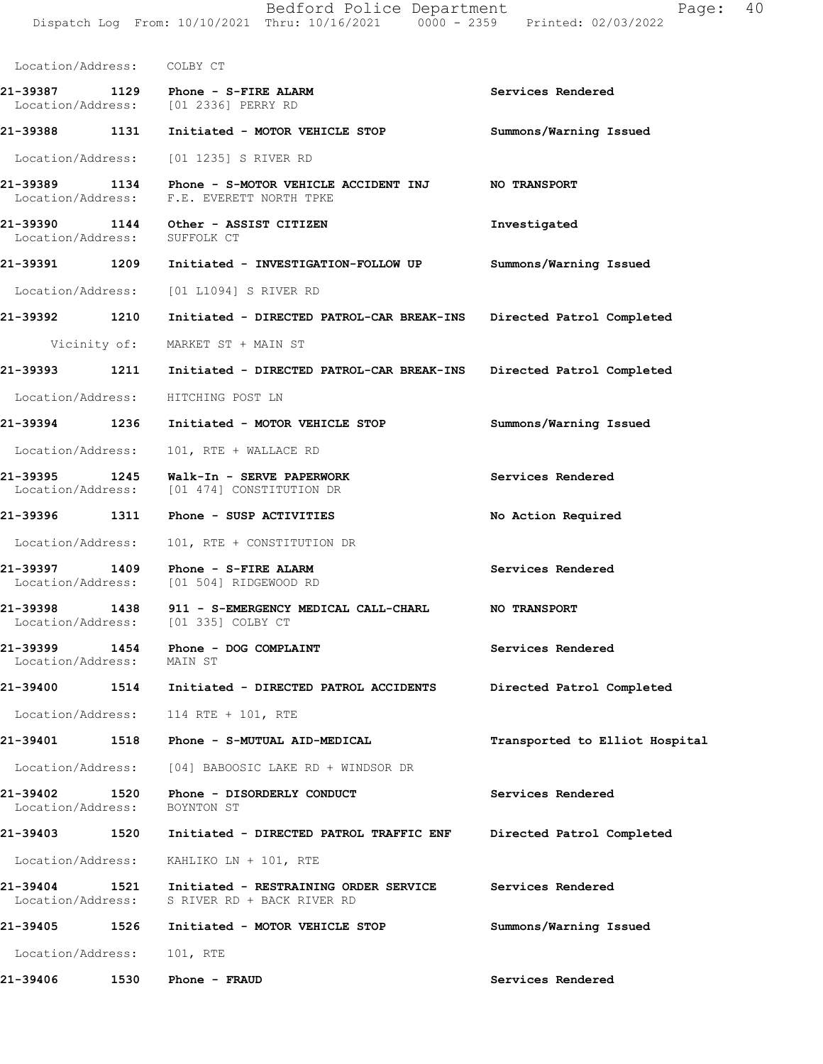Location/Address: COLBY CT

**21-39387 1129 Phone - S-FIRE ALARM** **Services Rendered**
Location/Address: [01 2336] PERRY RD

**21-39388 1131 Initiated - MOTOR VEHICLE STOP** **Summons/Warning Issued**
Location/Address: [01 1235] S RIVER RD

**21-39389 1134 Phone - S-MOTOR VEHICLE ACCIDENT INJ** **NO TRANSPORT**
Location/Address: F.E. EVERETT NORTH TPKE

**21-39390 1144 Other - ASSIST CITIZEN** **Investigated**
Location/Address: SUFFOLK CT

**21-39391 1209 Initiated - INVESTIGATION-FOLLOW UP** **Summons/Warning Issued**
Location/Address: [01 L1094] S RIVER RD

**21-39392 1210 Initiated - DIRECTED PATROL-CAR BREAK-INS** **Directed Patrol Completed**
Vicinity of: MARKET ST + MAIN ST

**21-39393 1211 Initiated - DIRECTED PATROL-CAR BREAK-INS** **Directed Patrol Completed**
Location/Address: HITCHING POST LN

**21-39394 1236 Initiated - MOTOR VEHICLE STOP** **Summons/Warning Issued**
Location/Address: 101, RTE + WALLACE RD

**21-39395 1245 Walk-In - SERVE PAPERWORK** **Services Rendered**
Location/Address: [01 474] CONSTITUTION DR

**21-39396 1311 Phone - SUSP ACTIVITIES** **No Action Required**
Location/Address: 101, RTE + CONSTITUTION DR

**21-39397 1409 Phone - S-FIRE ALARM** **Services Rendered**
Location/Address: [01 504] RIDGEWOOD RD

**21-39398 1438 911 - S-EMERGENCY MEDICAL CALL-CHARL** **NO TRANSPORT**
Location/Address: [01 335] COLBY CT

**21-39399 1454 Phone - DOG COMPLAINT** **Services Rendered**
Location/Address: MAIN ST

**21-39400 1514 Initiated - DIRECTED PATROL ACCIDENTS** **Directed Patrol Completed**
Location/Address: 114 RTE + 101, RTE

**21-39401 1518 Phone - S-MUTUAL AID-MEDICAL** **Transported to Elliot Hospital**
Location/Address: [04] BABOOSIC LAKE RD + WINDSOR DR

**21-39402 1520 Phone - DISORDERLY CONDUCT** **Services Rendered**
Location/Address: BOYNTON ST

**21-39403 1520 Initiated - DIRECTED PATROL TRAFFIC ENF** **Directed Patrol Completed**
Location/Address: KAHLIKO LN + 101, RTE

**21-39404 1521 Initiated - RESTRAINING ORDER SERVICE** **Services Rendered**
Location/Address: S RIVER RD + BACK RIVER RD

**21-39405 1526 Initiated - MOTOR VEHICLE STOP** **Summons/Warning Issued**
Location/Address: 101, RTE

**21-39406 1530 Phone - FRAUD** **Services Rendered**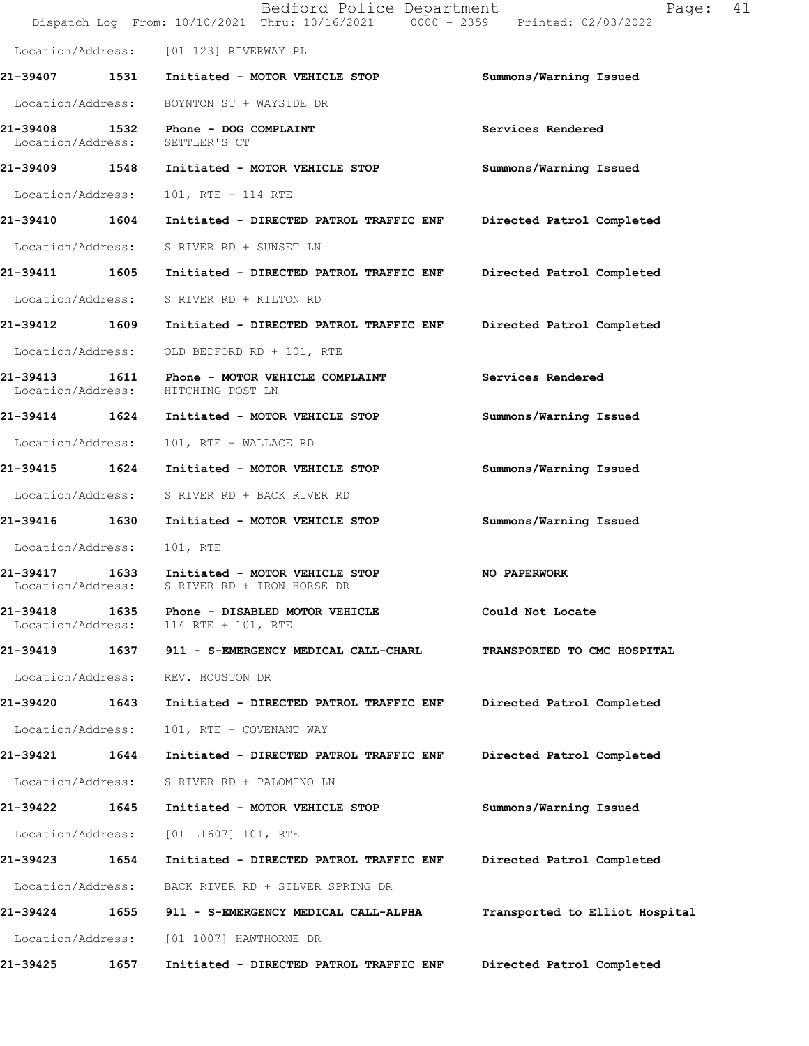Location/Address: [01 123] RIVERWAY PL

**21-39407 1531 Initiated - MOTOR VEHICLE STOP** Summons/Warning Issued

Location/Address: BOYNTON ST + WAYSIDE DR

**21-39408 1532 Phone - DOG COMPLAINT** Services Rendered
Location/Address: SETTLER'S CT

**21-39409 1548 Initiated - MOTOR VEHICLE STOP** Summons/Warning Issued

Location/Address: 101, RTE + 114 RTE

**21-39410 1604 Initiated - DIRECTED PATROL TRAFFIC ENF** Directed Patrol Completed

Location/Address: S RIVER RD + SUNSET LN

**21-39411 1605 Initiated - DIRECTED PATROL TRAFFIC ENF** Directed Patrol Completed

Location/Address: S RIVER RD + KILTON RD

**21-39412 1609 Initiated - DIRECTED PATROL TRAFFIC ENF** Directed Patrol Completed

Location/Address: OLD BEDFORD RD + 101, RTE

**21-39413 1611 Phone - MOTOR VEHICLE COMPLAINT** Services Rendered
Location/Address: HITCHING POST LN

**21-39414 1624 Initiated - MOTOR VEHICLE STOP** Summons/Warning Issued

Location/Address: 101, RTE + WALLACE RD

**21-39415 1624 Initiated - MOTOR VEHICLE STOP** Summons/Warning Issued

Location/Address: S RIVER RD + BACK RIVER RD

**21-39416 1630 Initiated - MOTOR VEHICLE STOP** Summons/Warning Issued

Location/Address: 101, RTE

**21-39417 1633 Initiated - MOTOR VEHICLE STOP** **NO PAPERWORK**
Location/Address: S RIVER RD + IRON HORSE DR

**21-39418 1635 Phone - DISABLED MOTOR VEHICLE** Could Not Locate
Location/Address: 114 RTE + 101, RTE

**21-39419 1637 911 - S-EMERGENCY MEDICAL CALL-CHARL** TRANSPORTED TO CMC HOSPITAL

Location/Address: REV. HOUSTON DR

**21-39420 1643 Initiated - DIRECTED PATROL TRAFFIC ENF** Directed Patrol Completed

Location/Address: 101, RTE + COVENANT WAY

**21-39421 1644 Initiated - DIRECTED PATROL TRAFFIC ENF** Directed Patrol Completed

Location/Address: S RIVER RD + PALOMINO LN

**21-39422 1645 Initiated - MOTOR VEHICLE STOP** Summons/Warning Issued

Location/Address: [01 L1607] 101, RTE

**21-39423 1654 Initiated - DIRECTED PATROL TRAFFIC ENF** Directed Patrol Completed

Location/Address: BACK RIVER RD + SILVER SPRING DR

**21-39424 1655 911 - S-EMERGENCY MEDICAL CALL-ALPHA** Transported to Elliot Hospital

Location/Address: [01 1007] HAWTHORNE DR

**21-39425 1657 Initiated - DIRECTED PATROL TRAFFIC ENF** Directed Patrol Completed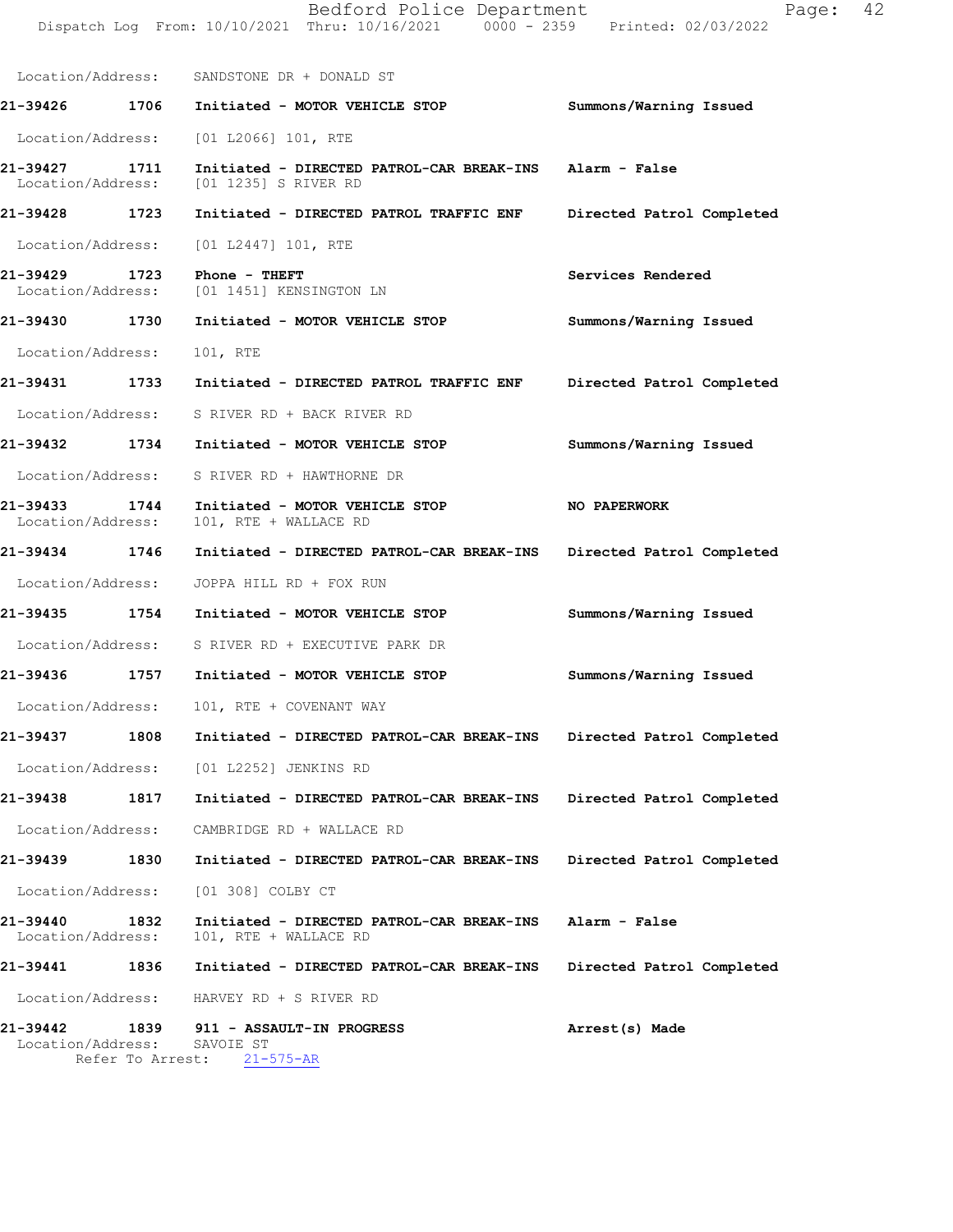Location/Address: SANDSTONE DR + DONALD ST

**21-39426 1706 Initiated - MOTOR VEHICLE STOP** **Summons/Warning Issued**
Location/Address: [01 L2066] 101, RTE

**21-39427 1711 Initiated - DIRECTED PATROL-CAR BREAK-INS** **Alarm - False**
Location/Address: [01 1235] S RIVER RD

**21-39428 1723 Initiated - DIRECTED PATROL TRAFFIC ENF** **Directed Patrol Completed**
Location/Address: [01 L2447] 101, RTE

**21-39429 1723 Phone - THEFT** **Services Rendered**
Location/Address: [01 1451] KENSINGTON LN

**21-39430 1730 Initiated - MOTOR VEHICLE STOP** **Summons/Warning Issued**
Location/Address: 101, RTE

**21-39431 1733 Initiated - DIRECTED PATROL TRAFFIC ENF** **Directed Patrol Completed**
Location/Address: S RIVER RD + BACK RIVER RD

**21-39432 1734 Initiated - MOTOR VEHICLE STOP** **Summons/Warning Issued**
Location/Address: S RIVER RD + HAWTHORNE DR

**21-39433 1744 Initiated - MOTOR VEHICLE STOP** **NO PAPERWORK**
Location/Address: 101, RTE + WALLACE RD

**21-39434 1746 Initiated - DIRECTED PATROL-CAR BREAK-INS** **Directed Patrol Completed**
Location/Address: JOPPA HILL RD + FOX RUN

**21-39435 1754 Initiated - MOTOR VEHICLE STOP** **Summons/Warning Issued**
Location/Address: S RIVER RD + EXECUTIVE PARK DR

**21-39436 1757 Initiated - MOTOR VEHICLE STOP** **Summons/Warning Issued**
Location/Address: 101, RTE + COVENANT WAY

**21-39437 1808 Initiated - DIRECTED PATROL-CAR BREAK-INS** **Directed Patrol Completed**
Location/Address: [01 L2252] JENKINS RD

**21-39438 1817 Initiated - DIRECTED PATROL-CAR BREAK-INS** **Directed Patrol Completed**
Location/Address: CAMBRIDGE RD + WALLACE RD

**21-39439 1830 Initiated - DIRECTED PATROL-CAR BREAK-INS** **Directed Patrol Completed**
Location/Address: [01 308] COLBY CT

**21-39440 1832 Initiated - DIRECTED PATROL-CAR BREAK-INS** **Alarm - False**
Location/Address: 101, RTE + WALLACE RD

**21-39441 1836 Initiated - DIRECTED PATROL-CAR BREAK-INS** **Directed Patrol Completed**
Location/Address: HARVEY RD + S RIVER RD

**21-39442 1839 911 - ASSAULT-IN PROGRESS** **Arrest(s) Made**
Location/Address: SAVOIE ST
Refer To Arrest: 21-575-AR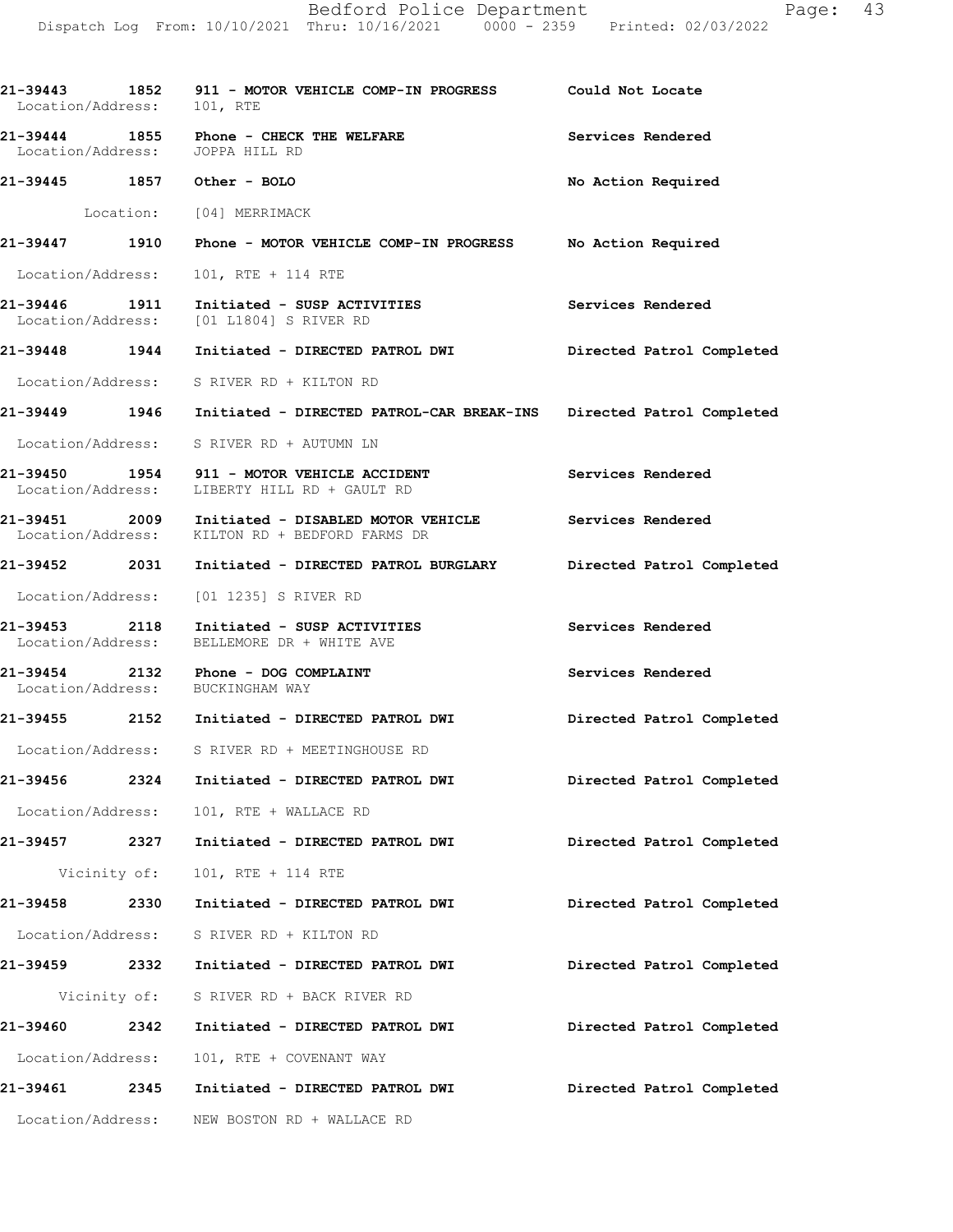| Call # | Time | Call Type | Action |
|---|---|---|---|
| 21-39443 | 1852 | 911 - MOTOR VEHICLE COMP-IN PROGRESS | Could Not Locate |
| Location/Address: | | 101, RTE | |
| 21-39444 | 1855 | Phone - CHECK THE WELFARE | Services Rendered |
| Location/Address: | | JOPPA HILL RD | |
| 21-39445 | 1857 | Other - BOLO | No Action Required |
| Location: | | [04] MERRIMACK | |
| 21-39447 | 1910 | Phone - MOTOR VEHICLE COMP-IN PROGRESS | No Action Required |
| Location/Address: | | 101, RTE + 114 RTE | |
| 21-39446 | 1911 | Initiated - SUSP ACTIVITIES | Services Rendered |
| Location/Address: | | [01 L1804] S RIVER RD | |
| 21-39448 | 1944 | Initiated - DIRECTED PATROL DWI | Directed Patrol Completed |
| Location/Address: | | S RIVER RD + KILTON RD | |
| 21-39449 | 1946 | Initiated - DIRECTED PATROL-CAR BREAK-INS | Directed Patrol Completed |
| Location/Address: | | S RIVER RD + AUTUMN LN | |
| 21-39450 | 1954 | 911 - MOTOR VEHICLE ACCIDENT | Services Rendered |
| Location/Address: | | LIBERTY HILL RD + GAULT RD | |
| 21-39451 | 2009 | Initiated - DISABLED MOTOR VEHICLE | Services Rendered |
| Location/Address: | | KILTON RD + BEDFORD FARMS DR | |
| 21-39452 | 2031 | Initiated - DIRECTED PATROL BURGLARY | Directed Patrol Completed |
| Location/Address: | | [01 1235] S RIVER RD | |
| 21-39453 | 2118 | Initiated - SUSP ACTIVITIES | Services Rendered |
| Location/Address: | | BELLEMORE DR + WHITE AVE | |
| 21-39454 | 2132 | Phone - DOG COMPLAINT | Services Rendered |
| Location/Address: | | BUCKINGHAM WAY | |
| 21-39455 | 2152 | Initiated - DIRECTED PATROL DWI | Directed Patrol Completed |
| Location/Address: | | S RIVER RD + MEETINGHOUSE RD | |
| 21-39456 | 2324 | Initiated - DIRECTED PATROL DWI | Directed Patrol Completed |
| Location/Address: | | 101, RTE + WALLACE RD | |
| 21-39457 | 2327 | Initiated - DIRECTED PATROL DWI | Directed Patrol Completed |
| Vicinity of: | | 101, RTE + 114 RTE | |
| 21-39458 | 2330 | Initiated - DIRECTED PATROL DWI | Directed Patrol Completed |
| Location/Address: | | S RIVER RD + KILTON RD | |
| 21-39459 | 2332 | Initiated - DIRECTED PATROL DWI | Directed Patrol Completed |
| Vicinity of: | | S RIVER RD + BACK RIVER RD | |
| 21-39460 | 2342 | Initiated - DIRECTED PATROL DWI | Directed Patrol Completed |
| Location/Address: | | 101, RTE + COVENANT WAY | |
| 21-39461 | 2345 | Initiated - DIRECTED PATROL DWI | Directed Patrol Completed |
| Location/Address: | | NEW BOSTON RD + WALLACE RD | |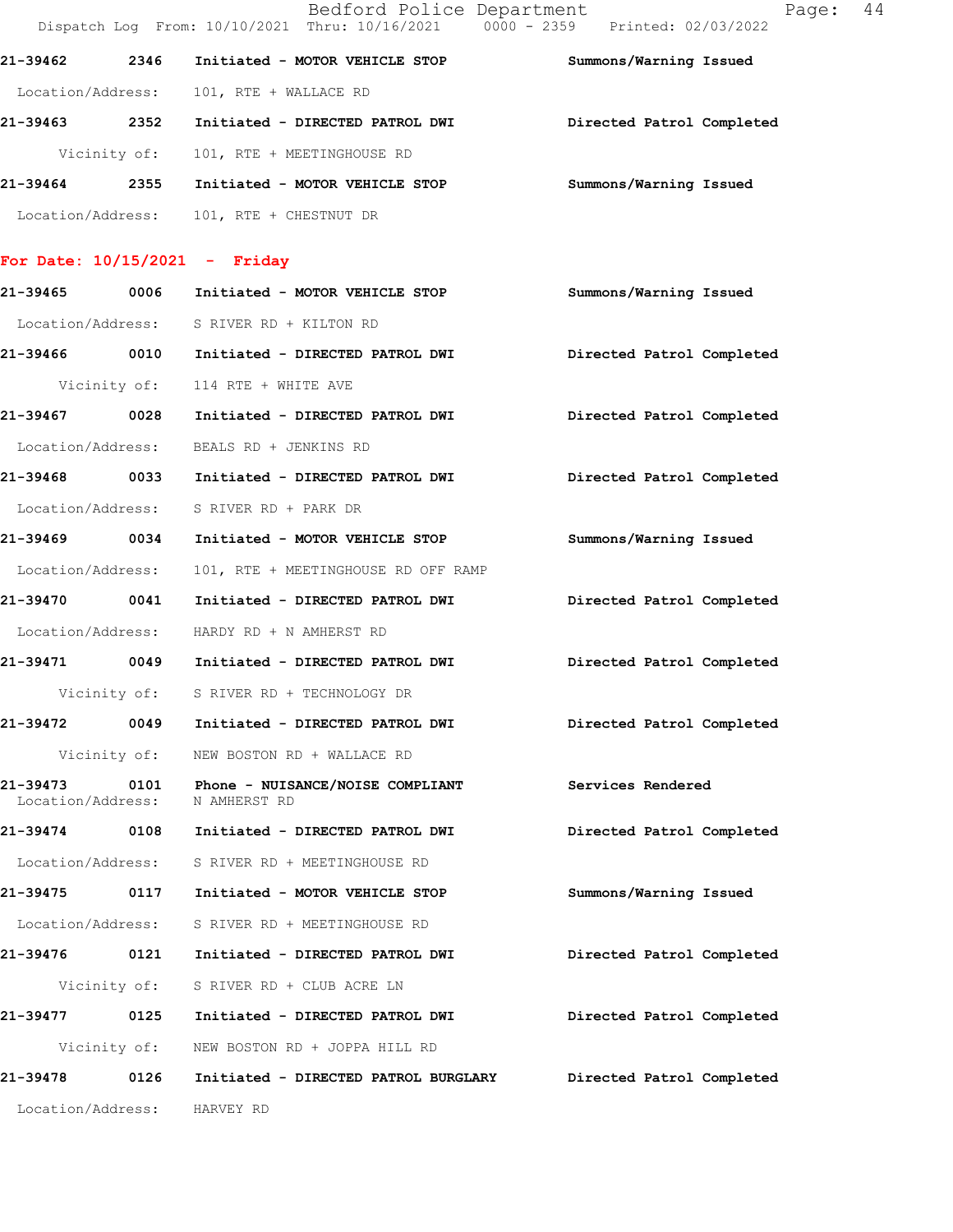21-39462 2346 Initiated - MOTOR VEHICLE STOP Summons/Warning Issued
Location/Address: 101, RTE + WALLACE RD

21-39463 2352 Initiated - DIRECTED PATROL DWI Directed Patrol Completed
Vicinity of: 101, RTE + MEETINGHOUSE RD

21-39464 2355 Initiated - MOTOR VEHICLE STOP Summons/Warning Issued
Location/Address: 101, RTE + CHESTNUT DR

**For Date: 10/15/2021 - Friday**

21-39465 0006 Initiated - MOTOR VEHICLE STOP Summons/Warning Issued
Location/Address: S RIVER RD + KILTON RD

21-39466 0010 Initiated - DIRECTED PATROL DWI Directed Patrol Completed
Vicinity of: 114 RTE + WHITE AVE

21-39467 0028 Initiated - DIRECTED PATROL DWI Directed Patrol Completed
Location/Address: BEALS RD + JENKINS RD

21-39468 0033 Initiated - DIRECTED PATROL DWI Directed Patrol Completed
Location/Address: S RIVER RD + PARK DR

21-39469 0034 Initiated - MOTOR VEHICLE STOP Summons/Warning Issued
Location/Address: 101, RTE + MEETINGHOUSE RD OFF RAMP

21-39470 0041 Initiated - DIRECTED PATROL DWI Directed Patrol Completed
Location/Address: HARDY RD + N AMHERST RD

21-39471 0049 Initiated - DIRECTED PATROL DWI Directed Patrol Completed
Vicinity of: S RIVER RD + TECHNOLOGY DR

21-39472 0049 Initiated - DIRECTED PATROL DWI Directed Patrol Completed
Vicinity of: NEW BOSTON RD + WALLACE RD

21-39473 0101 Phone - NUISANCE/NOISE COMPLIANT Services Rendered
Location/Address: N AMHERST RD

21-39474 0108 Initiated - DIRECTED PATROL DWI Directed Patrol Completed
Location/Address: S RIVER RD + MEETINGHOUSE RD

21-39475 0117 Initiated - MOTOR VEHICLE STOP Summons/Warning Issued
Location/Address: S RIVER RD + MEETINGHOUSE RD

21-39476 0121 Initiated - DIRECTED PATROL DWI Directed Patrol Completed
Vicinity of: S RIVER RD + CLUB ACRE LN

21-39477 0125 Initiated - DIRECTED PATROL DWI Directed Patrol Completed
Vicinity of: NEW BOSTON RD + JOPPA HILL RD

21-39478 0126 Initiated - DIRECTED PATROL BURGLARY Directed Patrol Completed
Location/Address: HARVEY RD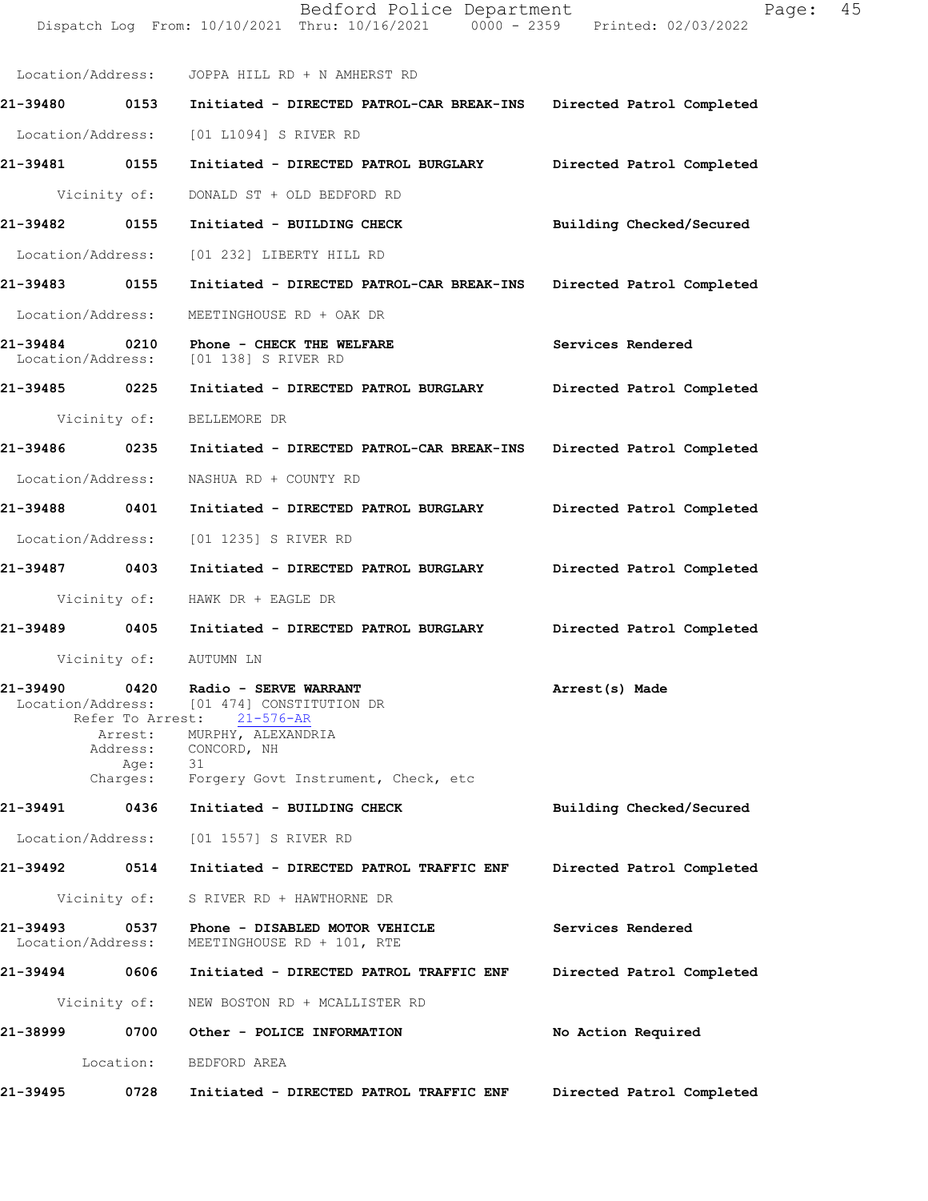Location/Address: JOPPA HILL RD + N AMHERST RD

**21-39480 0153 Initiated - DIRECTED PATROL-CAR BREAK-INS Directed Patrol Completed**

Location/Address: [01 L1094] S RIVER RD

**21-39481 0155 Initiated - DIRECTED PATROL BURGLARY Directed Patrol Completed**

Vicinity of: DONALD ST + OLD BEDFORD RD

**21-39482 0155 Initiated - BUILDING CHECK Building Checked/Secured**

Location/Address: [01 232] LIBERTY HILL RD

**21-39483 0155 Initiated - DIRECTED PATROL-CAR BREAK-INS Directed Patrol Completed**

Location/Address: MEETINGHOUSE RD + OAK DR

**21-39484 0210 Phone - CHECK THE WELFARE Services Rendered**
Location/Address: [01 138] S RIVER RD

**21-39485 0225 Initiated - DIRECTED PATROL BURGLARY Directed Patrol Completed**

Vicinity of: BELLEMORE DR

**21-39486 0235 Initiated - DIRECTED PATROL-CAR BREAK-INS Directed Patrol Completed**

Location/Address: NASHUA RD + COUNTY RD

**21-39488 0401 Initiated - DIRECTED PATROL BURGLARY Directed Patrol Completed**

Location/Address: [01 1235] S RIVER RD

**21-39487 0403 Initiated - DIRECTED PATROL BURGLARY Directed Patrol Completed**

Vicinity of: HAWK DR + EAGLE DR

**21-39489 0405 Initiated - DIRECTED PATROL BURGLARY Directed Patrol Completed**

Vicinity of: AUTUMN LN

**21-39490 0420 Radio - SERVE WARRANT Arrest(s) Made**
Location/Address: [01 474] CONSTITUTION DR
Refer To Arrest: 21-576-AR
Arrest: MURPHY, ALEXANDRIA
Address: CONCORD, NH
Age: 31
Charges: Forgery Govt Instrument, Check, etc

**21-39491 0436 Initiated - BUILDING CHECK Building Checked/Secured**

Location/Address: [01 1557] S RIVER RD

**21-39492 0514 Initiated - DIRECTED PATROL TRAFFIC ENF Directed Patrol Completed**

Vicinity of: S RIVER RD + HAWTHORNE DR

**21-39493 0537 Phone - DISABLED MOTOR VEHICLE Services Rendered**
Location/Address: MEETINGHOUSE RD + 101, RTE

**21-39494 0606 Initiated - DIRECTED PATROL TRAFFIC ENF Directed Patrol Completed**

Vicinity of: NEW BOSTON RD + MCALLISTER RD

**21-38999 0700 Other - POLICE INFORMATION No Action Required**

Location: BEDFORD AREA

**21-39495 0728 Initiated - DIRECTED PATROL TRAFFIC ENF Directed Patrol Completed**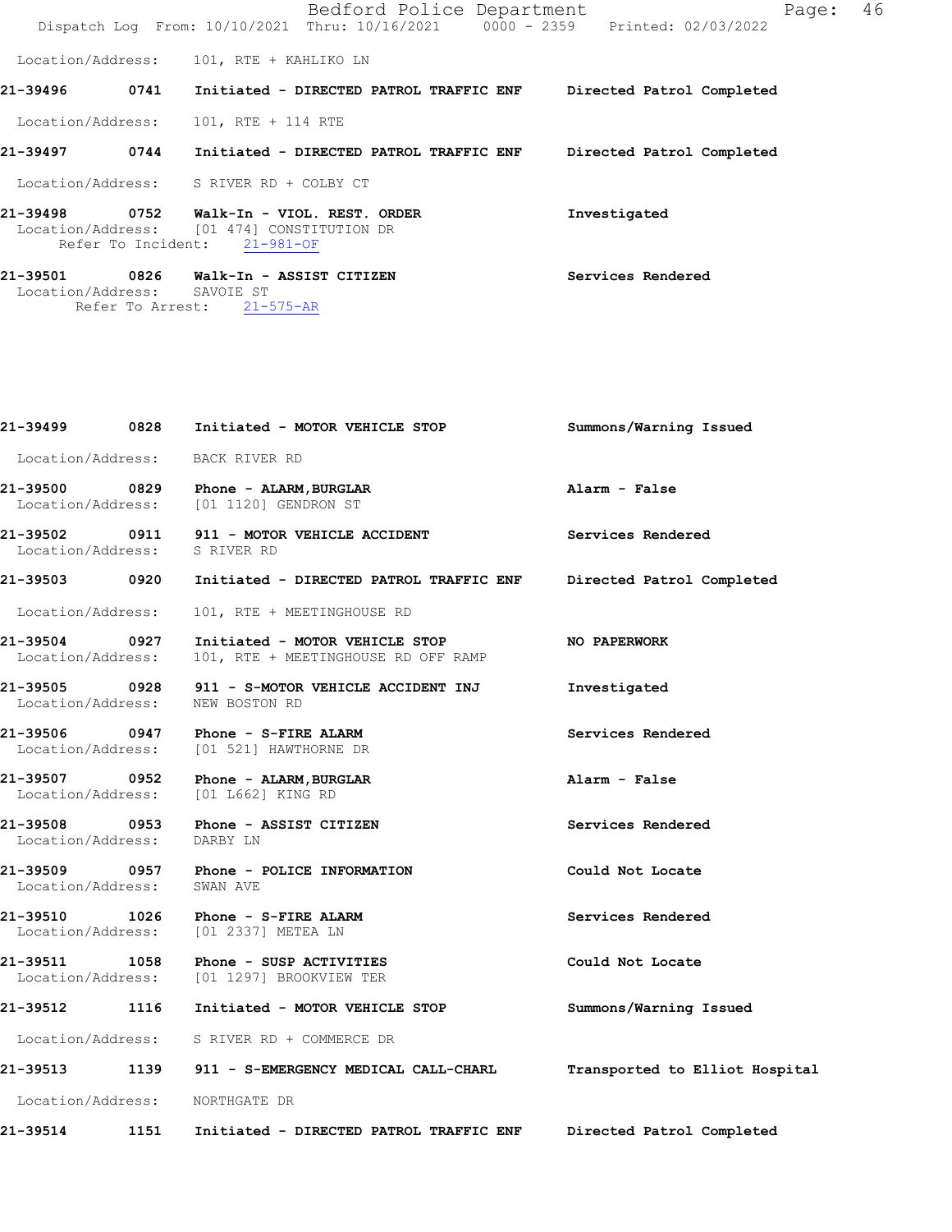Location/Address: 101, RTE + KAHLIKO LN

**21-39496 0741 Initiated - DIRECTED PATROL TRAFFIC ENF — Directed Patrol Completed**

Location/Address: 101, RTE + 114 RTE

**21-39497 0744 Initiated - DIRECTED PATROL TRAFFIC ENF — Directed Patrol Completed**

Location/Address: S RIVER RD + COLBY CT

**21-39498 0752 Walk-In - VIOL. REST. ORDER — Investigated**
Location/Address: [01 474] CONSTITUTION DR
Refer To Incident: 21-981-OF

**21-39501 0826 Walk-In - ASSIST CITIZEN — Services Rendered**
Location/Address: SAVOIE ST
Refer To Arrest: 21-575-AR

**21-39499 0828 Initiated - MOTOR VEHICLE STOP — Summons/Warning Issued**

Location/Address: BACK RIVER RD

**21-39500 0829 Phone - ALARM,BURGLAR — Alarm - False**
Location/Address: [01 1120] GENDRON ST

**21-39502 0911 911 - MOTOR VEHICLE ACCIDENT — Services Rendered**
Location/Address: S RIVER RD

**21-39503 0920 Initiated - DIRECTED PATROL TRAFFIC ENF — Directed Patrol Completed**

Location/Address: 101, RTE + MEETINGHOUSE RD

**21-39504 0927 Initiated - MOTOR VEHICLE STOP — NO PAPERWORK**
Location/Address: 101, RTE + MEETINGHOUSE RD OFF RAMP

**21-39505 0928 911 - S-MOTOR VEHICLE ACCIDENT INJ — Investigated**
Location/Address: NEW BOSTON RD

**21-39506 0947 Phone - S-FIRE ALARM — Services Rendered**
Location/Address: [01 521] HAWTHORNE DR

**21-39507 0952 Phone - ALARM,BURGLAR — Alarm - False**
Location/Address: [01 L662] KING RD

**21-39508 0953 Phone - ASSIST CITIZEN — Services Rendered**
Location/Address: DARBY LN

**21-39509 0957 Phone - POLICE INFORMATION — Could Not Locate**
Location/Address: SWAN AVE

**21-39510 1026 Phone - S-FIRE ALARM — Services Rendered**
Location/Address: [01 2337] METEA LN

**21-39511 1058 Phone - SUSP ACTIVITIES — Could Not Locate**
Location/Address: [01 1297] BROOKVIEW TER

**21-39512 1116 Initiated - MOTOR VEHICLE STOP — Summons/Warning Issued**

Location/Address: S RIVER RD + COMMERCE DR

**21-39513 1139 911 - S-EMERGENCY MEDICAL CALL-CHARL — Transported to Elliot Hospital**

Location/Address: NORTHGATE DR

**21-39514 1151 Initiated - DIRECTED PATROL TRAFFIC ENF — Directed Patrol Completed**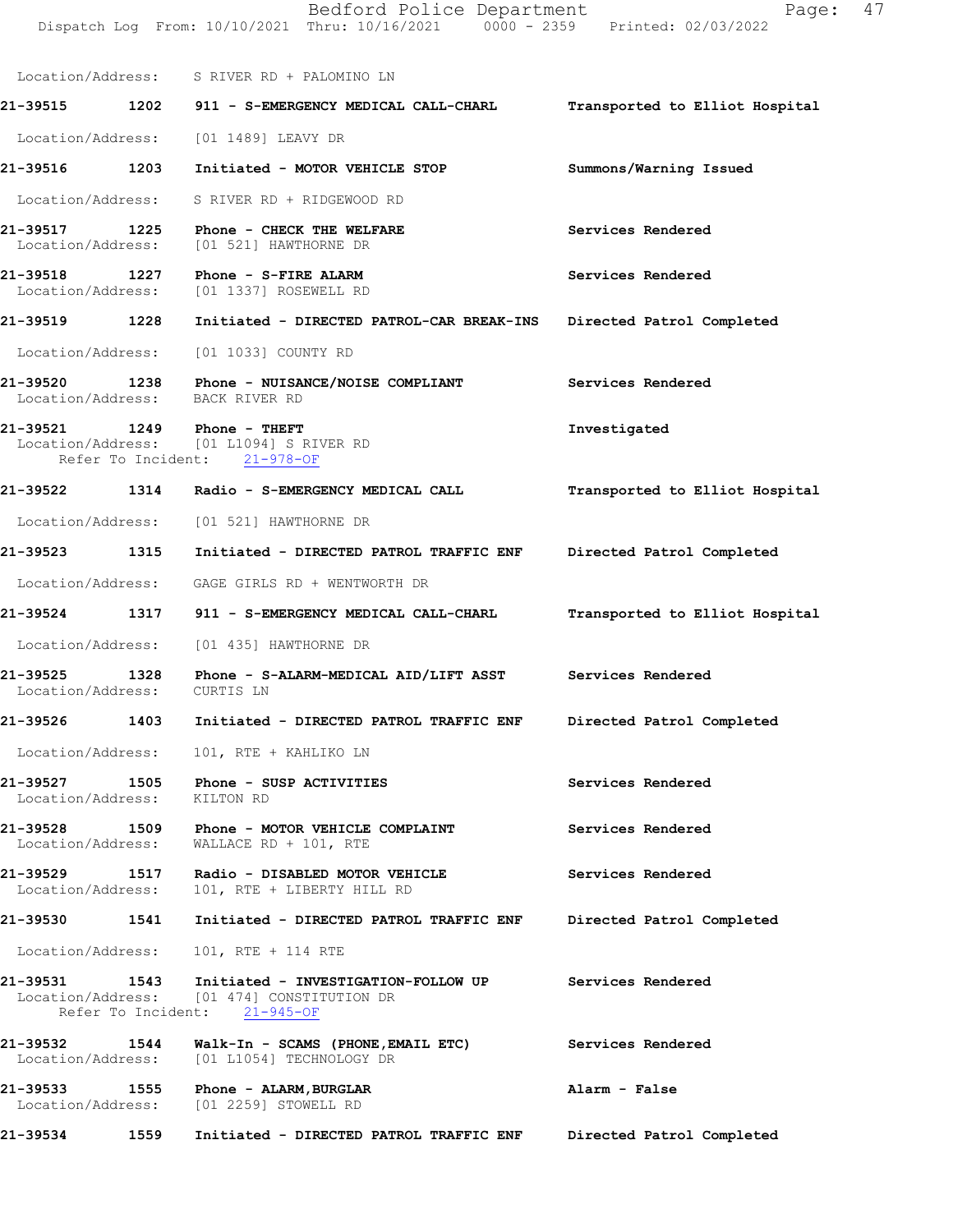Location/Address: S RIVER RD + PALOMINO LN

**21-39515** 1202 **911 - S-EMERGENCY MEDICAL CALL-CHARL** **Transported to Elliot Hospital**

Location/Address: [01 1489] LEAVY DR

**21-39516** 1203 **Initiated - MOTOR VEHICLE STOP** **Summons/Warning Issued**

Location/Address: S RIVER RD + RIDGEWOOD RD

**21-39517** 1225 **Phone - CHECK THE WELFARE** **Services Rendered**
Location/Address: [01 521] HAWTHORNE DR

**21-39518** 1227 **Phone - S-FIRE ALARM** **Services Rendered**
Location/Address: [01 1337] ROSEWELL RD

**21-39519** 1228 **Initiated - DIRECTED PATROL-CAR BREAK-INS** **Directed Patrol Completed**

Location/Address: [01 1033] COUNTY RD

**21-39520** 1238 **Phone - NUISANCE/NOISE COMPLIANT** **Services Rendered**
Location/Address: BACK RIVER RD

**21-39521** 1249 **Phone - THEFT** **Investigated**
Location/Address: [01 L1094] S RIVER RD
Refer To Incident: 21-978-OF

**21-39522** 1314 **Radio - S-EMERGENCY MEDICAL CALL** **Transported to Elliot Hospital**

Location/Address: [01 521] HAWTHORNE DR

**21-39523** 1315 **Initiated - DIRECTED PATROL TRAFFIC ENF** **Directed Patrol Completed**

Location/Address: GAGE GIRLS RD + WENTWORTH DR

**21-39524** 1317 **911 - S-EMERGENCY MEDICAL CALL-CHARL** **Transported to Elliot Hospital**

Location/Address: [01 435] HAWTHORNE DR

**21-39525** 1328 **Phone - S-ALARM-MEDICAL AID/LIFT ASST** **Services Rendered**
Location/Address: CURTIS LN

**21-39526** 1403 **Initiated - DIRECTED PATROL TRAFFIC ENF** **Directed Patrol Completed**

Location/Address: 101, RTE + KAHLIKO LN

**21-39527** 1505 **Phone - SUSP ACTIVITIES** **Services Rendered**
Location/Address: KILTON RD

**21-39528** 1509 **Phone - MOTOR VEHICLE COMPLAINT** **Services Rendered**
Location/Address: WALLACE RD + 101, RTE

**21-39529** 1517 **Radio - DISABLED MOTOR VEHICLE** **Services Rendered**
Location/Address: 101, RTE + LIBERTY HILL RD

**21-39530** 1541 **Initiated - DIRECTED PATROL TRAFFIC ENF** **Directed Patrol Completed**

Location/Address: 101, RTE + 114 RTE

**21-39531** 1543 **Initiated - INVESTIGATION-FOLLOW UP** **Services Rendered**
Location/Address: [01 474] CONSTITUTION DR
Refer To Incident: 21-945-OF

**21-39532** 1544 **Walk-In - SCAMS (PHONE,EMAIL ETC)** **Services Rendered**
Location/Address: [01 L1054] TECHNOLOGY DR

**21-39533** 1555 **Phone - ALARM,BURGLAR** **Alarm - False**
Location/Address: [01 2259] STOWELL RD

**21-39534** 1559 **Initiated - DIRECTED PATROL TRAFFIC ENF** **Directed Patrol Completed**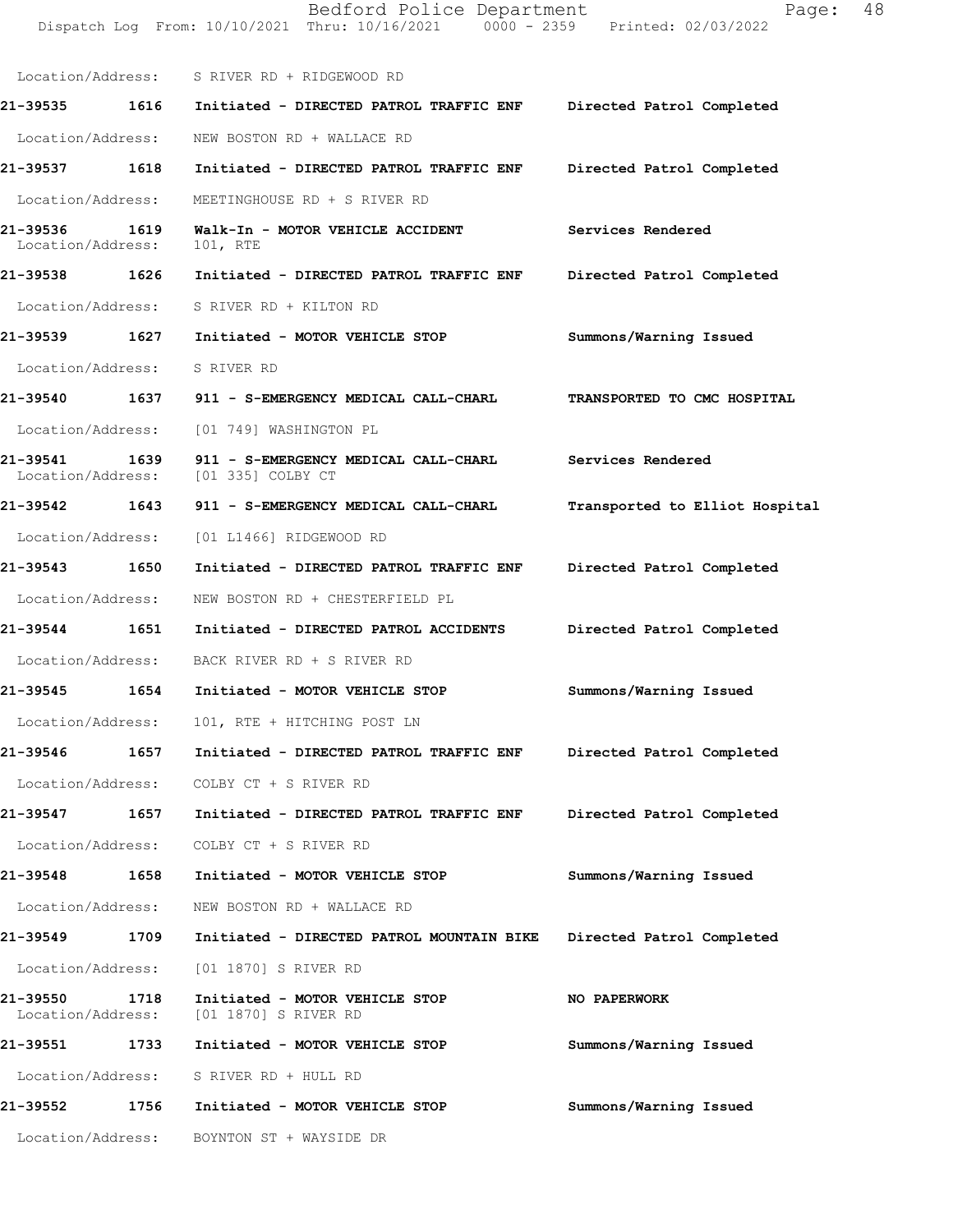Location/Address: S RIVER RD + RIDGEWOOD RD

**21-39535 1616 Initiated - DIRECTED PATROL TRAFFIC ENF Directed Patrol Completed**

Location/Address: NEW BOSTON RD + WALLACE RD

**21-39537 1618 Initiated - DIRECTED PATROL TRAFFIC ENF Directed Patrol Completed**

Location/Address: MEETINGHOUSE RD + S RIVER RD

**21-39536 1619 Walk-In - MOTOR VEHICLE ACCIDENT Services Rendered**
Location/Address: 101, RTE

**21-39538 1626 Initiated - DIRECTED PATROL TRAFFIC ENF Directed Patrol Completed**

Location/Address: S RIVER RD + KILTON RD

**21-39539 1627 Initiated - MOTOR VEHICLE STOP Summons/Warning Issued**

Location/Address: S RIVER RD

**21-39540 1637 911 - S-EMERGENCY MEDICAL CALL-CHARL TRANSPORTED TO CMC HOSPITAL**

Location/Address: [01 749] WASHINGTON PL

**21-39541 1639 911 - S-EMERGENCY MEDICAL CALL-CHARL Services Rendered**
Location/Address: [01 335] COLBY CT

**21-39542 1643 911 - S-EMERGENCY MEDICAL CALL-CHARL Transported to Elliot Hospital**

Location/Address: [01 L1466] RIDGEWOOD RD

**21-39543 1650 Initiated - DIRECTED PATROL TRAFFIC ENF Directed Patrol Completed**

Location/Address: NEW BOSTON RD + CHESTERFIELD PL

**21-39544 1651 Initiated - DIRECTED PATROL ACCIDENTS Directed Patrol Completed**

Location/Address: BACK RIVER RD + S RIVER RD

**21-39545 1654 Initiated - MOTOR VEHICLE STOP Summons/Warning Issued**

Location/Address: 101, RTE + HITCHING POST LN

**21-39546 1657 Initiated - DIRECTED PATROL TRAFFIC ENF Directed Patrol Completed**

Location/Address: COLBY CT + S RIVER RD

**21-39547 1657 Initiated - DIRECTED PATROL TRAFFIC ENF Directed Patrol Completed**

Location/Address: COLBY CT + S RIVER RD

**21-39548 1658 Initiated - MOTOR VEHICLE STOP Summons/Warning Issued**

Location/Address: NEW BOSTON RD + WALLACE RD

**21-39549 1709 Initiated - DIRECTED PATROL MOUNTAIN BIKE Directed Patrol Completed**

Location/Address: [01 1870] S RIVER RD

**21-39550 1718 Initiated - MOTOR VEHICLE STOP NO PAPERWORK**
Location/Address: [01 1870] S RIVER RD

**21-39551 1733 Initiated - MOTOR VEHICLE STOP Summons/Warning Issued**

Location/Address: S RIVER RD + HULL RD

**21-39552 1756 Initiated - MOTOR VEHICLE STOP Summons/Warning Issued**

Location/Address: BOYNTON ST + WAYSIDE DR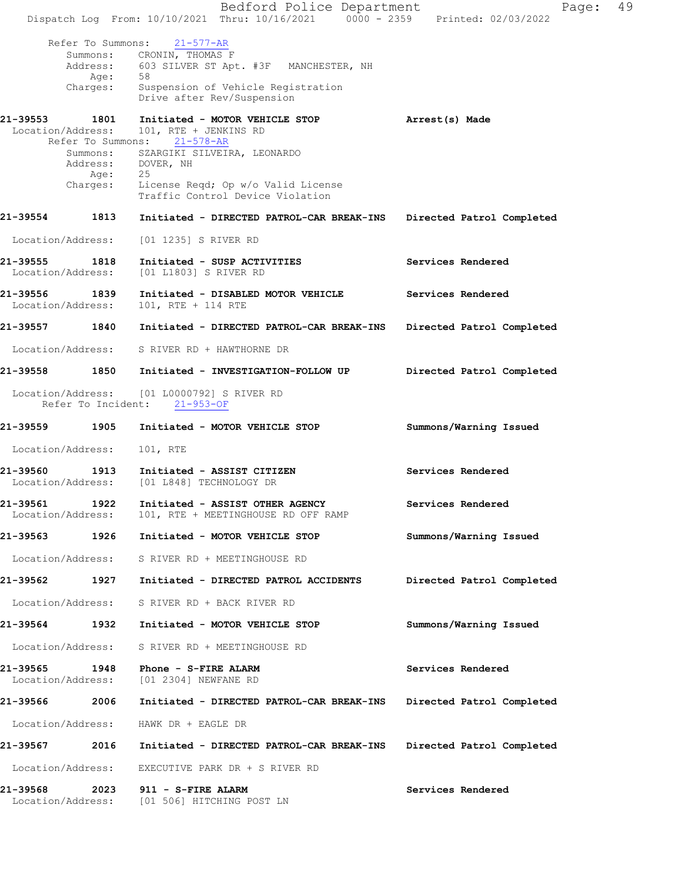Refer To Summons: 21-577-AR
Summons: CRONIN, THOMAS F
Address: 603 SILVER ST Apt. #3F MANCHESTER, NH
Age: 58
Charges: Suspension of Vehicle Registration
Drive after Rev/Suspension

**21-39553** 1801 **Initiated - MOTOR VEHICLE STOP** **Arrest(s) Made**
Location/Address: 101, RTE + JENKINS RD
Refer To Summons: 21-578-AR
Summons: SZARGIKI SILVEIRA, LEONARDO
Address: DOVER, NH
Age: 25
Charges: License Reqd; Op w/o Valid License
Traffic Control Device Violation

**21-39554** 1813 **Initiated - DIRECTED PATROL-CAR BREAK-INS** **Directed Patrol Completed**
Location/Address: [01 1235] S RIVER RD

**21-39555** 1818 **Initiated - SUSP ACTIVITIES** **Services Rendered**
Location/Address: [01 L1803] S RIVER RD

**21-39556** 1839 **Initiated - DISABLED MOTOR VEHICLE** **Services Rendered**
Location/Address: 101, RTE + 114 RTE

**21-39557** 1840 **Initiated - DIRECTED PATROL-CAR BREAK-INS** **Directed Patrol Completed**
Location/Address: S RIVER RD + HAWTHORNE DR

**21-39558** 1850 **Initiated - INVESTIGATION-FOLLOW UP** **Directed Patrol Completed**
Location/Address: [01 L0000792] S RIVER RD
Refer To Incident: 21-953-OF

**21-39559** 1905 **Initiated - MOTOR VEHICLE STOP** **Summons/Warning Issued**
Location/Address: 101, RTE

**21-39560** 1913 **Initiated - ASSIST CITIZEN** **Services Rendered**
Location/Address: [01 L848] TECHNOLOGY DR

**21-39561** 1922 **Initiated - ASSIST OTHER AGENCY** **Services Rendered**
Location/Address: 101, RTE + MEETINGHOUSE RD OFF RAMP

**21-39563** 1926 **Initiated - MOTOR VEHICLE STOP** **Summons/Warning Issued**
Location/Address: S RIVER RD + MEETINGHOUSE RD

**21-39562** 1927 **Initiated - DIRECTED PATROL ACCIDENTS** **Directed Patrol Completed**
Location/Address: S RIVER RD + BACK RIVER RD

**21-39564** 1932 **Initiated - MOTOR VEHICLE STOP** **Summons/Warning Issued**
Location/Address: S RIVER RD + MEETINGHOUSE RD

**21-39565** 1948 **Phone - S-FIRE ALARM** **Services Rendered**
Location/Address: [01 2304] NEWFANE RD

**21-39566** 2006 **Initiated - DIRECTED PATROL-CAR BREAK-INS** **Directed Patrol Completed**
Location/Address: HAWK DR + EAGLE DR

**21-39567** 2016 **Initiated - DIRECTED PATROL-CAR BREAK-INS** **Directed Patrol Completed**
Location/Address: EXECUTIVE PARK DR + S RIVER RD

**21-39568** 2023 **911 - S-FIRE ALARM** **Services Rendered**
Location/Address: [01 506] HITCHING POST LN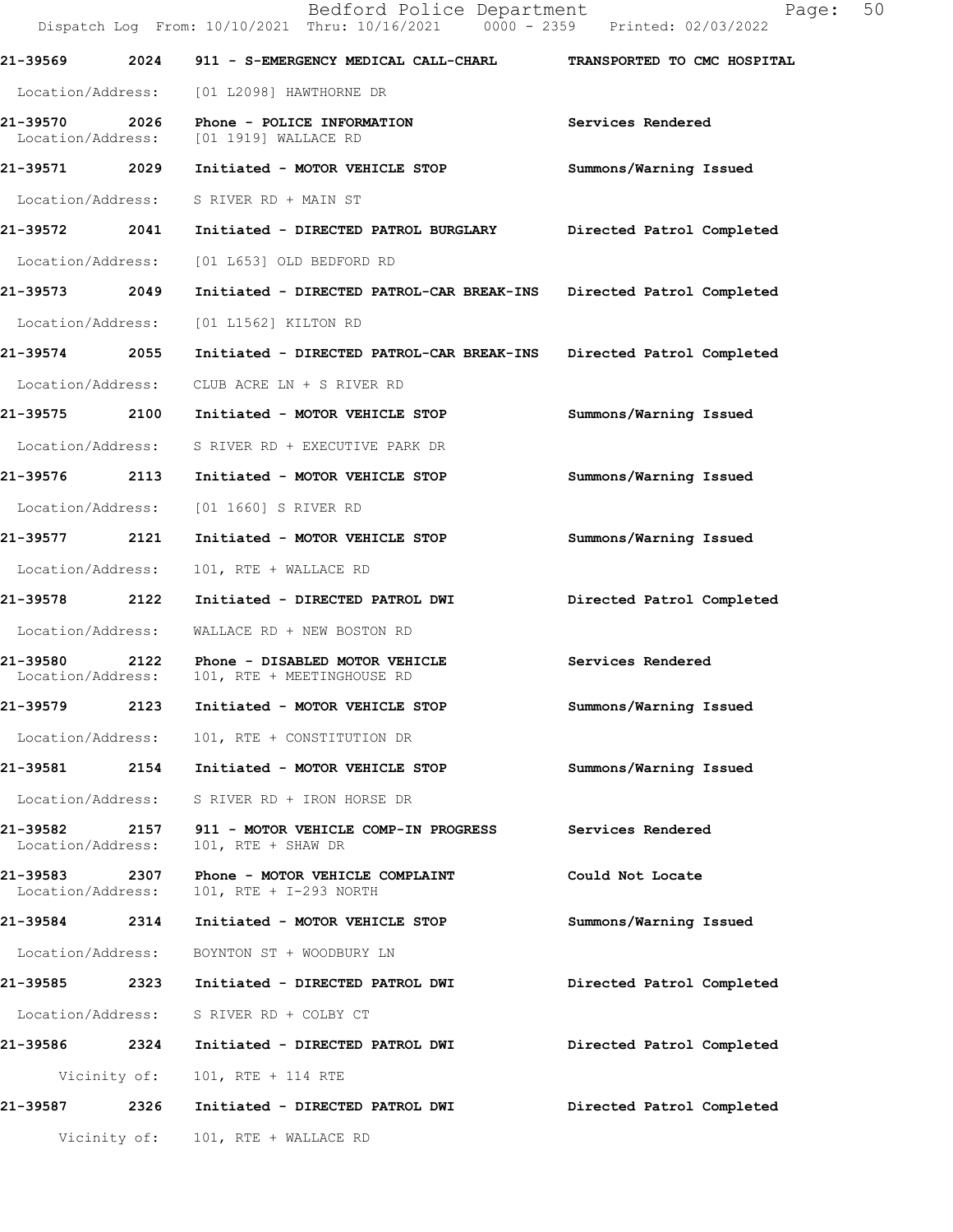Bedford Police Department
Dispatch Log From: 10/10/2021 Thru: 10/16/2021 0000 - 2359 Printed: 02/03/2022

**21-39569 2024 911 - S-EMERGENCY MEDICAL CALL-CHARL — TRANSPORTED TO CMC HOSPITAL**
Location/Address: [01 L2098] HAWTHORNE DR

**21-39570 2026 Phone - POLICE INFORMATION — Services Rendered**
Location/Address: [01 1919] WALLACE RD

**21-39571 2029 Initiated - MOTOR VEHICLE STOP — Summons/Warning Issued**
Location/Address: S RIVER RD + MAIN ST

**21-39572 2041 Initiated - DIRECTED PATROL BURGLARY — Directed Patrol Completed**
Location/Address: [01 L653] OLD BEDFORD RD

**21-39573 2049 Initiated - DIRECTED PATROL-CAR BREAK-INS — Directed Patrol Completed**
Location/Address: [01 L1562] KILTON RD

**21-39574 2055 Initiated - DIRECTED PATROL-CAR BREAK-INS — Directed Patrol Completed**
Location/Address: CLUB ACRE LN + S RIVER RD

**21-39575 2100 Initiated - MOTOR VEHICLE STOP — Summons/Warning Issued**
Location/Address: S RIVER RD + EXECUTIVE PARK DR

**21-39576 2113 Initiated - MOTOR VEHICLE STOP — Summons/Warning Issued**
Location/Address: [01 1660] S RIVER RD

**21-39577 2121 Initiated - MOTOR VEHICLE STOP — Summons/Warning Issued**
Location/Address: 101, RTE + WALLACE RD

**21-39578 2122 Initiated - DIRECTED PATROL DWI — Directed Patrol Completed**
Location/Address: WALLACE RD + NEW BOSTON RD

**21-39580 2122 Phone - DISABLED MOTOR VEHICLE — Services Rendered**
Location/Address: 101, RTE + MEETINGHOUSE RD

**21-39579 2123 Initiated - MOTOR VEHICLE STOP — Summons/Warning Issued**
Location/Address: 101, RTE + CONSTITUTION DR

**21-39581 2154 Initiated - MOTOR VEHICLE STOP — Summons/Warning Issued**
Location/Address: S RIVER RD + IRON HORSE DR

**21-39582 2157 911 - MOTOR VEHICLE COMP-IN PROGRESS — Services Rendered**
Location/Address: 101, RTE + SHAW DR

**21-39583 2307 Phone - MOTOR VEHICLE COMPLAINT — Could Not Locate**
Location/Address: 101, RTE + I-293 NORTH

**21-39584 2314 Initiated - MOTOR VEHICLE STOP — Summons/Warning Issued**
Location/Address: BOYNTON ST + WOODBURY LN

**21-39585 2323 Initiated - DIRECTED PATROL DWI — Directed Patrol Completed**
Location/Address: S RIVER RD + COLBY CT

**21-39586 2324 Initiated - DIRECTED PATROL DWI — Directed Patrol Completed**
Vicinity of: 101, RTE + 114 RTE

**21-39587 2326 Initiated - DIRECTED PATROL DWI — Directed Patrol Completed**
Vicinity of: 101, RTE + WALLACE RD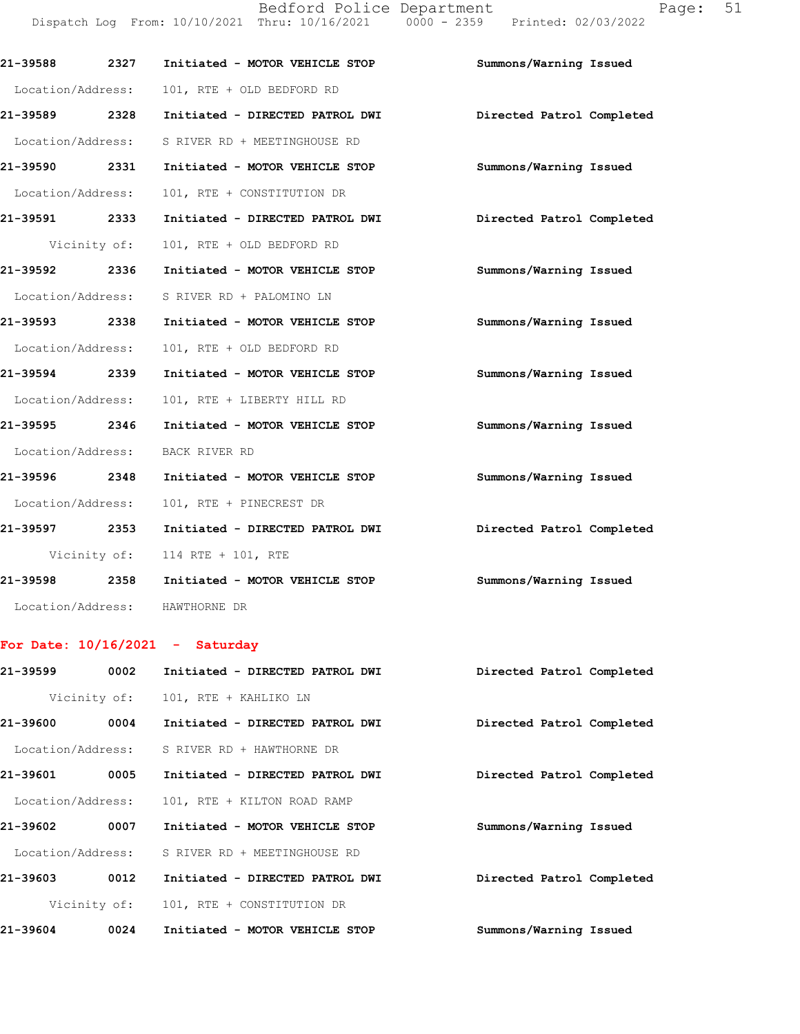21-39588 2327 Initiated - MOTOR VEHICLE STOP Summons/Warning Issued

Location/Address: 101, RTE + OLD BEDFORD RD

21-39589 2328 Initiated - DIRECTED PATROL DWI Directed Patrol Completed

Location/Address: S RIVER RD + MEETINGHOUSE RD

21-39590 2331 Initiated - MOTOR VEHICLE STOP Summons/Warning Issued

Location/Address: 101, RTE + CONSTITUTION DR

21-39591 2333 Initiated - DIRECTED PATROL DWI Directed Patrol Completed

Vicinity of: 101, RTE + OLD BEDFORD RD

21-39592 2336 Initiated - MOTOR VEHICLE STOP Summons/Warning Issued

Location/Address: S RIVER RD + PALOMINO LN

21-39593 2338 Initiated - MOTOR VEHICLE STOP Summons/Warning Issued

Location/Address: 101, RTE + OLD BEDFORD RD

21-39594 2339 Initiated - MOTOR VEHICLE STOP Summons/Warning Issued

Location/Address: 101, RTE + LIBERTY HILL RD

21-39595 2346 Initiated - MOTOR VEHICLE STOP Summons/Warning Issued

Location/Address: BACK RIVER RD

21-39596 2348 Initiated - MOTOR VEHICLE STOP Summons/Warning Issued

Location/Address: 101, RTE + PINECREST DR

21-39597 2353 Initiated - DIRECTED PATROL DWI Directed Patrol Completed

Vicinity of: 114 RTE + 101, RTE

21-39598 2358 Initiated - MOTOR VEHICLE STOP Summons/Warning Issued

Location/Address: HAWTHORNE DR

**For Date: 10/16/2021 - Saturday**

21-39599 0002 Initiated - DIRECTED PATROL DWI Directed Patrol Completed

Vicinity of: 101, RTE + KAHLIKO LN

21-39600 0004 Initiated - DIRECTED PATROL DWI Directed Patrol Completed

Location/Address: S RIVER RD + HAWTHORNE DR

21-39601 0005 Initiated - DIRECTED PATROL DWI Directed Patrol Completed

Location/Address: 101, RTE + KILTON ROAD RAMP

21-39602 0007 Initiated - MOTOR VEHICLE STOP Summons/Warning Issued

Location/Address: S RIVER RD + MEETINGHOUSE RD

21-39603 0012 Initiated - DIRECTED PATROL DWI Directed Patrol Completed

Vicinity of: 101, RTE + CONSTITUTION DR

21-39604 0024 Initiated - MOTOR VEHICLE STOP Summons/Warning Issued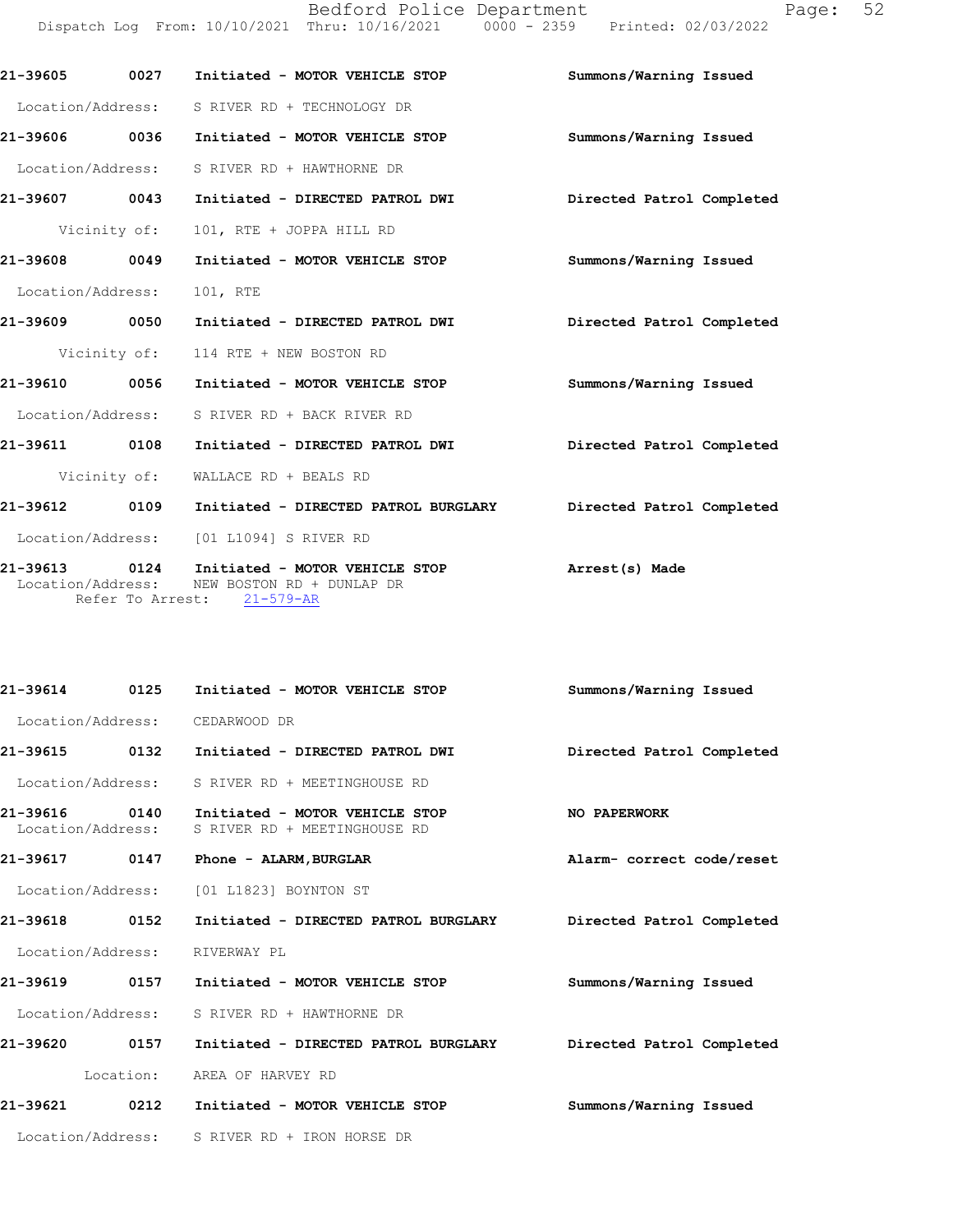**21-39605** 0027 Initiated - **MOTOR VEHICLE STOP** Summons/Warning Issued

Location/Address: S RIVER RD + TECHNOLOGY DR

**21-39606** 0036 Initiated - **MOTOR VEHICLE STOP** Summons/Warning Issued

Location/Address: S RIVER RD + HAWTHORNE DR

**21-39607** 0043 Initiated - **DIRECTED PATROL DWI** Directed Patrol Completed

Vicinity of: 101, RTE + JOPPA HILL RD

**21-39608** 0049 Initiated - **MOTOR VEHICLE STOP** Summons/Warning Issued

Location/Address: 101, RTE

**21-39609** 0050 Initiated - **DIRECTED PATROL DWI** Directed Patrol Completed

Vicinity of: 114 RTE + NEW BOSTON RD

**21-39610** 0056 Initiated - **MOTOR VEHICLE STOP** Summons/Warning Issued

Location/Address: S RIVER RD + BACK RIVER RD

**21-39611** 0108 Initiated - **DIRECTED PATROL DWI** Directed Patrol Completed

Vicinity of: WALLACE RD + BEALS RD

**21-39612** 0109 Initiated - **DIRECTED PATROL BURGLARY** Directed Patrol Completed

Location/Address: [01 L1094] S RIVER RD

**21-39613** 0124 Initiated - **MOTOR VEHICLE STOP** **Arrest(s) Made**
Location/Address: NEW BOSTON RD + DUNLAP DR
Refer To Arrest: 21-579-AR

**21-39614** 0125 Initiated - **MOTOR VEHICLE STOP** Summons/Warning Issued

Location/Address: CEDARWOOD DR

**21-39615** 0132 Initiated - **DIRECTED PATROL DWI** Directed Patrol Completed

Location/Address: S RIVER RD + MEETINGHOUSE RD

**21-39616** 0140 Initiated - **MOTOR VEHICLE STOP** **NO PAPERWORK**
Location/Address: S RIVER RD + MEETINGHOUSE RD

**21-39617** 0147 Phone - **ALARM,BURGLAR** Alarm- correct code/reset

Location/Address: [01 L1823] BOYNTON ST

**21-39618** 0152 Initiated - **DIRECTED PATROL BURGLARY** Directed Patrol Completed

Location/Address: RIVERWAY PL

**21-39619** 0157 Initiated - **MOTOR VEHICLE STOP** Summons/Warning Issued

Location/Address: S RIVER RD + HAWTHORNE DR

**21-39620** 0157 Initiated - **DIRECTED PATROL BURGLARY** Directed Patrol Completed

Location: AREA OF HARVEY RD

**21-39621** 0212 Initiated - **MOTOR VEHICLE STOP** Summons/Warning Issued

Location/Address: S RIVER RD + IRON HORSE DR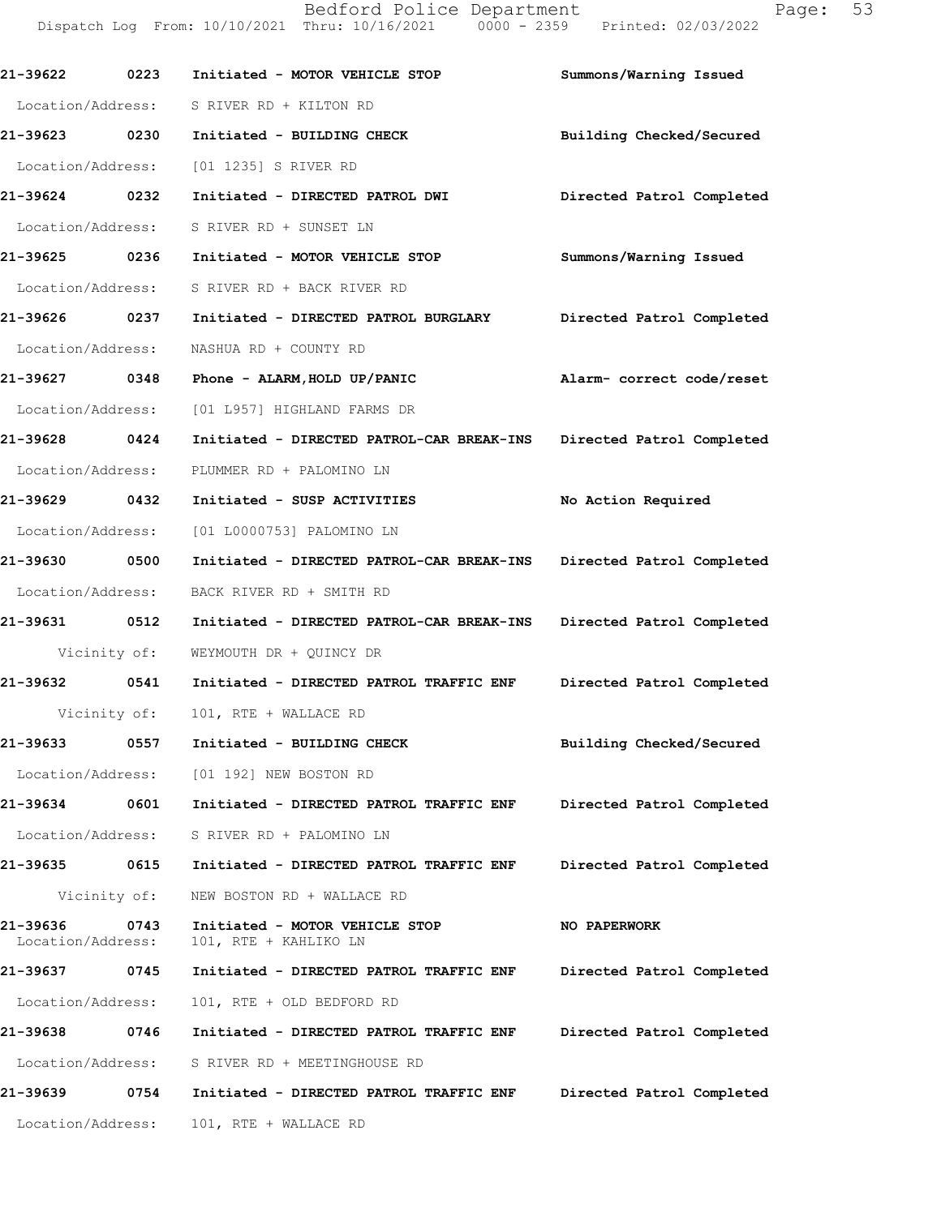| Call # | Time | Call Type | Disposition |
|---|---|---|---|
| 21-39622 | 0223 | Initiated - MOTOR VEHICLE STOP | Summons/Warning Issued |
| Location/Address: | | S RIVER RD + KILTON RD | |
| 21-39623 | 0230 | Initiated - BUILDING CHECK | Building Checked/Secured |
| Location/Address: | | [01 1235] S RIVER RD | |
| 21-39624 | 0232 | Initiated - DIRECTED PATROL DWI | Directed Patrol Completed |
| Location/Address: | | S RIVER RD + SUNSET LN | |
| 21-39625 | 0236 | Initiated - MOTOR VEHICLE STOP | Summons/Warning Issued |
| Location/Address: | | S RIVER RD + BACK RIVER RD | |
| 21-39626 | 0237 | Initiated - DIRECTED PATROL BURGLARY | Directed Patrol Completed |
| Location/Address: | | NASHUA RD + COUNTY RD | |
| 21-39627 | 0348 | Phone - ALARM,HOLD UP/PANIC | Alarm- correct code/reset |
| Location/Address: | | [01 L957] HIGHLAND FARMS DR | |
| 21-39628 | 0424 | Initiated - DIRECTED PATROL-CAR BREAK-INS | Directed Patrol Completed |
| Location/Address: | | PLUMMER RD + PALOMINO LN | |
| 21-39629 | 0432 | Initiated - SUSP ACTIVITIES | No Action Required |
| Location/Address: | | [01 L0000753] PALOMINO LN | |
| 21-39630 | 0500 | Initiated - DIRECTED PATROL-CAR BREAK-INS | Directed Patrol Completed |
| Location/Address: | | BACK RIVER RD + SMITH RD | |
| 21-39631 | 0512 | Initiated - DIRECTED PATROL-CAR BREAK-INS | Directed Patrol Completed |
| Vicinity of: | | WEYMOUTH DR + QUINCY DR | |
| 21-39632 | 0541 | Initiated - DIRECTED PATROL TRAFFIC ENF | Directed Patrol Completed |
| Vicinity of: | | 101, RTE + WALLACE RD | |
| 21-39633 | 0557 | Initiated - BUILDING CHECK | Building Checked/Secured |
| Location/Address: | | [01 192] NEW BOSTON RD | |
| 21-39634 | 0601 | Initiated - DIRECTED PATROL TRAFFIC ENF | Directed Patrol Completed |
| Location/Address: | | S RIVER RD + PALOMINO LN | |
| 21-39635 | 0615 | Initiated - DIRECTED PATROL TRAFFIC ENF | Directed Patrol Completed |
| Vicinity of: | | NEW BOSTON RD + WALLACE RD | |
| 21-39636 | 0743 | Initiated - MOTOR VEHICLE STOP | NO PAPERWORK |
| Location/Address: | | 101, RTE + KAHLIKO LN | |
| 21-39637 | 0745 | Initiated - DIRECTED PATROL TRAFFIC ENF | Directed Patrol Completed |
| Location/Address: | | 101, RTE + OLD BEDFORD RD | |
| 21-39638 | 0746 | Initiated - DIRECTED PATROL TRAFFIC ENF | Directed Patrol Completed |
| Location/Address: | | S RIVER RD + MEETINGHOUSE RD | |
| 21-39639 | 0754 | Initiated - DIRECTED PATROL TRAFFIC ENF | Directed Patrol Completed |
| Location/Address: | | 101, RTE + WALLACE RD | |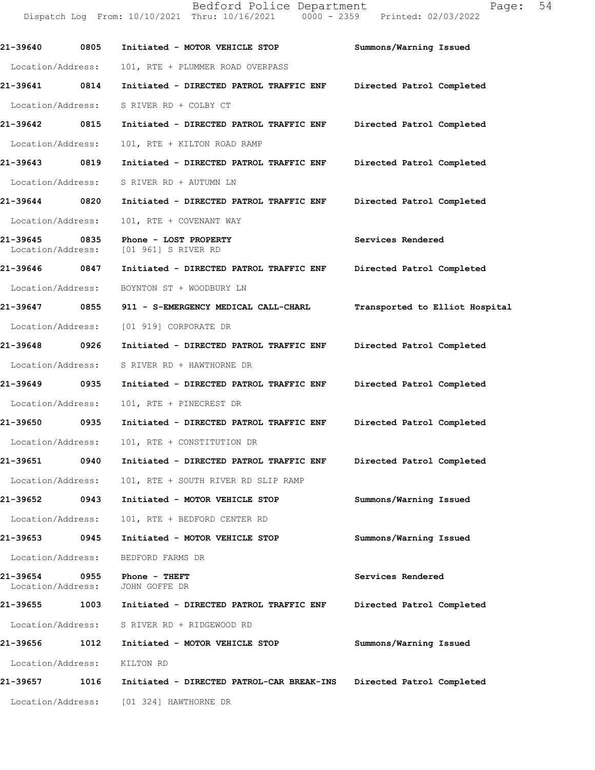| Call Number | Time | Call Reason | Action |
|---|---|---|---|
| 21-39640 | 0805 | Initiated - MOTOR VEHICLE STOP | Summons/Warning Issued |
| Location/Address: | | 101, RTE + PLUMMER ROAD OVERPASS | |
| 21-39641 | 0814 | Initiated - DIRECTED PATROL TRAFFIC ENF | Directed Patrol Completed |
| Location/Address: | | S RIVER RD + COLBY CT | |
| 21-39642 | 0815 | Initiated - DIRECTED PATROL TRAFFIC ENF | Directed Patrol Completed |
| Location/Address: | | 101, RTE + KILTON ROAD RAMP | |
| 21-39643 | 0819 | Initiated - DIRECTED PATROL TRAFFIC ENF | Directed Patrol Completed |
| Location/Address: | | S RIVER RD + AUTUMN LN | |
| 21-39644 | 0820 | Initiated - DIRECTED PATROL TRAFFIC ENF | Directed Patrol Completed |
| Location/Address: | | 101, RTE + COVENANT WAY | |
| 21-39645 | 0835 | Phone - LOST PROPERTY | Services Rendered |
| Location/Address: | | [01 961] S RIVER RD | |
| 21-39646 | 0847 | Initiated - DIRECTED PATROL TRAFFIC ENF | Directed Patrol Completed |
| Location/Address: | | BOYNTON ST + WOODBURY LN | |
| 21-39647 | 0855 | 911 - S-EMERGENCY MEDICAL CALL-CHARL | Transported to Elliot Hospital |
| Location/Address: | | [01 919] CORPORATE DR | |
| 21-39648 | 0926 | Initiated - DIRECTED PATROL TRAFFIC ENF | Directed Patrol Completed |
| Location/Address: | | S RIVER RD + HAWTHORNE DR | |
| 21-39649 | 0935 | Initiated - DIRECTED PATROL TRAFFIC ENF | Directed Patrol Completed |
| Location/Address: | | 101, RTE + PINECREST DR | |
| 21-39650 | 0935 | Initiated - DIRECTED PATROL TRAFFIC ENF | Directed Patrol Completed |
| Location/Address: | | 101, RTE + CONSTITUTION DR | |
| 21-39651 | 0940 | Initiated - DIRECTED PATROL TRAFFIC ENF | Directed Patrol Completed |
| Location/Address: | | 101, RTE + SOUTH RIVER RD SLIP RAMP | |
| 21-39652 | 0943 | Initiated - MOTOR VEHICLE STOP | Summons/Warning Issued |
| Location/Address: | | 101, RTE + BEDFORD CENTER RD | |
| 21-39653 | 0945 | Initiated - MOTOR VEHICLE STOP | Summons/Warning Issued |
| Location/Address: | | BEDFORD FARMS DR | |
| 21-39654 | 0955 | Phone - THEFT | Services Rendered |
| Location/Address: | | JOHN GOFFE DR | |
| 21-39655 | 1003 | Initiated - DIRECTED PATROL TRAFFIC ENF | Directed Patrol Completed |
| Location/Address: | | S RIVER RD + RIDGEWOOD RD | |
| 21-39656 | 1012 | Initiated - MOTOR VEHICLE STOP | Summons/Warning Issued |
| Location/Address: | | KILTON RD | |
| 21-39657 | 1016 | Initiated - DIRECTED PATROL-CAR BREAK-INS | Directed Patrol Completed |
| Location/Address: | | [01 324] HAWTHORNE DR | |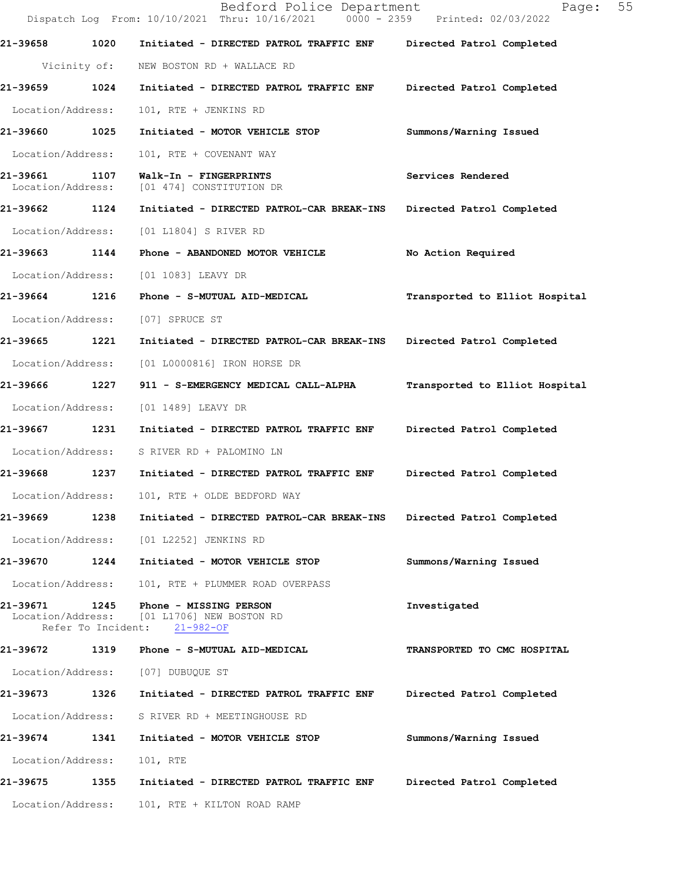**21-39658 1020 Initiated - DIRECTED PATROL TRAFFIC ENF — Directed Patrol Completed**

Vicinity of: NEW BOSTON RD + WALLACE RD

**21-39659 1024 Initiated - DIRECTED PATROL TRAFFIC ENF — Directed Patrol Completed**

Location/Address: 101, RTE + JENKINS RD

**21-39660 1025 Initiated - MOTOR VEHICLE STOP — Summons/Warning Issued**

Location/Address: 101, RTE + COVENANT WAY

**21-39661 1107 Walk-In - FINGERPRINTS — Services Rendered**

Location/Address: [01 474] CONSTITUTION DR

**21-39662 1124 Initiated - DIRECTED PATROL-CAR BREAK-INS — Directed Patrol Completed**

Location/Address: [01 L1804] S RIVER RD

**21-39663 1144 Phone - ABANDONED MOTOR VEHICLE — No Action Required**

Location/Address: [01 1083] LEAVY DR

**21-39664 1216 Phone - S-MUTUAL AID-MEDICAL — Transported to Elliot Hospital**

Location/Address: [07] SPRUCE ST

**21-39665 1221 Initiated - DIRECTED PATROL-CAR BREAK-INS — Directed Patrol Completed**

Location/Address: [01 L0000816] IRON HORSE DR

**21-39666 1227 911 - S-EMERGENCY MEDICAL CALL-ALPHA — Transported to Elliot Hospital**

Location/Address: [01 1489] LEAVY DR

**21-39667 1231 Initiated - DIRECTED PATROL TRAFFIC ENF — Directed Patrol Completed**

Location/Address: S RIVER RD + PALOMINO LN

**21-39668 1237 Initiated - DIRECTED PATROL TRAFFIC ENF — Directed Patrol Completed**

Location/Address: 101, RTE + OLDE BEDFORD WAY

**21-39669 1238 Initiated - DIRECTED PATROL-CAR BREAK-INS — Directed Patrol Completed**

Location/Address: [01 L2252] JENKINS RD

**21-39670 1244 Initiated - MOTOR VEHICLE STOP — Summons/Warning Issued**

Location/Address: 101, RTE + PLUMMER ROAD OVERPASS

**21-39671 1245 Phone - MISSING PERSON — Investigated**

Location/Address: [01 L1706] NEW BOSTON RD
Refer To Incident: 21-982-OF

**21-39672 1319 Phone - S-MUTUAL AID-MEDICAL — TRANSPORTED TO CMC HOSPITAL**

Location/Address: [07] DUBUQUE ST

**21-39673 1326 Initiated - DIRECTED PATROL TRAFFIC ENF — Directed Patrol Completed**

Location/Address: S RIVER RD + MEETINGHOUSE RD

**21-39674 1341 Initiated - MOTOR VEHICLE STOP — Summons/Warning Issued**

Location/Address: 101, RTE

**21-39675 1355 Initiated - DIRECTED PATROL TRAFFIC ENF — Directed Patrol Completed**

Location/Address: 101, RTE + KILTON ROAD RAMP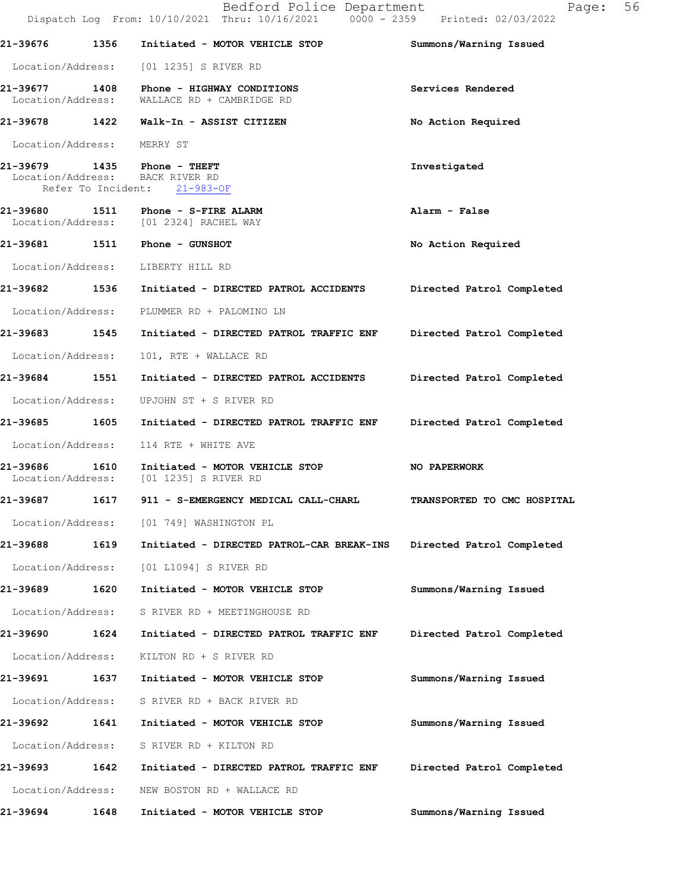21-39676 1356 Initiated - MOTOR VEHICLE STOP Summons/Warning Issued

Location/Address: [01 1235] S RIVER RD

21-39677 1408 Phone - HIGHWAY CONDITIONS Services Rendered
Location/Address: WALLACE RD + CAMBRIDGE RD

21-39678 1422 Walk-In - ASSIST CITIZEN No Action Required

Location/Address: MERRY ST

21-39679 1435 Phone - THEFT Investigated
Location/Address: BACK RIVER RD
Refer To Incident: 21-983-OF

21-39680 1511 Phone - S-FIRE ALARM Alarm - False
Location/Address: [01 2324] RACHEL WAY

21-39681 1511 Phone - GUNSHOT No Action Required

Location/Address: LIBERTY HILL RD

21-39682 1536 Initiated - DIRECTED PATROL ACCIDENTS Directed Patrol Completed

Location/Address: PLUMMER RD + PALOMINO LN

21-39683 1545 Initiated - DIRECTED PATROL TRAFFIC ENF Directed Patrol Completed

Location/Address: 101, RTE + WALLACE RD

21-39684 1551 Initiated - DIRECTED PATROL ACCIDENTS Directed Patrol Completed

Location/Address: UPJOHN ST + S RIVER RD

21-39685 1605 Initiated - DIRECTED PATROL TRAFFIC ENF Directed Patrol Completed

Location/Address: 114 RTE + WHITE AVE

21-39686 1610 Initiated - MOTOR VEHICLE STOP NO PAPERWORK
Location/Address: [01 1235] S RIVER RD

21-39687 1617 911 - S-EMERGENCY MEDICAL CALL-CHARL TRANSPORTED TO CMC HOSPITAL

Location/Address: [01 749] WASHINGTON PL

21-39688 1619 Initiated - DIRECTED PATROL-CAR BREAK-INS Directed Patrol Completed

Location/Address: [01 L1094] S RIVER RD

21-39689 1620 Initiated - MOTOR VEHICLE STOP Summons/Warning Issued

Location/Address: S RIVER RD + MEETINGHOUSE RD

21-39690 1624 Initiated - DIRECTED PATROL TRAFFIC ENF Directed Patrol Completed

Location/Address: KILTON RD + S RIVER RD

21-39691 1637 Initiated - MOTOR VEHICLE STOP Summons/Warning Issued

Location/Address: S RIVER RD + BACK RIVER RD

21-39692 1641 Initiated - MOTOR VEHICLE STOP Summons/Warning Issued

Location/Address: S RIVER RD + KILTON RD

21-39693 1642 Initiated - DIRECTED PATROL TRAFFIC ENF Directed Patrol Completed

Location/Address: NEW BOSTON RD + WALLACE RD

21-39694 1648 Initiated - MOTOR VEHICLE STOP Summons/Warning Issued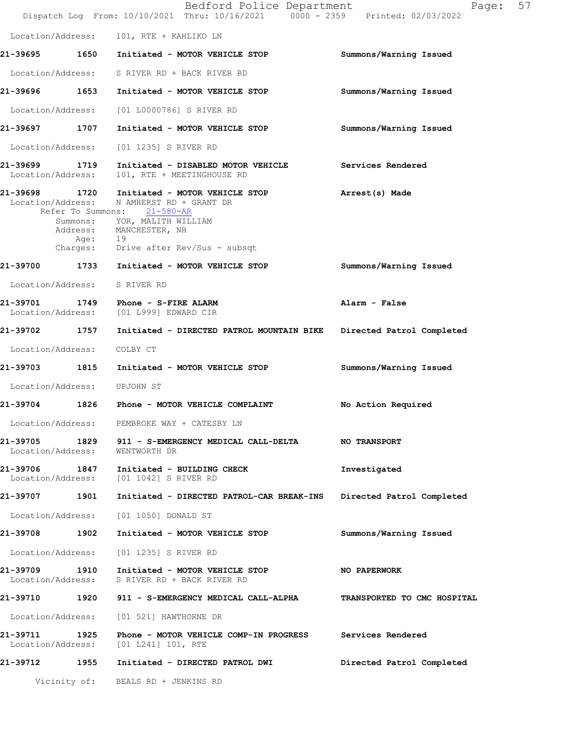Location/Address: 101, RTE + KAHLIKO LN

**21-39695 1650 Initiated - MOTOR VEHICLE STOP** Summons/Warning Issued

Location/Address: S RIVER RD + BACK RIVER RD

**21-39696 1653 Initiated - MOTOR VEHICLE STOP** Summons/Warning Issued

Location/Address: [01 L0000786] S RIVER RD

**21-39697 1707 Initiated - MOTOR VEHICLE STOP** Summons/Warning Issued

Location/Address: [01 1235] S RIVER RD

**21-39699 1719 Initiated - DISABLED MOTOR VEHICLE** Services Rendered
Location/Address: 101, RTE + MEETINGHOUSE RD

**21-39698 1720 Initiated - MOTOR VEHICLE STOP** Arrest(s) Made
Location/Address: N AMHERST RD + GRANT DR
Refer To Summons: 21-580-AR
Summons: YOR, MALITH WILLIAM
Address: MANCHESTER, NH
Age: 19
Charges: Drive after Rev/Sus - subsqt

**21-39700 1733 Initiated - MOTOR VEHICLE STOP** Summons/Warning Issued

Location/Address: S RIVER RD

**21-39701 1749 Phone - S-FIRE ALARM** Alarm - False
Location/Address: [01 L999] EDWARD CIR

**21-39702 1757 Initiated - DIRECTED PATROL MOUNTAIN BIKE** Directed Patrol Completed

Location/Address: COLBY CT

**21-39703 1815 Initiated - MOTOR VEHICLE STOP** Summons/Warning Issued

Location/Address: UPJOHN ST

**21-39704 1826 Phone - MOTOR VEHICLE COMPLAINT** No Action Required

Location/Address: PEMBROKE WAY + CATESBY LN

**21-39705 1829 911 - S-EMERGENCY MEDICAL CALL-DELTA** NO TRANSPORT
Location/Address: WENTWORTH DR

**21-39706 1847 Initiated - BUILDING CHECK** Investigated
Location/Address: [01 1042] S RIVER RD

**21-39707 1901 Initiated - DIRECTED PATROL-CAR BREAK-INS** Directed Patrol Completed

Location/Address: [01 1050] DONALD ST

**21-39708 1902 Initiated - MOTOR VEHICLE STOP** Summons/Warning Issued

Location/Address: [01 1235] S RIVER RD

**21-39709 1910 Initiated - MOTOR VEHICLE STOP** NO PAPERWORK
Location/Address: S RIVER RD + BACK RIVER RD

**21-39710 1920 911 - S-EMERGENCY MEDICAL CALL-ALPHA** TRANSPORTED TO CMC HOSPITAL

Location/Address: [01 521] HAWTHORNE DR

**21-39711 1925 Phone - MOTOR VEHICLE COMP-IN PROGRESS** Services Rendered
Location/Address: [01 L241] 101, RTE

**21-39712 1955 Initiated - DIRECTED PATROL DWI** Directed Patrol Completed

Vicinity of: BEALS RD + JENKINS RD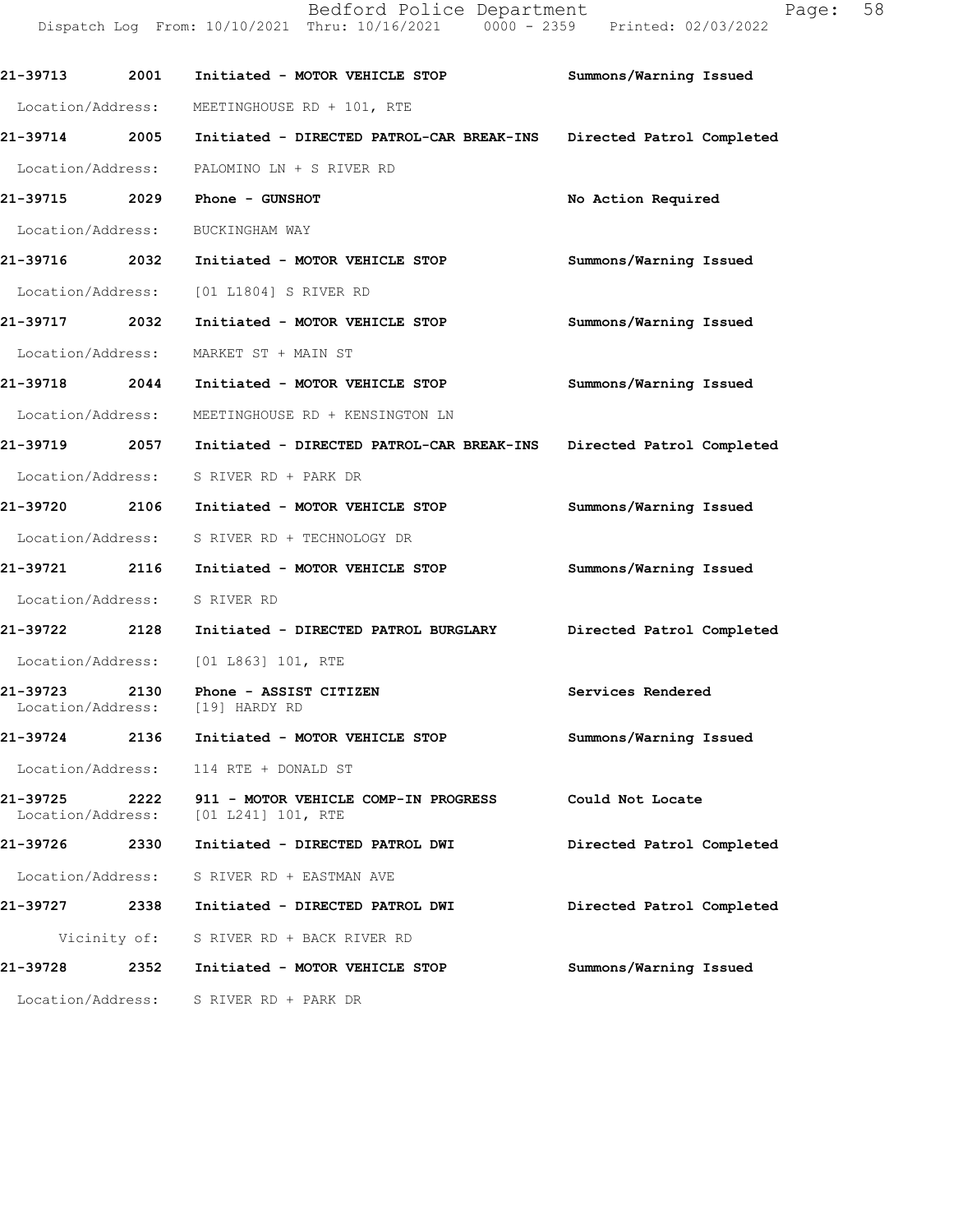**21-39713 2001 Initiated - MOTOR VEHICLE STOP Summons/Warning Issued**

Location/Address: MEETINGHOUSE RD + 101, RTE

**21-39714 2005 Initiated - DIRECTED PATROL-CAR BREAK-INS Directed Patrol Completed**

Location/Address: PALOMINO LN + S RIVER RD

**21-39715 2029 Phone - GUNSHOT No Action Required**

Location/Address: BUCKINGHAM WAY

**21-39716 2032 Initiated - MOTOR VEHICLE STOP Summons/Warning Issued**

Location/Address: [01 L1804] S RIVER RD

**21-39717 2032 Initiated - MOTOR VEHICLE STOP Summons/Warning Issued**

Location/Address: MARKET ST + MAIN ST

**21-39718 2044 Initiated - MOTOR VEHICLE STOP Summons/Warning Issued**

Location/Address: MEETINGHOUSE RD + KENSINGTON LN

**21-39719 2057 Initiated - DIRECTED PATROL-CAR BREAK-INS Directed Patrol Completed**

Location/Address: S RIVER RD + PARK DR

**21-39720 2106 Initiated - MOTOR VEHICLE STOP Summons/Warning Issued**

Location/Address: S RIVER RD + TECHNOLOGY DR

**21-39721 2116 Initiated - MOTOR VEHICLE STOP Summons/Warning Issued**

Location/Address: S RIVER RD

**21-39722 2128 Initiated - DIRECTED PATROL BURGLARY Directed Patrol Completed**

Location/Address: [01 L863] 101, RTE

**21-39723 2130 Phone - ASSIST CITIZEN Services Rendered**

Location/Address: [19] HARDY RD

**21-39724 2136 Initiated - MOTOR VEHICLE STOP Summons/Warning Issued**

Location/Address: 114 RTE + DONALD ST

**21-39725 2222 911 - MOTOR VEHICLE COMP-IN PROGRESS Could Not Locate**

Location/Address: [01 L241] 101, RTE

**21-39726 2330 Initiated - DIRECTED PATROL DWI Directed Patrol Completed**

Location/Address: S RIVER RD + EASTMAN AVE

**21-39727 2338 Initiated - DIRECTED PATROL DWI Directed Patrol Completed**

Vicinity of: S RIVER RD + BACK RIVER RD

**21-39728 2352 Initiated - MOTOR VEHICLE STOP Summons/Warning Issued**

Location/Address: S RIVER RD + PARK DR